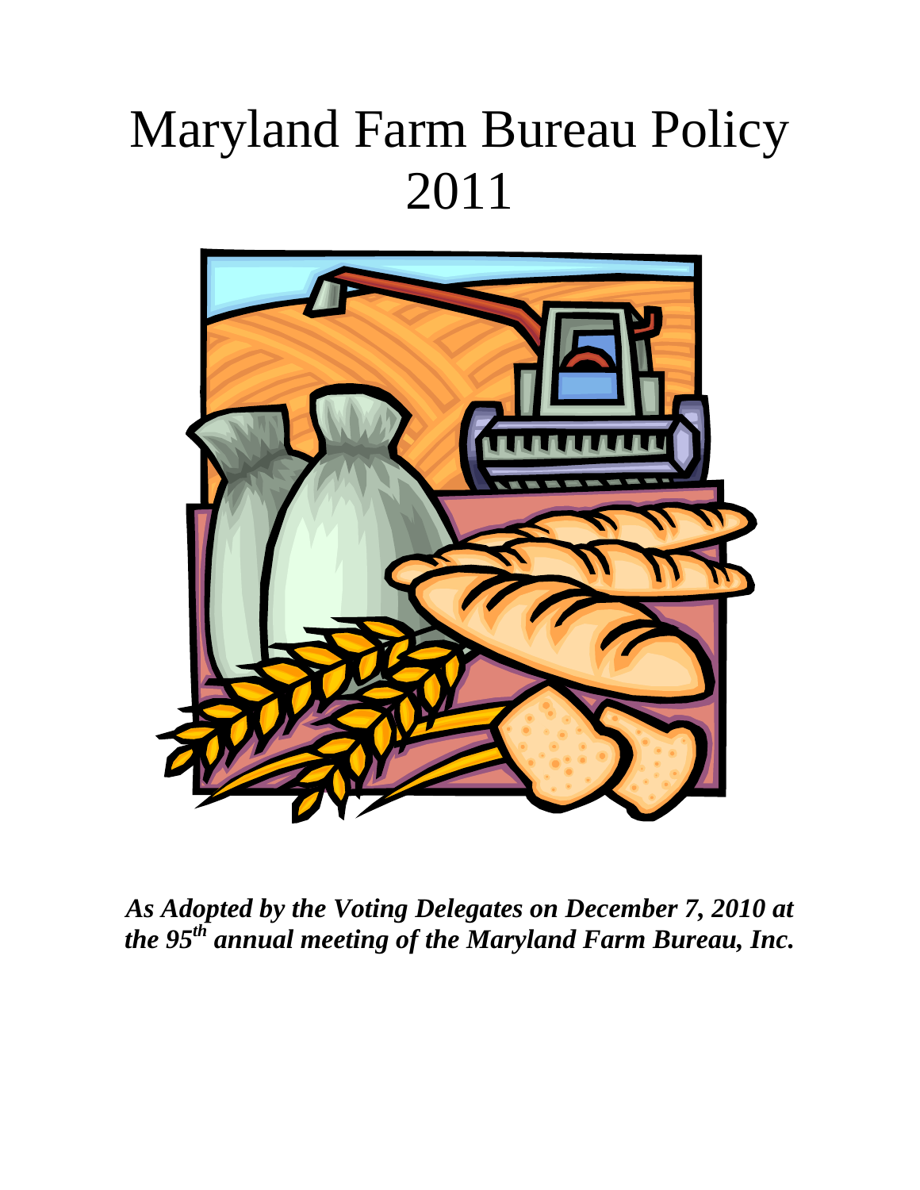# Maryland Farm Bureau Policy 2011

***As Adopted by the Voting Delegates on December 7, 2010 at the 95th annual meeting of the Maryland Farm Bureau, Inc.***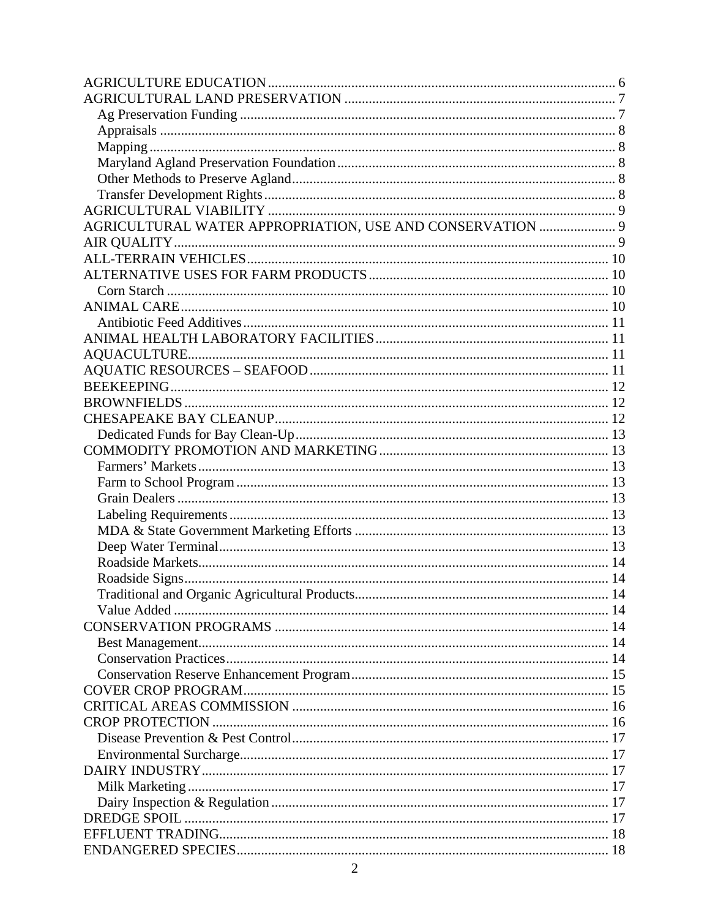AGRICULTURE EDUCATION ........ 6
AGRICULTURAL LAND PRESERVATION ........ 7
- Ag Preservation Funding ........ 7
- Appraisals ........ 8
- Mapping ........ 8
- Maryland Agland Preservation Foundation ........ 8
- Other Methods to Preserve Agland ........ 8
- Transfer Development Rights ........ 8

AGRICULTURAL VIABILITY ........ 9
AGRICULTURAL WATER APPROPRIATION, USE AND CONSERVATION ........ 9
AIR QUALITY ........ 9
ALL-TERRAIN VEHICLES ........ 10
ALTERNATIVE USES FOR FARM PRODUCTS ........ 10
- Corn Starch ........ 10

ANIMAL CARE ........ 10
- Antibiotic Feed Additives ........ 11

ANIMAL HEALTH LABORATORY FACILITIES ........ 11
AQUACULTURE ........ 11
AQUATIC RESOURCES – SEAFOOD ........ 11
BEEKEEPING ........ 12
BROWNFIELDS ........ 12
CHESAPEAKE BAY CLEANUP ........ 12
- Dedicated Funds for Bay Clean-Up ........ 13

COMMODITY PROMOTION AND MARKETING ........ 13
- Farmers' Markets ........ 13
- Farm to School Program ........ 13
- Grain Dealers ........ 13
- Labeling Requirements ........ 13
- MDA & State Government Marketing Efforts ........ 13
- Deep Water Terminal ........ 13
- Roadside Markets ........ 14
- Roadside Signs ........ 14
- Traditional and Organic Agricultural Products ........ 14
- Value Added ........ 14

CONSERVATION PROGRAMS ........ 14
- Best Management ........ 14
- Conservation Practices ........ 14
- Conservation Reserve Enhancement Program ........ 15

COVER CROP PROGRAM ........ 15
CRITICAL AREAS COMMISSION ........ 16
CROP PROTECTION ........ 16
- Disease Prevention & Pest Control ........ 17
- Environmental Surcharge ........ 17

DAIRY INDUSTRY ........ 17
- Milk Marketing ........ 17
- Dairy Inspection & Regulation ........ 17

DREDGE SPOIL ........ 17
EFFLUENT TRADING ........ 18
ENDANGERED SPECIES ........ 18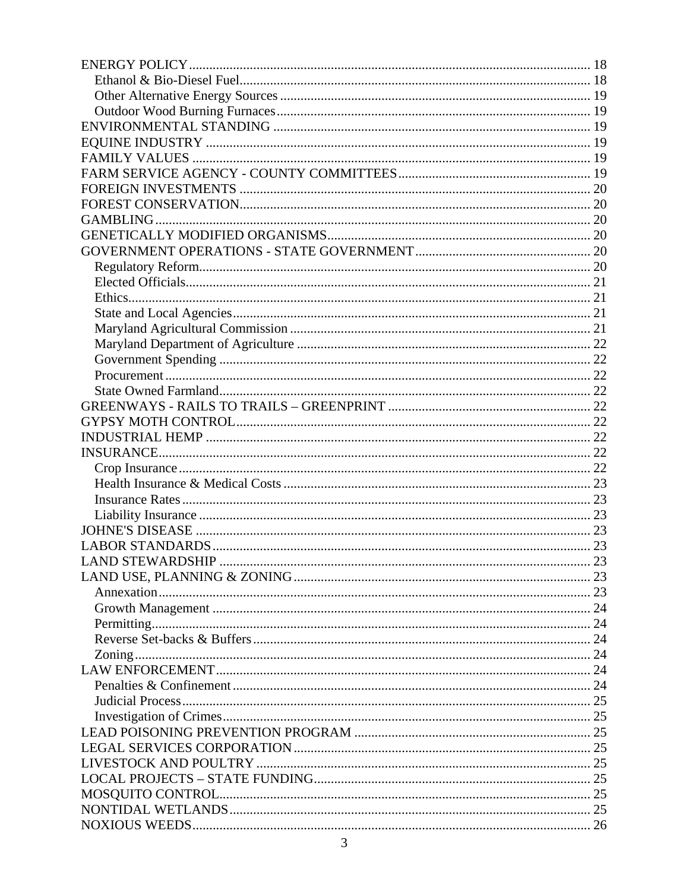ENERGY POLICY .......... 18
- Ethanol & Bio-Diesel Fuel .......... 18
- Other Alternative Energy Sources .......... 19
- Outdoor Wood Burning Furnaces .......... 19

ENVIRONMENTAL STANDING .......... 19
EQUINE INDUSTRY .......... 19
FAMILY VALUES .......... 19
FARM SERVICE AGENCY - COUNTY COMMITTEES .......... 19
FOREIGN INVESTMENTS .......... 20
FOREST CONSERVATION .......... 20
GAMBLING .......... 20
GENETICALLY MODIFIED ORGANISMS .......... 20
GOVERNMENT OPERATIONS - STATE GOVERNMENT .......... 20
- Regulatory Reform .......... 20
- Elected Officials .......... 21
- Ethics .......... 21
- State and Local Agencies .......... 21
- Maryland Agricultural Commission .......... 21
- Maryland Department of Agriculture .......... 22
- Government Spending .......... 22
- Procurement .......... 22
- State Owned Farmland .......... 22

GREENWAYS - RAILS TO TRAILS – GREENPRINT .......... 22
GYPSY MOTH CONTROL .......... 22
INDUSTRIAL HEMP .......... 22
INSURANCE .......... 22
- Crop Insurance .......... 22
- Health Insurance & Medical Costs .......... 23
- Insurance Rates .......... 23
- Liability Insurance .......... 23

JOHNE'S DISEASE .......... 23
LABOR STANDARDS .......... 23
LAND STEWARDSHIP .......... 23
LAND USE, PLANNING & ZONING .......... 23
- Annexation .......... 23
- Growth Management .......... 24
- Permitting .......... 24
- Reverse Set-backs & Buffers .......... 24
- Zoning .......... 24

LAW ENFORCEMENT .......... 24
- Penalties & Confinement .......... 24
- Judicial Process .......... 25
- Investigation of Crimes .......... 25

LEAD POISONING PREVENTION PROGRAM .......... 25
LEGAL SERVICES CORPORATION .......... 25
LIVESTOCK AND POULTRY .......... 25
LOCAL PROJECTS – STATE FUNDING .......... 25
MOSQUITO CONTROL .......... 25
NONTIDAL WETLANDS .......... 25
NOXIOUS WEEDS .......... 26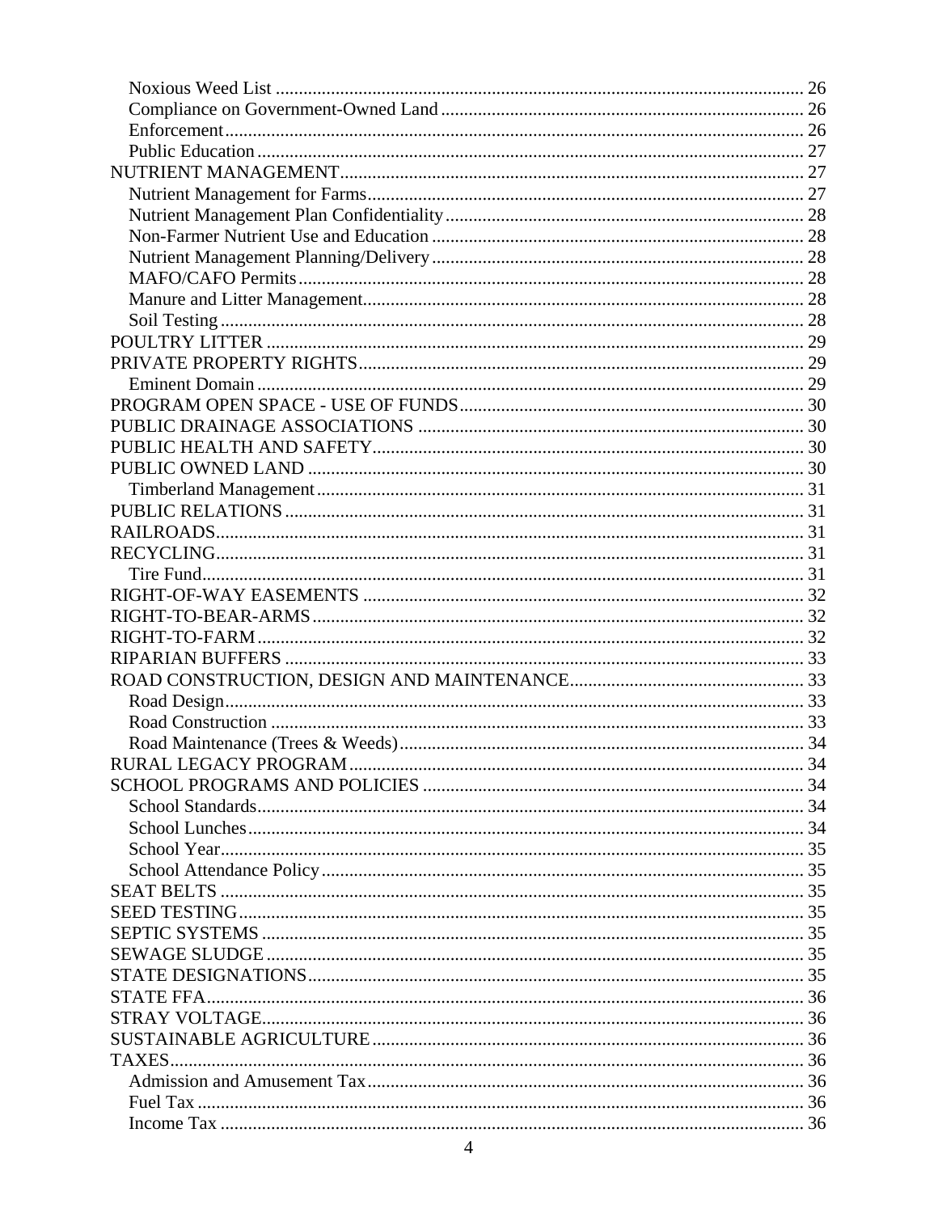Noxious Weed List ........ 26
Compliance on Government-Owned Land ........ 26
Enforcement ........ 26
Public Education ........ 27

NUTRIENT MANAGEMENT ........ 27
Nutrient Management for Farms ........ 27
Nutrient Management Plan Confidentiality ........ 28
Non-Farmer Nutrient Use and Education ........ 28
Nutrient Management Planning/Delivery ........ 28
MAFO/CAFO Permits ........ 28
Manure and Litter Management ........ 28
Soil Testing ........ 28

POULTRY LITTER ........ 29

PRIVATE PROPERTY RIGHTS ........ 29
Eminent Domain ........ 29

PROGRAM OPEN SPACE - USE OF FUNDS ........ 30

PUBLIC DRAINAGE ASSOCIATIONS ........ 30

PUBLIC HEALTH AND SAFETY ........ 30

PUBLIC OWNED LAND ........ 30
Timberland Management ........ 31

PUBLIC RELATIONS ........ 31

RAILROADS ........ 31

RECYCLING ........ 31
Tire Fund ........ 31

RIGHT-OF-WAY EASEMENTS ........ 32

RIGHT-TO-BEAR-ARMS ........ 32

RIGHT-TO-FARM ........ 32

RIPARIAN BUFFERS ........ 33

ROAD CONSTRUCTION, DESIGN AND MAINTENANCE ........ 33
Road Design ........ 33
Road Construction ........ 33
Road Maintenance (Trees & Weeds) ........ 34

RURAL LEGACY PROGRAM ........ 34

SCHOOL PROGRAMS AND POLICIES ........ 34
School Standards ........ 34
School Lunches ........ 34
School Year ........ 35
School Attendance Policy ........ 35

SEAT BELTS ........ 35

SEED TESTING ........ 35

SEPTIC SYSTEMS ........ 35

SEWAGE SLUDGE ........ 35

STATE DESIGNATIONS ........ 35

STATE FFA ........ 36

STRAY VOLTAGE ........ 36

SUSTAINABLE AGRICULTURE ........ 36

TAXES ........ 36
Admission and Amusement Tax ........ 36
Fuel Tax ........ 36
Income Tax ........ 36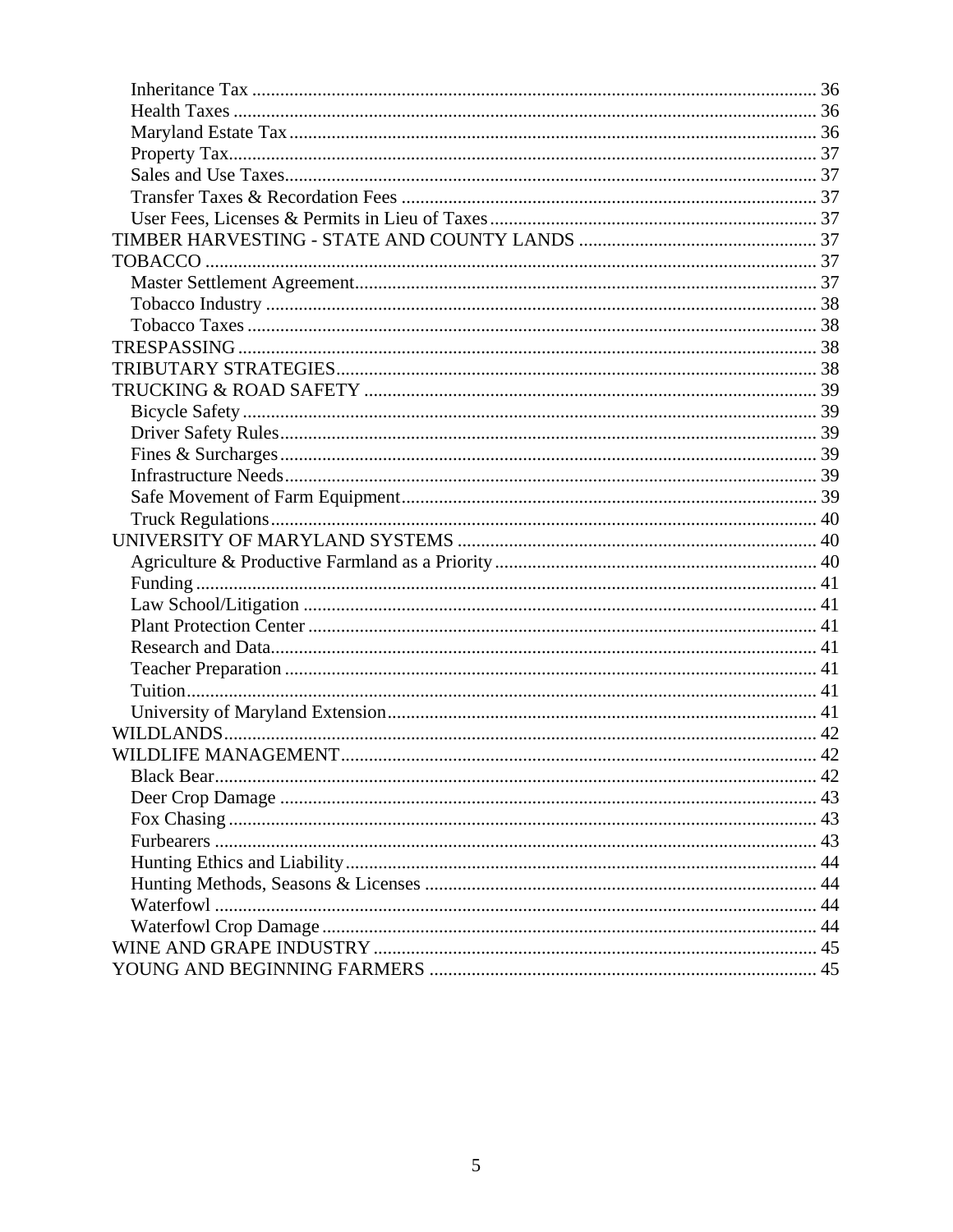- Inheritance Tax ... 36
- Health Taxes ... 36
- Maryland Estate Tax ... 36
- Property Tax ... 37
- Sales and Use Taxes ... 37
- Transfer Taxes & Recordation Fees ... 37
- User Fees, Licenses & Permits in Lieu of Taxes ... 37

TIMBER HARVESTING - STATE AND COUNTY LANDS ... 37

TOBACCO ... 37
- Master Settlement Agreement ... 37
- Tobacco Industry ... 38
- Tobacco Taxes ... 38

TRESPASSING ... 38

TRIBUTARY STRATEGIES ... 38

TRUCKING & ROAD SAFETY ... 39
- Bicycle Safety ... 39
- Driver Safety Rules ... 39
- Fines & Surcharges ... 39
- Infrastructure Needs ... 39
- Safe Movement of Farm Equipment ... 39
- Truck Regulations ... 40

UNIVERSITY OF MARYLAND SYSTEMS ... 40
- Agriculture & Productive Farmland as a Priority ... 40
- Funding ... 41
- Law School/Litigation ... 41
- Plant Protection Center ... 41
- Research and Data ... 41
- Teacher Preparation ... 41
- Tuition ... 41
- University of Maryland Extension ... 41

WILDLANDS ... 42

WILDLIFE MANAGEMENT ... 42
- Black Bear ... 42
- Deer Crop Damage ... 43
- Fox Chasing ... 43
- Furbearers ... 43
- Hunting Ethics and Liability ... 44
- Hunting Methods, Seasons & Licenses ... 44
- Waterfowl ... 44
- Waterfowl Crop Damage ... 44

WINE AND GRAPE INDUSTRY ... 45

YOUNG AND BEGINNING FARMERS ... 45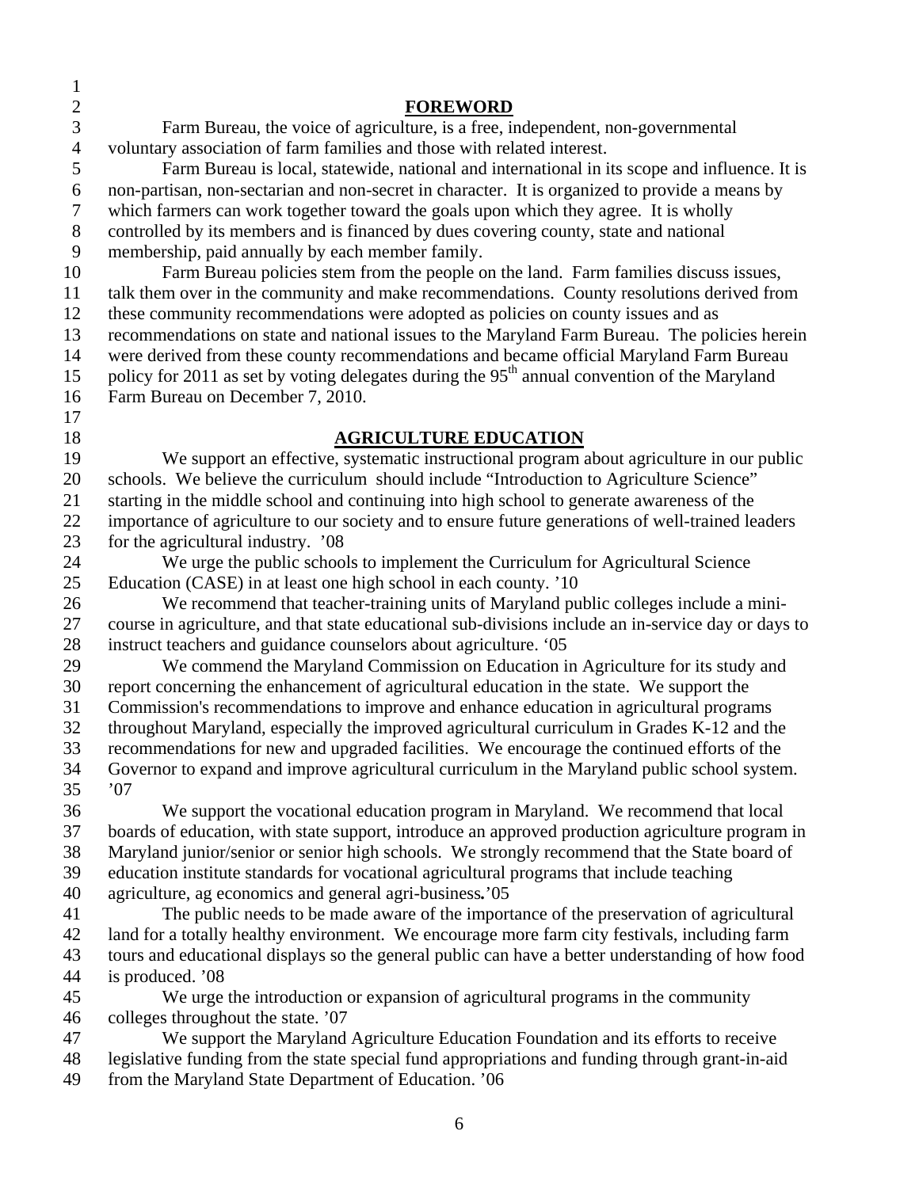## FOREWORD

Farm Bureau, the voice of agriculture, is a free, independent, non-governmental voluntary association of farm families and those with related interest.

Farm Bureau is local, statewide, national and international in its scope and influence. It is non-partisan, non-sectarian and non-secret in character. It is organized to provide a means by which farmers can work together toward the goals upon which they agree. It is wholly controlled by its members and is financed by dues covering county, state and national membership, paid annually by each member family.

Farm Bureau policies stem from the people on the land. Farm families discuss issues, talk them over in the community and make recommendations. County resolutions derived from these community recommendations were adopted as policies on county issues and as recommendations on state and national issues to the Maryland Farm Bureau. The policies herein were derived from these county recommendations and became official Maryland Farm Bureau policy for 2011 as set by voting delegates during the 95th annual convention of the Maryland Farm Bureau on December 7, 2010.

## AGRICULTURE EDUCATION

We support an effective, systematic instructional program about agriculture in our public schools. We believe the curriculum should include "Introduction to Agriculture Science" starting in the middle school and continuing into high school to generate awareness of the importance of agriculture to our society and to ensure future generations of well-trained leaders for the agricultural industry. '08

We urge the public schools to implement the Curriculum for Agricultural Science Education (CASE) in at least one high school in each county. '10

We recommend that teacher-training units of Maryland public colleges include a mini-course in agriculture, and that state educational sub-divisions include an in-service day or days to instruct teachers and guidance counselors about agriculture. '05

We commend the Maryland Commission on Education in Agriculture for its study and report concerning the enhancement of agricultural education in the state. We support the Commission's recommendations to improve and enhance education in agricultural programs throughout Maryland, especially the improved agricultural curriculum in Grades K-12 and the recommendations for new and upgraded facilities. We encourage the continued efforts of the Governor to expand and improve agricultural curriculum in the Maryland public school system. '07

We support the vocational education program in Maryland. We recommend that local boards of education, with state support, introduce an approved production agriculture program in Maryland junior/senior or senior high schools. We strongly recommend that the State board of education institute standards for vocational agricultural programs that include teaching agriculture, ag economics and general agri-business.'05

The public needs to be made aware of the importance of the preservation of agricultural land for a totally healthy environment. We encourage more farm city festivals, including farm tours and educational displays so the general public can have a better understanding of how food is produced. '08

We urge the introduction or expansion of agricultural programs in the community colleges throughout the state. '07

We support the Maryland Agriculture Education Foundation and its efforts to receive legislative funding from the state special fund appropriations and funding through grant-in-aid from the Maryland State Department of Education. '06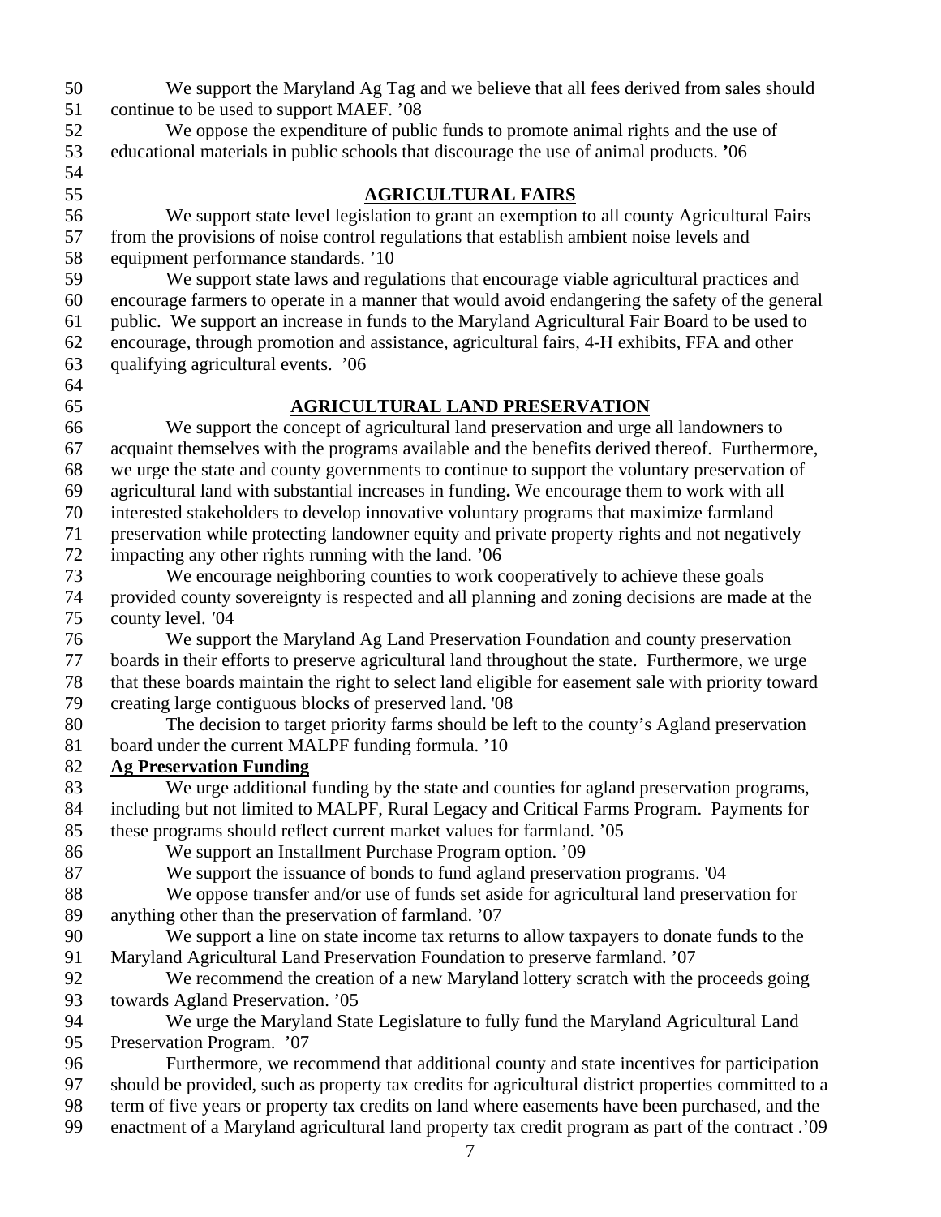We support the Maryland Ag Tag and we believe that all fees derived from sales should continue to be used to support MAEF. '08

We oppose the expenditure of public funds to promote animal rights and the use of educational materials in public schools that discourage the use of animal products. '06

## AGRICULTURAL FAIRS

We support state level legislation to grant an exemption to all county Agricultural Fairs from the provisions of noise control regulations that establish ambient noise levels and equipment performance standards. '10

We support state laws and regulations that encourage viable agricultural practices and encourage farmers to operate in a manner that would avoid endangering the safety of the general public. We support an increase in funds to the Maryland Agricultural Fair Board to be used to encourage, through promotion and assistance, agricultural fairs, 4-H exhibits, FFA and other qualifying agricultural events. '06

## AGRICULTURAL LAND PRESERVATION

We support the concept of agricultural land preservation and urge all landowners to acquaint themselves with the programs available and the benefits derived thereof. Furthermore, we urge the state and county governments to continue to support the voluntary preservation of agricultural land with substantial increases in funding**.** We encourage them to work with all interested stakeholders to develop innovative voluntary programs that maximize farmland preservation while protecting landowner equity and private property rights and not negatively impacting any other rights running with the land. '06

We encourage neighboring counties to work cooperatively to achieve these goals provided county sovereignty is respected and all planning and zoning decisions are made at the county level. '04

We support the Maryland Ag Land Preservation Foundation and county preservation boards in their efforts to preserve agricultural land throughout the state. Furthermore, we urge that these boards maintain the right to select land eligible for easement sale with priority toward creating large contiguous blocks of preserved land. '08

The decision to target priority farms should be left to the county's Agland preservation board under the current MALPF funding formula. '10

### Ag Preservation Funding

We urge additional funding by the state and counties for agland preservation programs, including but not limited to MALPF, Rural Legacy and Critical Farms Program. Payments for these programs should reflect current market values for farmland. '05

We support an Installment Purchase Program option. '09

We support the issuance of bonds to fund agland preservation programs. '04

We oppose transfer and/or use of funds set aside for agricultural land preservation for anything other than the preservation of farmland. '07

We support a line on state income tax returns to allow taxpayers to donate funds to the Maryland Agricultural Land Preservation Foundation to preserve farmland. '07

We recommend the creation of a new Maryland lottery scratch with the proceeds going towards Agland Preservation. '05

We urge the Maryland State Legislature to fully fund the Maryland Agricultural Land Preservation Program. '07

Furthermore, we recommend that additional county and state incentives for participation should be provided, such as property tax credits for agricultural district properties committed to a term of five years or property tax credits on land where easements have been purchased, and the enactment of a Maryland agricultural land property tax credit program as part of the contract .'09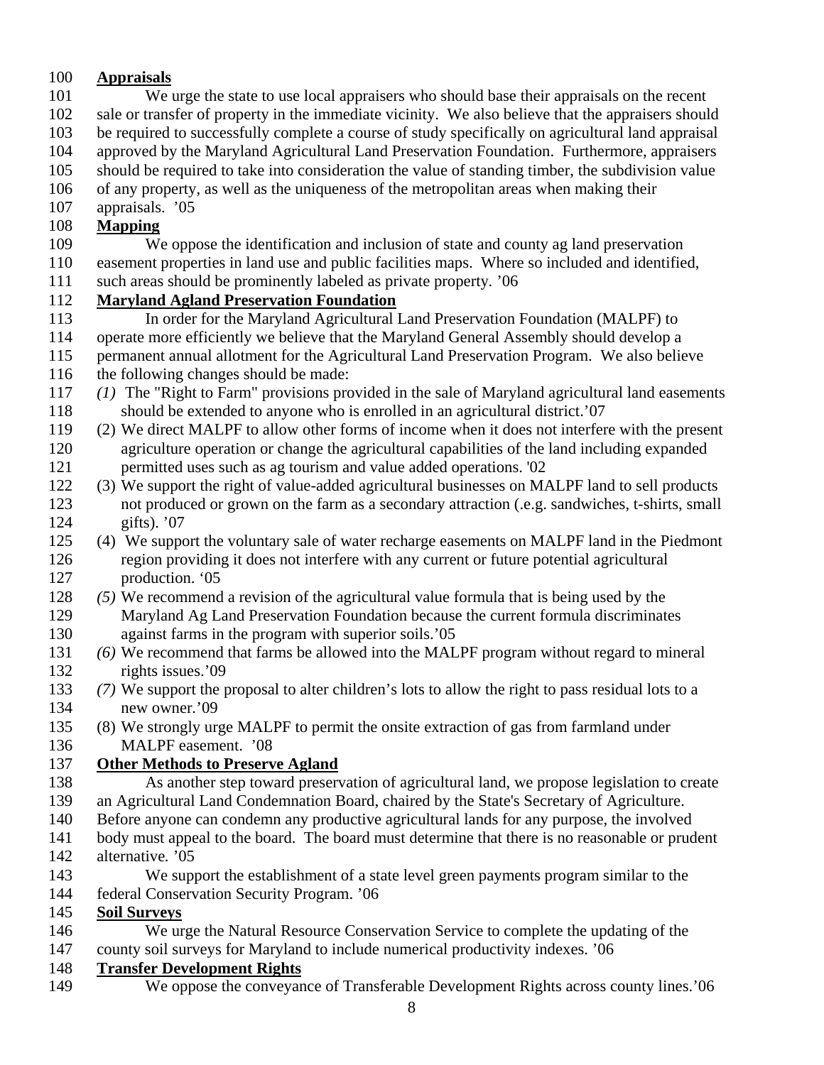**Appraisals**

We urge the state to use local appraisers who should base their appraisals on the recent sale or transfer of property in the immediate vicinity. We also believe that the appraisers should be required to successfully complete a course of study specifically on agricultural land appraisal approved by the Maryland Agricultural Land Preservation Foundation. Furthermore, appraisers should be required to take into consideration the value of standing timber, the subdivision value of any property, as well as the uniqueness of the metropolitan areas when making their appraisals. '05

**Mapping**

We oppose the identification and inclusion of state and county ag land preservation easement properties in land use and public facilities maps. Where so included and identified, such areas should be prominently labeled as private property. '06

**Maryland Agland Preservation Foundation**

In order for the Maryland Agricultural Land Preservation Foundation (MALPF) to operate more efficiently we believe that the Maryland General Assembly should develop a permanent annual allotment for the Agricultural Land Preservation Program. We also believe the following changes should be made:

*(1)* The "Right to Farm" provisions provided in the sale of Maryland agricultural land easements should be extended to anyone who is enrolled in an agricultural district.'07

(2) We direct MALPF to allow other forms of income when it does not interfere with the present agriculture operation or change the agricultural capabilities of the land including expanded permitted uses such as ag tourism and value added operations. '02

(3) We support the right of value-added agricultural businesses on MALPF land to sell products not produced or grown on the farm as a secondary attraction (.e.g. sandwiches, t-shirts, small gifts). '07

(4) We support the voluntary sale of water recharge easements on MALPF land in the Piedmont region providing it does not interfere with any current or future potential agricultural production. '05

*(5)* We recommend a revision of the agricultural value formula that is being used by the Maryland Ag Land Preservation Foundation because the current formula discriminates against farms in the program with superior soils.'05

*(6)* We recommend that farms be allowed into the MALPF program without regard to mineral rights issues.'09

*(7)* We support the proposal to alter children's lots to allow the right to pass residual lots to a new owner.'09

(8) We strongly urge MALPF to permit the onsite extraction of gas from farmland under MALPF easement. '08

**Other Methods to Preserve Agland**

As another step toward preservation of agricultural land, we propose legislation to create an Agricultural Land Condemnation Board, chaired by the State's Secretary of Agriculture. Before anyone can condemn any productive agricultural lands for any purpose, the involved body must appeal to the board. The board must determine that there is no reasonable or prudent alternative. '05

We support the establishment of a state level green payments program similar to the federal Conservation Security Program. '06

**Soil Surveys**

We urge the Natural Resource Conservation Service to complete the updating of the county soil surveys for Maryland to include numerical productivity indexes. '06

**Transfer Development Rights**

We oppose the conveyance of Transferable Development Rights across county lines.'06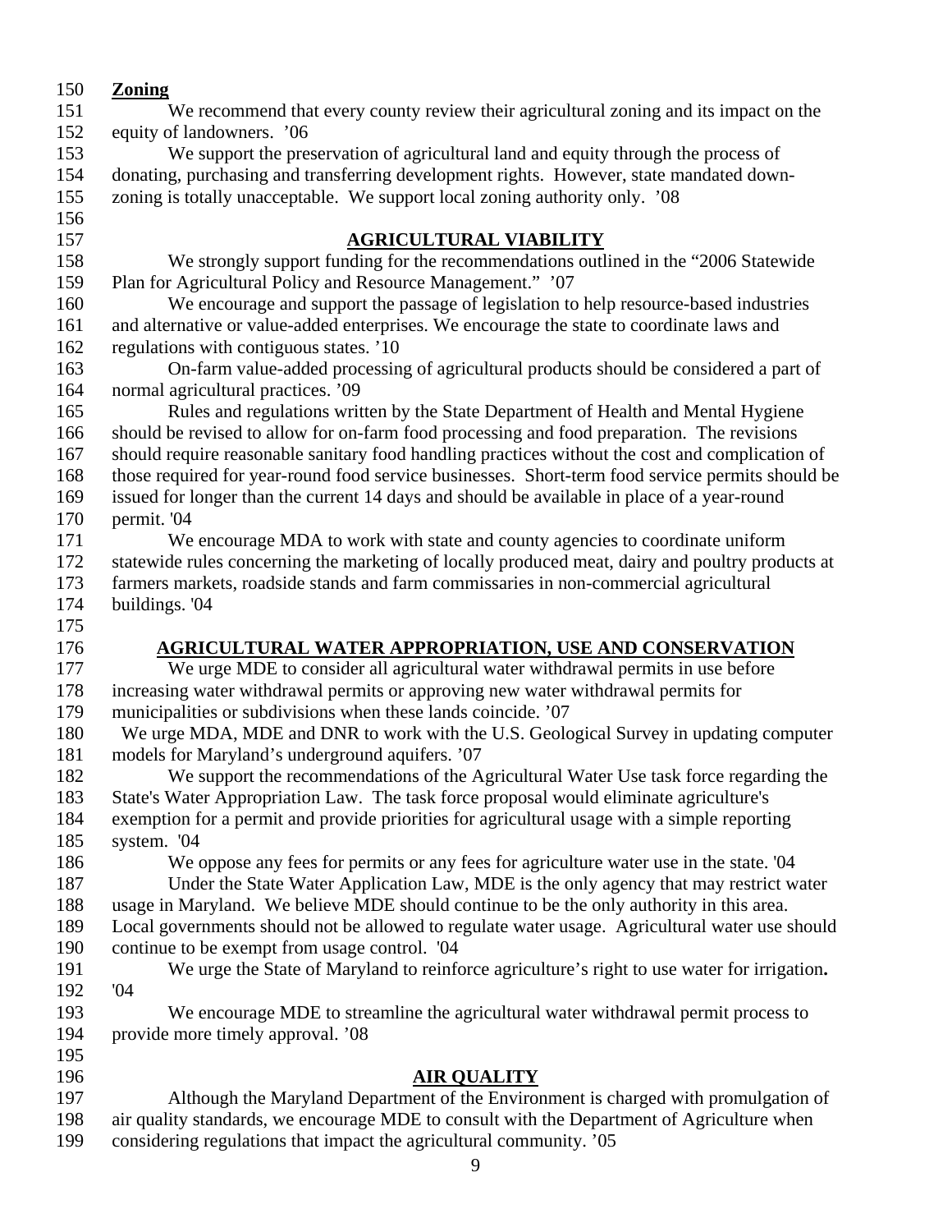**Zoning**

We recommend that every county review their agricultural zoning and its impact on the equity of landowners. ’06

We support the preservation of agricultural land and equity through the process of donating, purchasing and transferring development rights. However, state mandated down-zoning is totally unacceptable. We support local zoning authority only. ’08

## AGRICULTURAL VIABILITY

We strongly support funding for the recommendations outlined in the “2006 Statewide Plan for Agricultural Policy and Resource Management.” ’07

We encourage and support the passage of legislation to help resource-based industries and alternative or value-added enterprises. We encourage the state to coordinate laws and regulations with contiguous states. ’10

On-farm value-added processing of agricultural products should be considered a part of normal agricultural practices. ’09

Rules and regulations written by the State Department of Health and Mental Hygiene should be revised to allow for on-farm food processing and food preparation. The revisions should require reasonable sanitary food handling practices without the cost and complication of those required for year-round food service businesses. Short-term food service permits should be issued for longer than the current 14 days and should be available in place of a year-round permit. '04

We encourage MDA to work with state and county agencies to coordinate uniform statewide rules concerning the marketing of locally produced meat, dairy and poultry products at farmers markets, roadside stands and farm commissaries in non-commercial agricultural buildings. '04

## AGRICULTURAL WATER APPROPRIATION, USE AND CONSERVATION

We urge MDE to consider all agricultural water withdrawal permits in use before increasing water withdrawal permits or approving new water withdrawal permits for municipalities or subdivisions when these lands coincide. ’07

We urge MDA, MDE and DNR to work with the U.S. Geological Survey in updating computer models for Maryland’s underground aquifers. ’07

We support the recommendations of the Agricultural Water Use task force regarding the State's Water Appropriation Law. The task force proposal would eliminate agriculture's exemption for a permit and provide priorities for agricultural usage with a simple reporting system. '04

We oppose any fees for permits or any fees for agriculture water use in the state. '04

Under the State Water Application Law, MDE is the only agency that may restrict water usage in Maryland. We believe MDE should continue to be the only authority in this area. Local governments should not be allowed to regulate water usage. Agricultural water use should continue to be exempt from usage control. '04

We urge the State of Maryland to reinforce agriculture’s right to use water for irrigation. '04

We encourage MDE to streamline the agricultural water withdrawal permit process to provide more timely approval. ’08

## AIR QUALITY

Although the Maryland Department of the Environment is charged with promulgation of air quality standards, we encourage MDE to consult with the Department of Agriculture when considering regulations that impact the agricultural community. ’05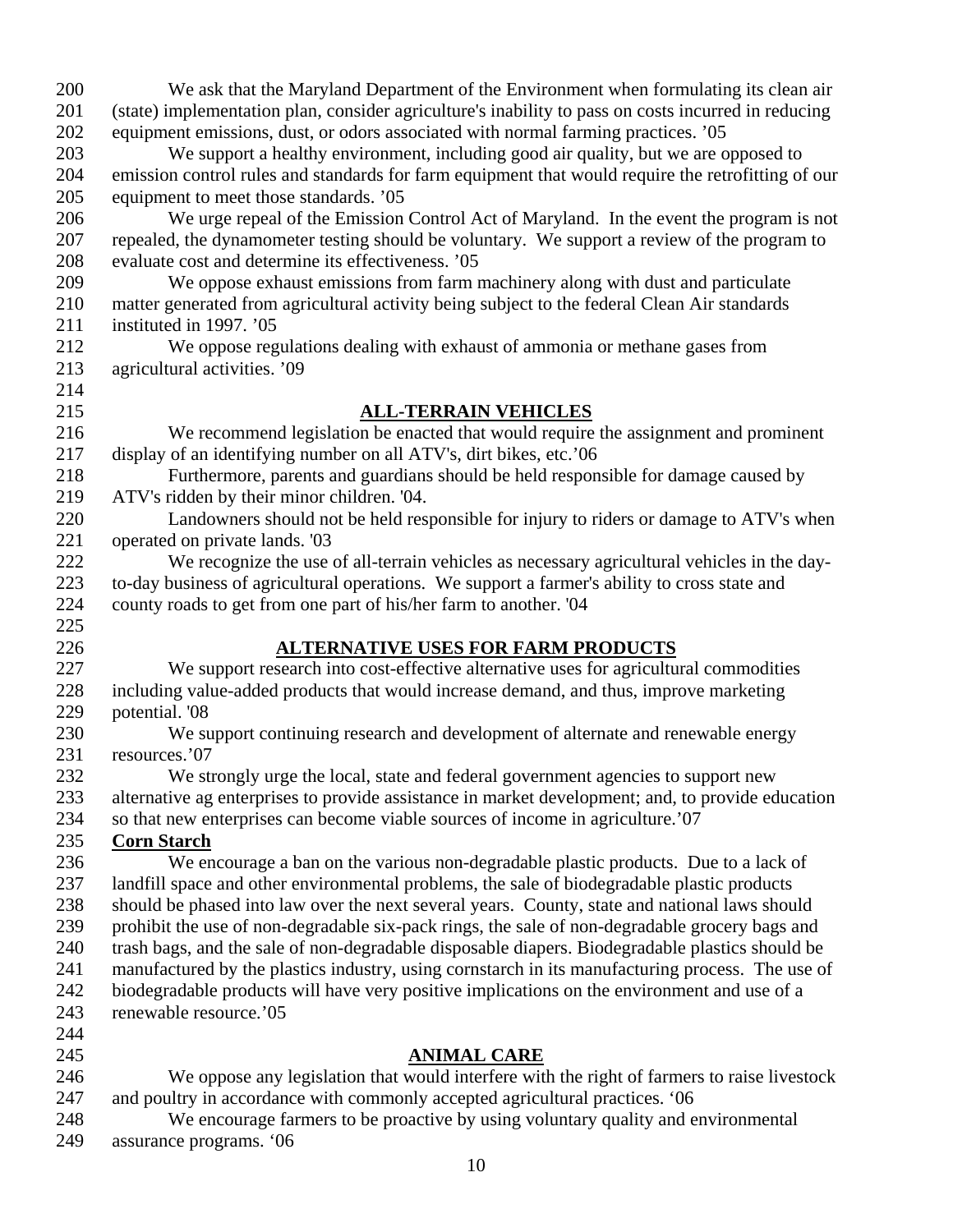We ask that the Maryland Department of the Environment when formulating its clean air (state) implementation plan, consider agriculture's inability to pass on costs incurred in reducing equipment emissions, dust, or odors associated with normal farming practices. '05

We support a healthy environment, including good air quality, but we are opposed to emission control rules and standards for farm equipment that would require the retrofitting of our equipment to meet those standards. '05

We urge repeal of the Emission Control Act of Maryland. In the event the program is not repealed, the dynamometer testing should be voluntary. We support a review of the program to evaluate cost and determine its effectiveness. '05

We oppose exhaust emissions from farm machinery along with dust and particulate matter generated from agricultural activity being subject to the federal Clean Air standards instituted in 1997. '05

We oppose regulations dealing with exhaust of ammonia or methane gases from agricultural activities. '09

## ALL-TERRAIN VEHICLES

We recommend legislation be enacted that would require the assignment and prominent display of an identifying number on all ATV's, dirt bikes, etc.'06

Furthermore, parents and guardians should be held responsible for damage caused by ATV's ridden by their minor children. '04.

Landowners should not be held responsible for injury to riders or damage to ATV's when operated on private lands. '03

We recognize the use of all-terrain vehicles as necessary agricultural vehicles in the day-to-day business of agricultural operations. We support a farmer's ability to cross state and county roads to get from one part of his/her farm to another. '04

## ALTERNATIVE USES FOR FARM PRODUCTS

We support research into cost-effective alternative uses for agricultural commodities including value-added products that would increase demand, and thus, improve marketing potential. '08

We support continuing research and development of alternate and renewable energy resources.'07

We strongly urge the local, state and federal government agencies to support new alternative ag enterprises to provide assistance in market development; and, to provide education so that new enterprises can become viable sources of income in agriculture.'07

### Corn Starch

We encourage a ban on the various non-degradable plastic products. Due to a lack of landfill space and other environmental problems, the sale of biodegradable plastic products should be phased into law over the next several years. County, state and national laws should prohibit the use of non-degradable six-pack rings, the sale of non-degradable grocery bags and trash bags, and the sale of non-degradable disposable diapers. Biodegradable plastics should be manufactured by the plastics industry, using cornstarch in its manufacturing process. The use of biodegradable products will have very positive implications on the environment and use of a renewable resource.'05

## ANIMAL CARE

We oppose any legislation that would interfere with the right of farmers to raise livestock and poultry in accordance with commonly accepted agricultural practices. '06

We encourage farmers to be proactive by using voluntary quality and environmental assurance programs. '06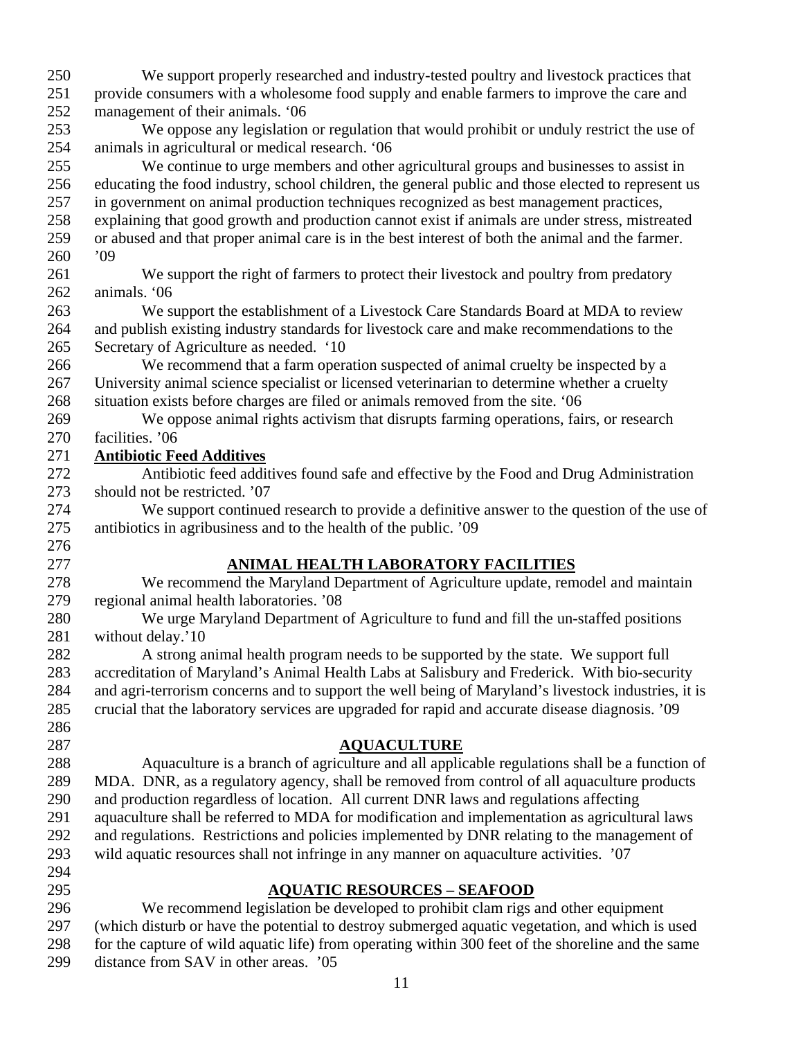We support properly researched and industry-tested poultry and livestock practices that provide consumers with a wholesome food supply and enable farmers to improve the care and management of their animals. '06

We oppose any legislation or regulation that would prohibit or unduly restrict the use of animals in agricultural or medical research. '06

We continue to urge members and other agricultural groups and businesses to assist in educating the food industry, school children, the general public and those elected to represent us in government on animal production techniques recognized as best management practices, explaining that good growth and production cannot exist if animals are under stress, mistreated or abused and that proper animal care is in the best interest of both the animal and the farmer. '09

We support the right of farmers to protect their livestock and poultry from predatory animals. '06

We support the establishment of a Livestock Care Standards Board at MDA to review and publish existing industry standards for livestock care and make recommendations to the Secretary of Agriculture as needed. '10

We recommend that a farm operation suspected of animal cruelty be inspected by a University animal science specialist or licensed veterinarian to determine whether a cruelty situation exists before charges are filed or animals removed from the site. '06

We oppose animal rights activism that disrupts farming operations, fairs, or research facilities. '06

**Antibiotic Feed Additives**

Antibiotic feed additives found safe and effective by the Food and Drug Administration should not be restricted. '07

We support continued research to provide a definitive answer to the question of the use of antibiotics in agribusiness and to the health of the public. '09

## ANIMAL HEALTH LABORATORY FACILITIES

We recommend the Maryland Department of Agriculture update, remodel and maintain regional animal health laboratories. '08

We urge Maryland Department of Agriculture to fund and fill the un-staffed positions without delay.'10

A strong animal health program needs to be supported by the state. We support full accreditation of Maryland's Animal Health Labs at Salisbury and Frederick. With bio-security and agri-terrorism concerns and to support the well being of Maryland's livestock industries, it is crucial that the laboratory services are upgraded for rapid and accurate disease diagnosis. '09

## AQUACULTURE

Aquaculture is a branch of agriculture and all applicable regulations shall be a function of MDA. DNR, as a regulatory agency, shall be removed from control of all aquaculture products and production regardless of location. All current DNR laws and regulations affecting aquaculture shall be referred to MDA for modification and implementation as agricultural laws and regulations. Restrictions and policies implemented by DNR relating to the management of wild aquatic resources shall not infringe in any manner on aquaculture activities. '07

## AQUATIC RESOURCES – SEAFOOD

We recommend legislation be developed to prohibit clam rigs and other equipment (which disturb or have the potential to destroy submerged aquatic vegetation, and which is used for the capture of wild aquatic life) from operating within 300 feet of the shoreline and the same distance from SAV in other areas. '05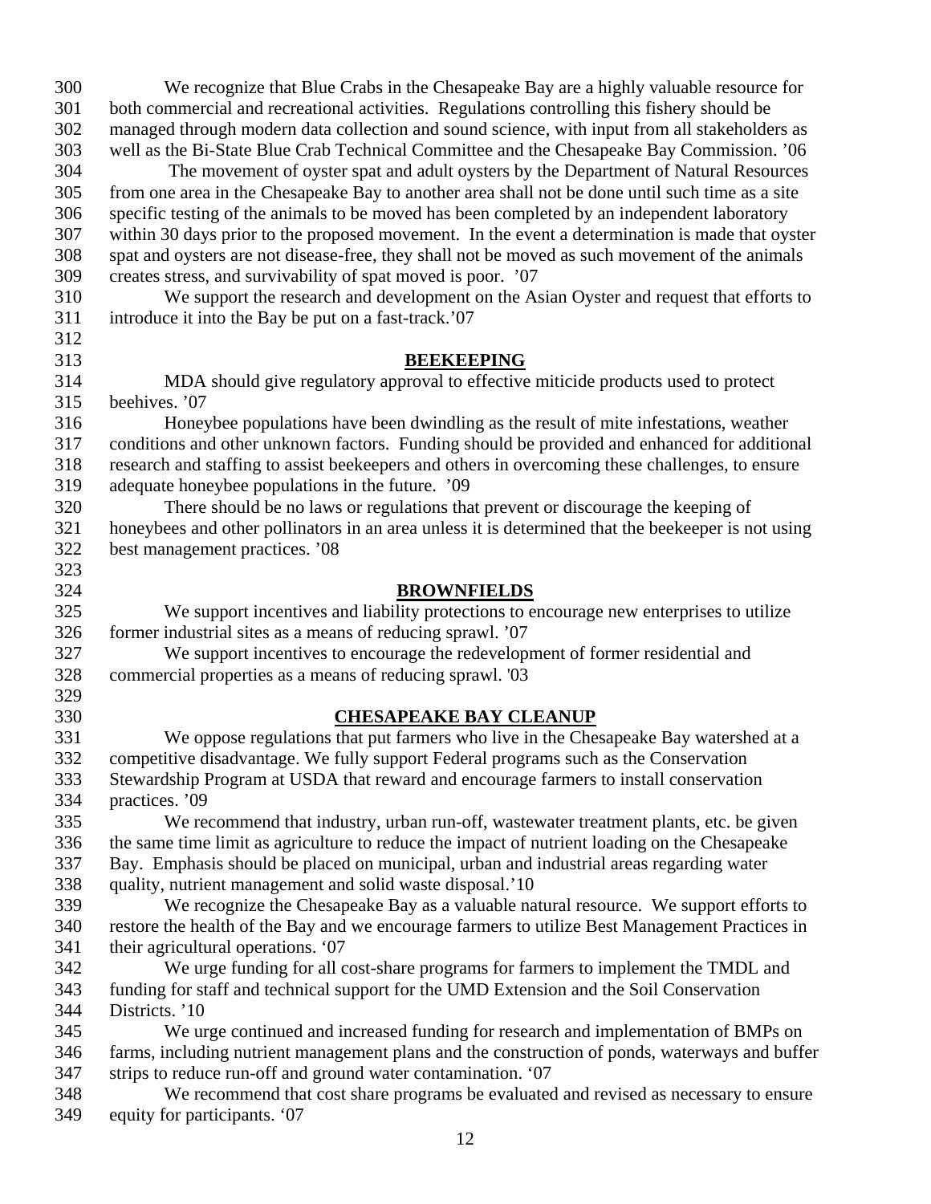We recognize that Blue Crabs in the Chesapeake Bay are a highly valuable resource for both commercial and recreational activities. Regulations controlling this fishery should be managed through modern data collection and sound science, with input from all stakeholders as well as the Bi-State Blue Crab Technical Committee and the Chesapeake Bay Commission. '06

The movement of oyster spat and adult oysters by the Department of Natural Resources from one area in the Chesapeake Bay to another area shall not be done until such time as a site specific testing of the animals to be moved has been completed by an independent laboratory within 30 days prior to the proposed movement. In the event a determination is made that oyster spat and oysters are not disease-free, they shall not be moved as such movement of the animals creates stress, and survivability of spat moved is poor. '07

We support the research and development on the Asian Oyster and request that efforts to introduce it into the Bay be put on a fast-track.'07

## BEEKEEPING

MDA should give regulatory approval to effective miticide products used to protect beehives. '07

Honeybee populations have been dwindling as the result of mite infestations, weather conditions and other unknown factors. Funding should be provided and enhanced for additional research and staffing to assist beekeepers and others in overcoming these challenges, to ensure adequate honeybee populations in the future. '09

There should be no laws or regulations that prevent or discourage the keeping of honeybees and other pollinators in an area unless it is determined that the beekeeper is not using best management practices. '08

## BROWNFIELDS

We support incentives and liability protections to encourage new enterprises to utilize former industrial sites as a means of reducing sprawl. '07

We support incentives to encourage the redevelopment of former residential and commercial properties as a means of reducing sprawl. '03

## CHESAPEAKE BAY CLEANUP

We oppose regulations that put farmers who live in the Chesapeake Bay watershed at a competitive disadvantage. We fully support Federal programs such as the Conservation Stewardship Program at USDA that reward and encourage farmers to install conservation practices. '09

We recommend that industry, urban run-off, wastewater treatment plants, etc. be given the same time limit as agriculture to reduce the impact of nutrient loading on the Chesapeake Bay. Emphasis should be placed on municipal, urban and industrial areas regarding water quality, nutrient management and solid waste disposal.'10

We recognize the Chesapeake Bay as a valuable natural resource. We support efforts to restore the health of the Bay and we encourage farmers to utilize Best Management Practices in their agricultural operations. '07

We urge funding for all cost-share programs for farmers to implement the TMDL and funding for staff and technical support for the UMD Extension and the Soil Conservation Districts. '10

We urge continued and increased funding for research and implementation of BMPs on farms, including nutrient management plans and the construction of ponds, waterways and buffer strips to reduce run-off and ground water contamination. '07

We recommend that cost share programs be evaluated and revised as necessary to ensure equity for participants. '07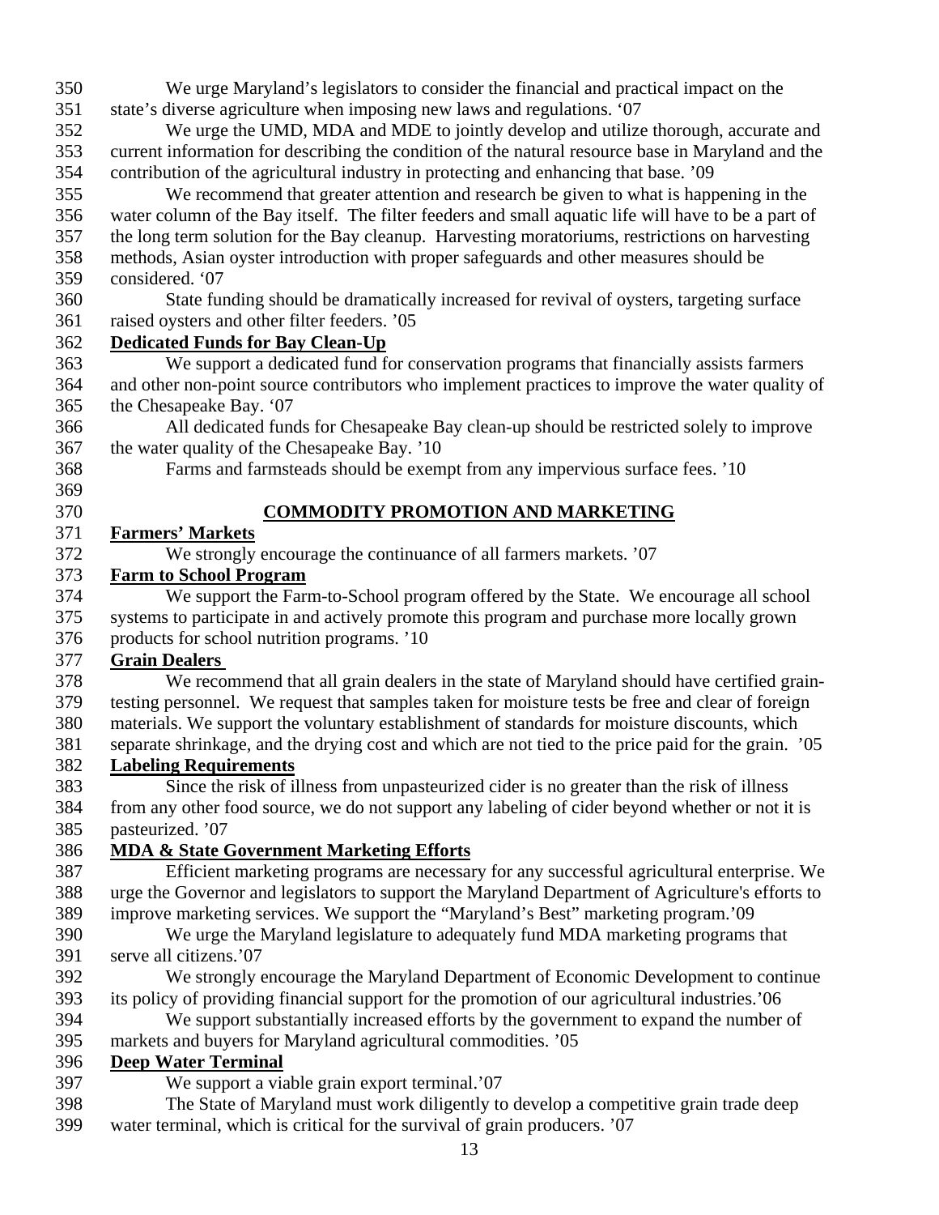We urge Maryland's legislators to consider the financial and practical impact on the state's diverse agriculture when imposing new laws and regulations. '07

We urge the UMD, MDA and MDE to jointly develop and utilize thorough, accurate and current information for describing the condition of the natural resource base in Maryland and the contribution of the agricultural industry in protecting and enhancing that base. '09

We recommend that greater attention and research be given to what is happening in the water column of the Bay itself. The filter feeders and small aquatic life will have to be a part of the long term solution for the Bay cleanup. Harvesting moratoriums, restrictions on harvesting methods, Asian oyster introduction with proper safeguards and other measures should be considered. '07

State funding should be dramatically increased for revival of oysters, targeting surface raised oysters and other filter feeders. '05

**Dedicated Funds for Bay Clean-Up**

We support a dedicated fund for conservation programs that financially assists farmers and other non-point source contributors who implement practices to improve the water quality of the Chesapeake Bay. '07

All dedicated funds for Chesapeake Bay clean-up should be restricted solely to improve the water quality of the Chesapeake Bay. '10

Farms and farmsteads should be exempt from any impervious surface fees. '10

## COMMODITY PROMOTION AND MARKETING

**Farmers' Markets**

We strongly encourage the continuance of all farmers markets. '07

**Farm to School Program**

We support the Farm-to-School program offered by the State. We encourage all school systems to participate in and actively promote this program and purchase more locally grown products for school nutrition programs. '10

**Grain Dealers**

We recommend that all grain dealers in the state of Maryland should have certified grain-testing personnel. We request that samples taken for moisture tests be free and clear of foreign materials. We support the voluntary establishment of standards for moisture discounts, which separate shrinkage, and the drying cost and which are not tied to the price paid for the grain. '05

**Labeling Requirements**

Since the risk of illness from unpasteurized cider is no greater than the risk of illness from any other food source, we do not support any labeling of cider beyond whether or not it is pasteurized. '07

**MDA & State Government Marketing Efforts**

Efficient marketing programs are necessary for any successful agricultural enterprise. We urge the Governor and legislators to support the Maryland Department of Agriculture's efforts to improve marketing services. We support the "Maryland's Best" marketing program.'09

We urge the Maryland legislature to adequately fund MDA marketing programs that serve all citizens.'07

We strongly encourage the Maryland Department of Economic Development to continue its policy of providing financial support for the promotion of our agricultural industries.'06

We support substantially increased efforts by the government to expand the number of markets and buyers for Maryland agricultural commodities. '05

**Deep Water Terminal**

We support a viable grain export terminal.'07

The State of Maryland must work diligently to develop a competitive grain trade deep water terminal, which is critical for the survival of grain producers. '07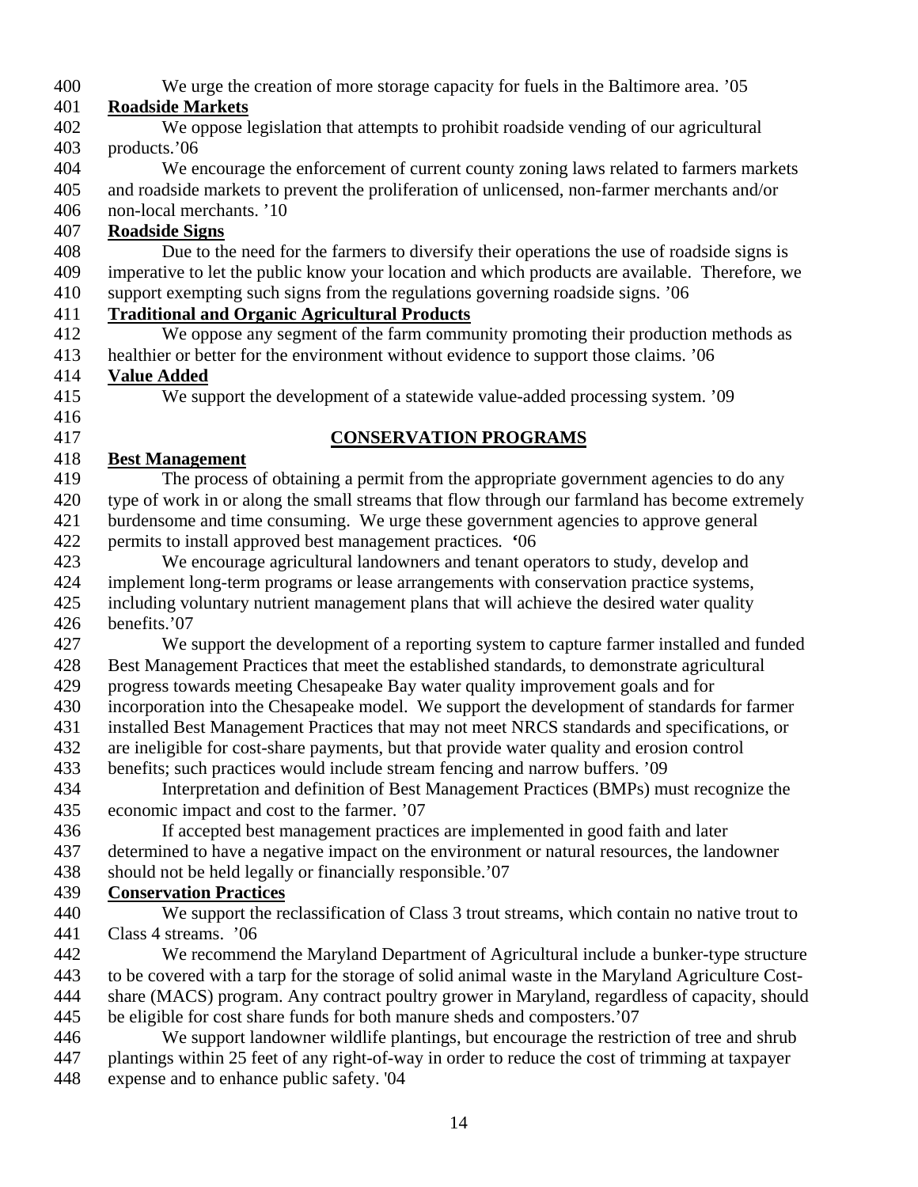We urge the creation of more storage capacity for fuels in the Baltimore area. '05

**Roadside Markets**

We oppose legislation that attempts to prohibit roadside vending of our agricultural products.'06

We encourage the enforcement of current county zoning laws related to farmers markets and roadside markets to prevent the proliferation of unlicensed, non-farmer merchants and/or non-local merchants. '10

**Roadside Signs**

Due to the need for the farmers to diversify their operations the use of roadside signs is imperative to let the public know your location and which products are available. Therefore, we support exempting such signs from the regulations governing roadside signs. '06

**Traditional and Organic Agricultural Products**

We oppose any segment of the farm community promoting their production methods as healthier or better for the environment without evidence to support those claims. '06

**Value Added**

We support the development of a statewide value-added processing system. '09

## CONSERVATION PROGRAMS

**Best Management**

The process of obtaining a permit from the appropriate government agencies to do any type of work in or along the small streams that flow through our farmland has become extremely burdensome and time consuming. We urge these government agencies to approve general permits to install approved best management practices. '06

We encourage agricultural landowners and tenant operators to study, develop and implement long-term programs or lease arrangements with conservation practice systems, including voluntary nutrient management plans that will achieve the desired water quality benefits.'07

We support the development of a reporting system to capture farmer installed and funded Best Management Practices that meet the established standards, to demonstrate agricultural progress towards meeting Chesapeake Bay water quality improvement goals and for incorporation into the Chesapeake model. We support the development of standards for farmer installed Best Management Practices that may not meet NRCS standards and specifications, or are ineligible for cost-share payments, but that provide water quality and erosion control benefits; such practices would include stream fencing and narrow buffers. '09

Interpretation and definition of Best Management Practices (BMPs) must recognize the economic impact and cost to the farmer. '07

If accepted best management practices are implemented in good faith and later determined to have a negative impact on the environment or natural resources, the landowner should not be held legally or financially responsible.'07

**Conservation Practices**

We support the reclassification of Class 3 trout streams, which contain no native trout to Class 4 streams. '06

We recommend the Maryland Department of Agricultural include a bunker-type structure to be covered with a tarp for the storage of solid animal waste in the Maryland Agriculture Cost-share (MACS) program. Any contract poultry grower in Maryland, regardless of capacity, should be eligible for cost share funds for both manure sheds and composters.'07

We support landowner wildlife plantings, but encourage the restriction of tree and shrub plantings within 25 feet of any right-of-way in order to reduce the cost of trimming at taxpayer expense and to enhance public safety. '04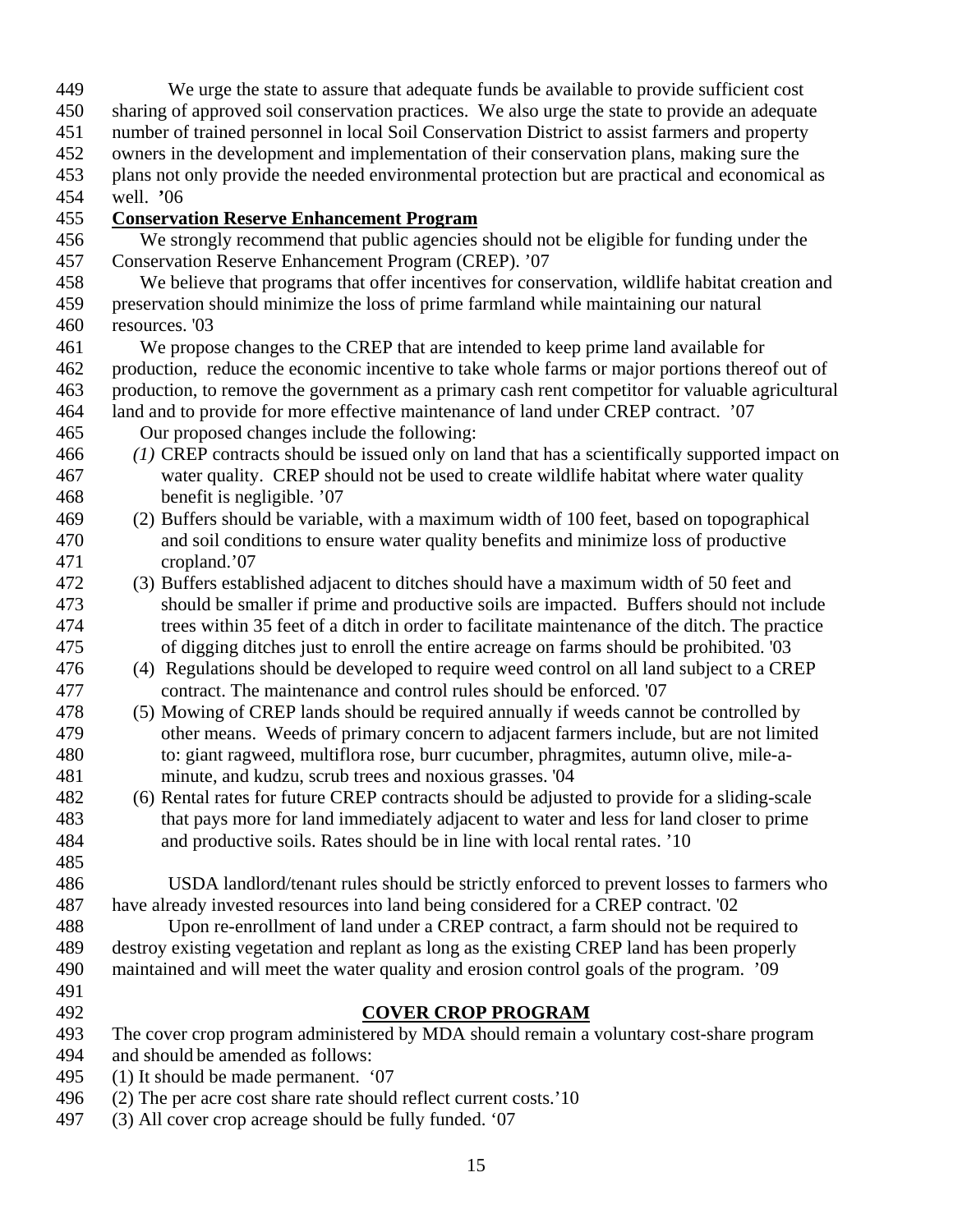We urge the state to assure that adequate funds be available to provide sufficient cost sharing of approved soil conservation practices. We also urge the state to provide an adequate number of trained personnel in local Soil Conservation District to assist farmers and property owners in the development and implementation of their conservation plans, making sure the plans not only provide the needed environmental protection but are practical and economical as well. '06

**Conservation Reserve Enhancement Program**

We strongly recommend that public agencies should not be eligible for funding under the Conservation Reserve Enhancement Program (CREP). '07

We believe that programs that offer incentives for conservation, wildlife habitat creation and preservation should minimize the loss of prime farmland while maintaining our natural resources. '03

We propose changes to the CREP that are intended to keep prime land available for production, reduce the economic incentive to take whole farms or major portions thereof out of production, to remove the government as a primary cash rent competitor for valuable agricultural land and to provide for more effective maintenance of land under CREP contract. '07

Our proposed changes include the following:

*(1)* CREP contracts should be issued only on land that has a scientifically supported impact on water quality. CREP should not be used to create wildlife habitat where water quality benefit is negligible. '07

(2) Buffers should be variable, with a maximum width of 100 feet, based on topographical and soil conditions to ensure water quality benefits and minimize loss of productive cropland.'07

(3) Buffers established adjacent to ditches should have a maximum width of 50 feet and should be smaller if prime and productive soils are impacted. Buffers should not include trees within 35 feet of a ditch in order to facilitate maintenance of the ditch. The practice of digging ditches just to enroll the entire acreage on farms should be prohibited. '03

(4) Regulations should be developed to require weed control on all land subject to a CREP contract. The maintenance and control rules should be enforced. '07

(5) Mowing of CREP lands should be required annually if weeds cannot be controlled by other means. Weeds of primary concern to adjacent farmers include, but are not limited to: giant ragweed, multiflora rose, burr cucumber, phragmites, autumn olive, mile-a-minute, and kudzu, scrub trees and noxious grasses. '04

(6) Rental rates for future CREP contracts should be adjusted to provide for a sliding-scale that pays more for land immediately adjacent to water and less for land closer to prime and productive soils. Rates should be in line with local rental rates. '10

USDA landlord/tenant rules should be strictly enforced to prevent losses to farmers who have already invested resources into land being considered for a CREP contract. '02

Upon re-enrollment of land under a CREP contract, a farm should not be required to destroy existing vegetation and replant as long as the existing CREP land has been properly maintained and will meet the water quality and erosion control goals of the program. '09

**COVER CROP PROGRAM**

The cover crop program administered by MDA should remain a voluntary cost-share program and should be amended as follows:

(1) It should be made permanent. '07

(2) The per acre cost share rate should reflect current costs.'10

(3) All cover crop acreage should be fully funded. '07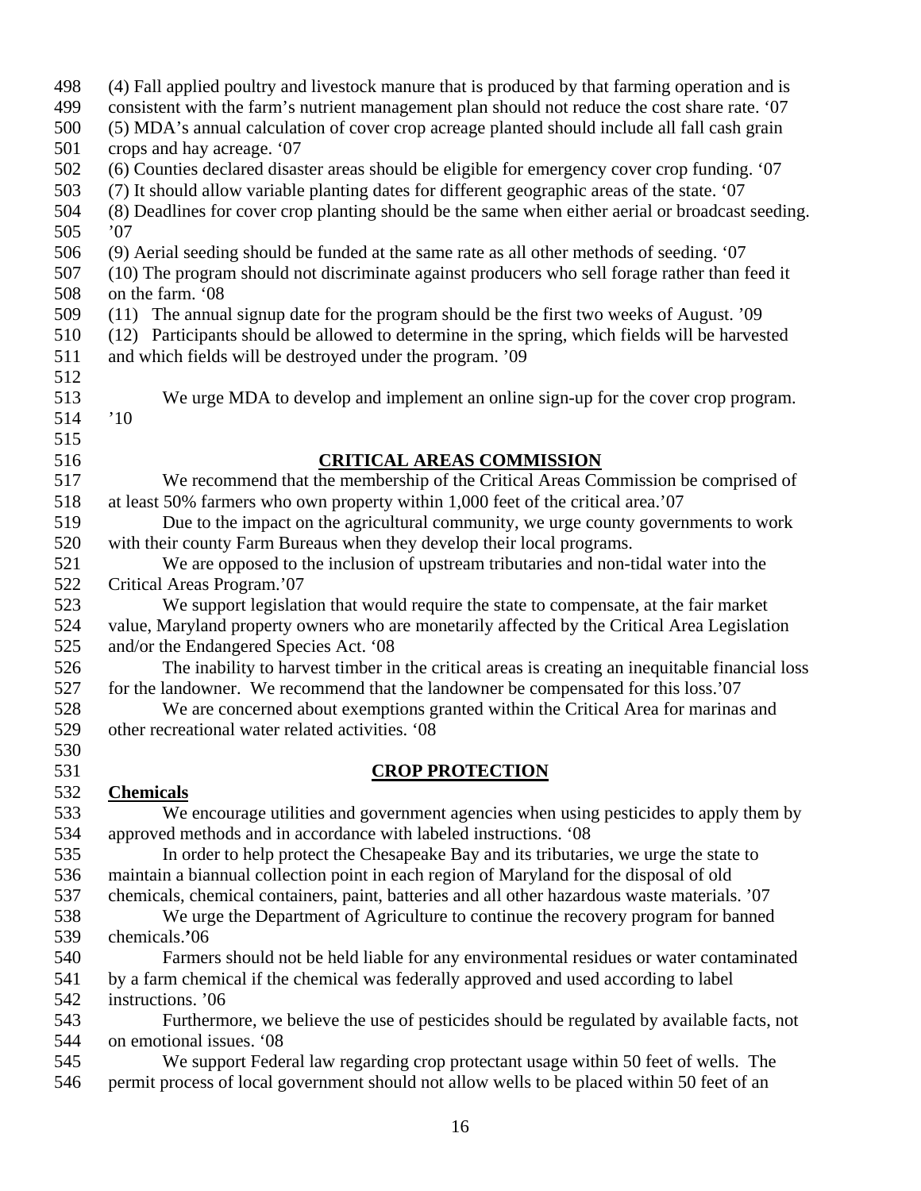(4) Fall applied poultry and livestock manure that is produced by that farming operation and is consistent with the farm's nutrient management plan should not reduce the cost share rate. '07
(5) MDA's annual calculation of cover crop acreage planted should include all fall cash grain crops and hay acreage. '07
(6) Counties declared disaster areas should be eligible for emergency cover crop funding. '07
(7) It should allow variable planting dates for different geographic areas of the state. '07
(8) Deadlines for cover crop planting should be the same when either aerial or broadcast seeding. '07
(9) Aerial seeding should be funded at the same rate as all other methods of seeding. '07
(10) The program should not discriminate against producers who sell forage rather than feed it on the farm. '08
(11) The annual signup date for the program should be the first two weeks of August. '09
(12) Participants should be allowed to determine in the spring, which fields will be harvested and which fields will be destroyed under the program. '09

We urge MDA to develop and implement an online sign-up for the cover crop program. '10

## CRITICAL AREAS COMMISSION

We recommend that the membership of the Critical Areas Commission be comprised of at least 50% farmers who own property within 1,000 feet of the critical area.'07

Due to the impact on the agricultural community, we urge county governments to work with their county Farm Bureaus when they develop their local programs.

We are opposed to the inclusion of upstream tributaries and non-tidal water into the Critical Areas Program.'07

We support legislation that would require the state to compensate, at the fair market value, Maryland property owners who are monetarily affected by the Critical Area Legislation and/or the Endangered Species Act. '08

The inability to harvest timber in the critical areas is creating an inequitable financial loss for the landowner. We recommend that the landowner be compensated for this loss.'07

We are concerned about exemptions granted within the Critical Area for marinas and other recreational water related activities. '08

## CROP PROTECTION

### Chemicals

We encourage utilities and government agencies when using pesticides to apply them by approved methods and in accordance with labeled instructions. '08

In order to help protect the Chesapeake Bay and its tributaries, we urge the state to maintain a biannual collection point in each region of Maryland for the disposal of old chemicals, chemical containers, paint, batteries and all other hazardous waste materials. '07

We urge the Department of Agriculture to continue the recovery program for banned chemicals.'06

Farmers should not be held liable for any environmental residues or water contaminated by a farm chemical if the chemical was federally approved and used according to label instructions. '06

Furthermore, we believe the use of pesticides should be regulated by available facts, not on emotional issues. '08

We support Federal law regarding crop protectant usage within 50 feet of wells. The permit process of local government should not allow wells to be placed within 50 feet of an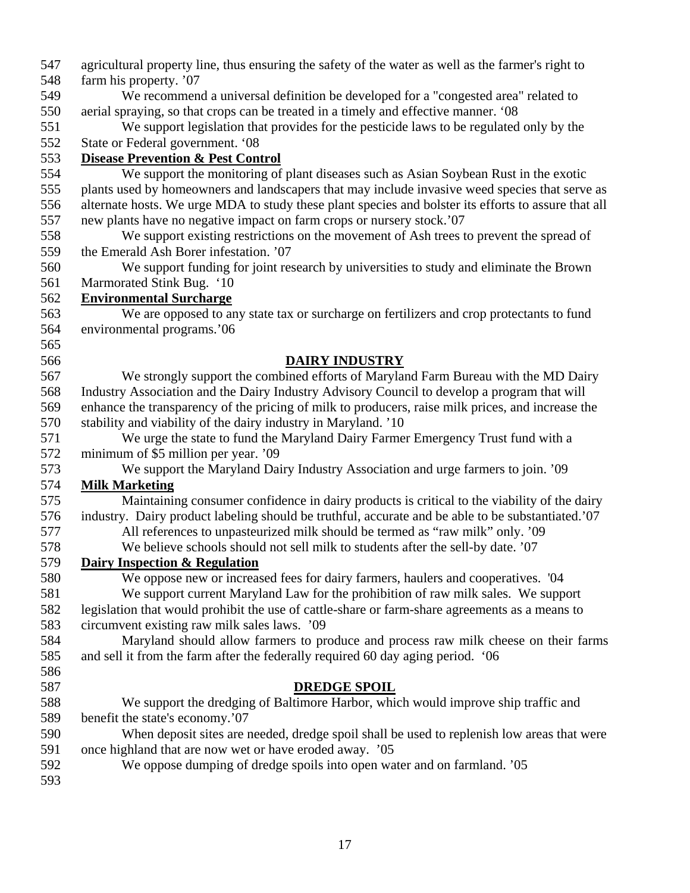agricultural property line, thus ensuring the safety of the water as well as the farmer's right to farm his property. '07

We recommend a universal definition be developed for a "congested area" related to aerial spraying, so that crops can be treated in a timely and effective manner. '08

We support legislation that provides for the pesticide laws to be regulated only by the State or Federal government. '08

**Disease Prevention & Pest Control**

We support the monitoring of plant diseases such as Asian Soybean Rust in the exotic plants used by homeowners and landscapers that may include invasive weed species that serve as alternate hosts. We urge MDA to study these plant species and bolster its efforts to assure that all new plants have no negative impact on farm crops or nursery stock.'07

We support existing restrictions on the movement of Ash trees to prevent the spread of the Emerald Ash Borer infestation. '07

We support funding for joint research by universities to study and eliminate the Brown Marmorated Stink Bug. '10

**Environmental Surcharge**

We are opposed to any state tax or surcharge on fertilizers and crop protectants to fund environmental programs.'06

## DAIRY INDUSTRY

We strongly support the combined efforts of Maryland Farm Bureau with the MD Dairy Industry Association and the Dairy Industry Advisory Council to develop a program that will enhance the transparency of the pricing of milk to producers, raise milk prices, and increase the stability and viability of the dairy industry in Maryland. '10

We urge the state to fund the Maryland Dairy Farmer Emergency Trust fund with a minimum of $5 million per year. '09

We support the Maryland Dairy Industry Association and urge farmers to join. '09

**Milk Marketing**

Maintaining consumer confidence in dairy products is critical to the viability of the dairy industry. Dairy product labeling should be truthful, accurate and be able to be substantiated.'07

All references to unpasteurized milk should be termed as "raw milk" only. '09

We believe schools should not sell milk to students after the sell-by date. '07

**Dairy Inspection & Regulation**

We oppose new or increased fees for dairy farmers, haulers and cooperatives. '04

We support current Maryland Law for the prohibition of raw milk sales. We support legislation that would prohibit the use of cattle-share or farm-share agreements as a means to circumvent existing raw milk sales laws. '09

Maryland should allow farmers to produce and process raw milk cheese on their farms and sell it from the farm after the federally required 60 day aging period. '06

## DREDGE SPOIL

We support the dredging of Baltimore Harbor, which would improve ship traffic and benefit the state's economy.'07

When deposit sites are needed, dredge spoil shall be used to replenish low areas that were once highland that are now wet or have eroded away. '05

We oppose dumping of dredge spoils into open water and on farmland. '05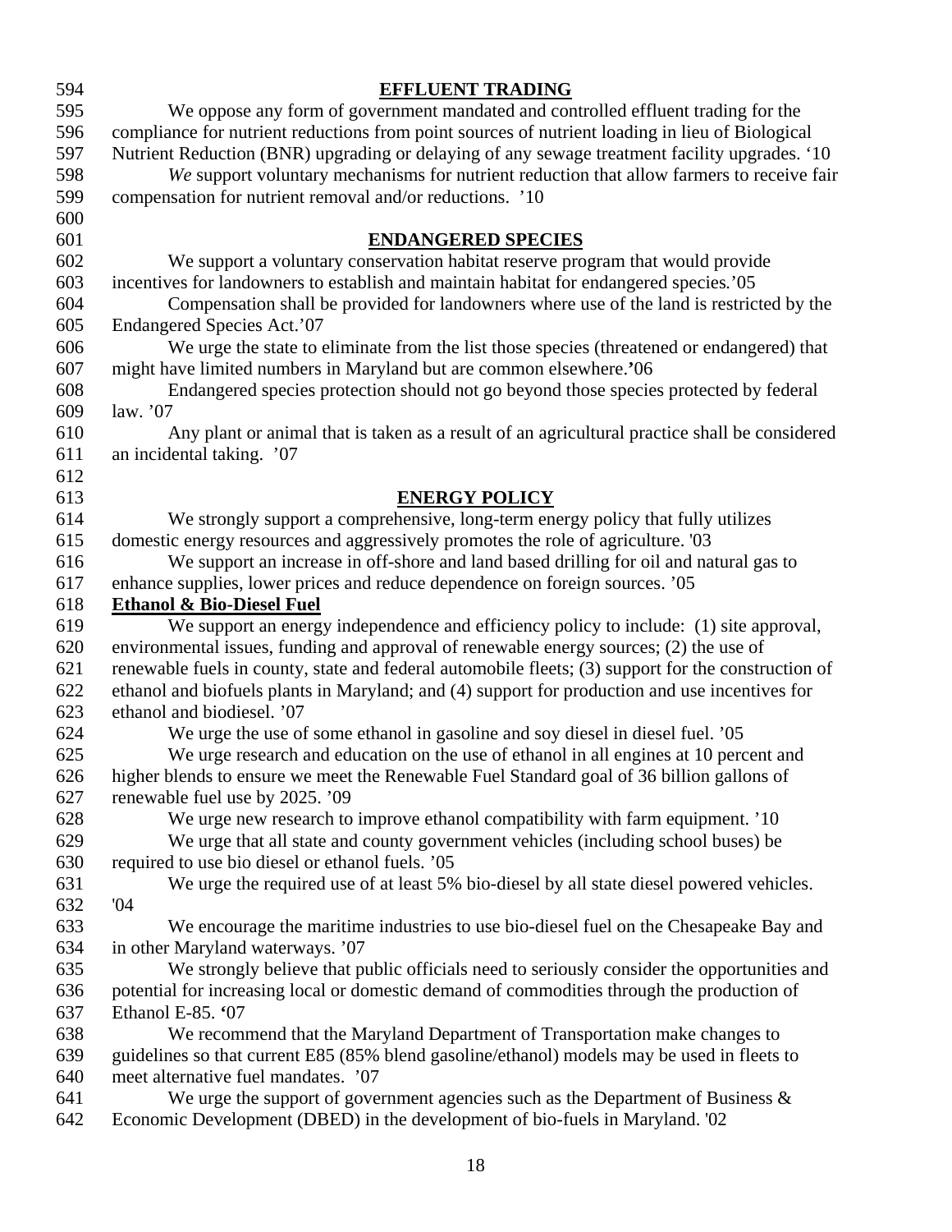## EFFLUENT TRADING

We oppose any form of government mandated and controlled effluent trading for the compliance for nutrient reductions from point sources of nutrient loading in lieu of Biological Nutrient Reduction (BNR) upgrading or delaying of any sewage treatment facility upgrades. '10

*We* support voluntary mechanisms for nutrient reduction that allow farmers to receive fair compensation for nutrient removal and/or reductions. '10

## ENDANGERED SPECIES

We support a voluntary conservation habitat reserve program that would provide incentives for landowners to establish and maintain habitat for endangered species.'05

Compensation shall be provided for landowners where use of the land is restricted by the Endangered Species Act.'07

We urge the state to eliminate from the list those species (threatened or endangered) that might have limited numbers in Maryland but are common elsewhere.**'**06

Endangered species protection should not go beyond those species protected by federal law. '07

Any plant or animal that is taken as a result of an agricultural practice shall be considered an incidental taking. '07

## ENERGY POLICY

We strongly support a comprehensive, long-term energy policy that fully utilizes domestic energy resources and aggressively promotes the role of agriculture. '03

We support an increase in off-shore and land based drilling for oil and natural gas to enhance supplies, lower prices and reduce dependence on foreign sources. '05

### Ethanol & Bio-Diesel Fuel

We support an energy independence and efficiency policy to include: (1) site approval, environmental issues, funding and approval of renewable energy sources; (2) the use of renewable fuels in county, state and federal automobile fleets; (3) support for the construction of ethanol and biofuels plants in Maryland; and (4) support for production and use incentives for ethanol and biodiesel. '07

We urge the use of some ethanol in gasoline and soy diesel in diesel fuel. '05

We urge research and education on the use of ethanol in all engines at 10 percent and higher blends to ensure we meet the Renewable Fuel Standard goal of 36 billion gallons of renewable fuel use by 2025. '09

We urge new research to improve ethanol compatibility with farm equipment. '10

We urge that all state and county government vehicles (including school buses) be required to use bio diesel or ethanol fuels. '05

We urge the required use of at least 5% bio-diesel by all state diesel powered vehicles. '04

We encourage the maritime industries to use bio-diesel fuel on the Chesapeake Bay and in other Maryland waterways. '07

We strongly believe that public officials need to seriously consider the opportunities and potential for increasing local or domestic demand of commodities through the production of Ethanol E-85. **'**07

We recommend that the Maryland Department of Transportation make changes to guidelines so that current E85 (85% blend gasoline/ethanol) models may be used in fleets to meet alternative fuel mandates. '07

We urge the support of government agencies such as the Department of Business & Economic Development (DBED) in the development of bio-fuels in Maryland. '02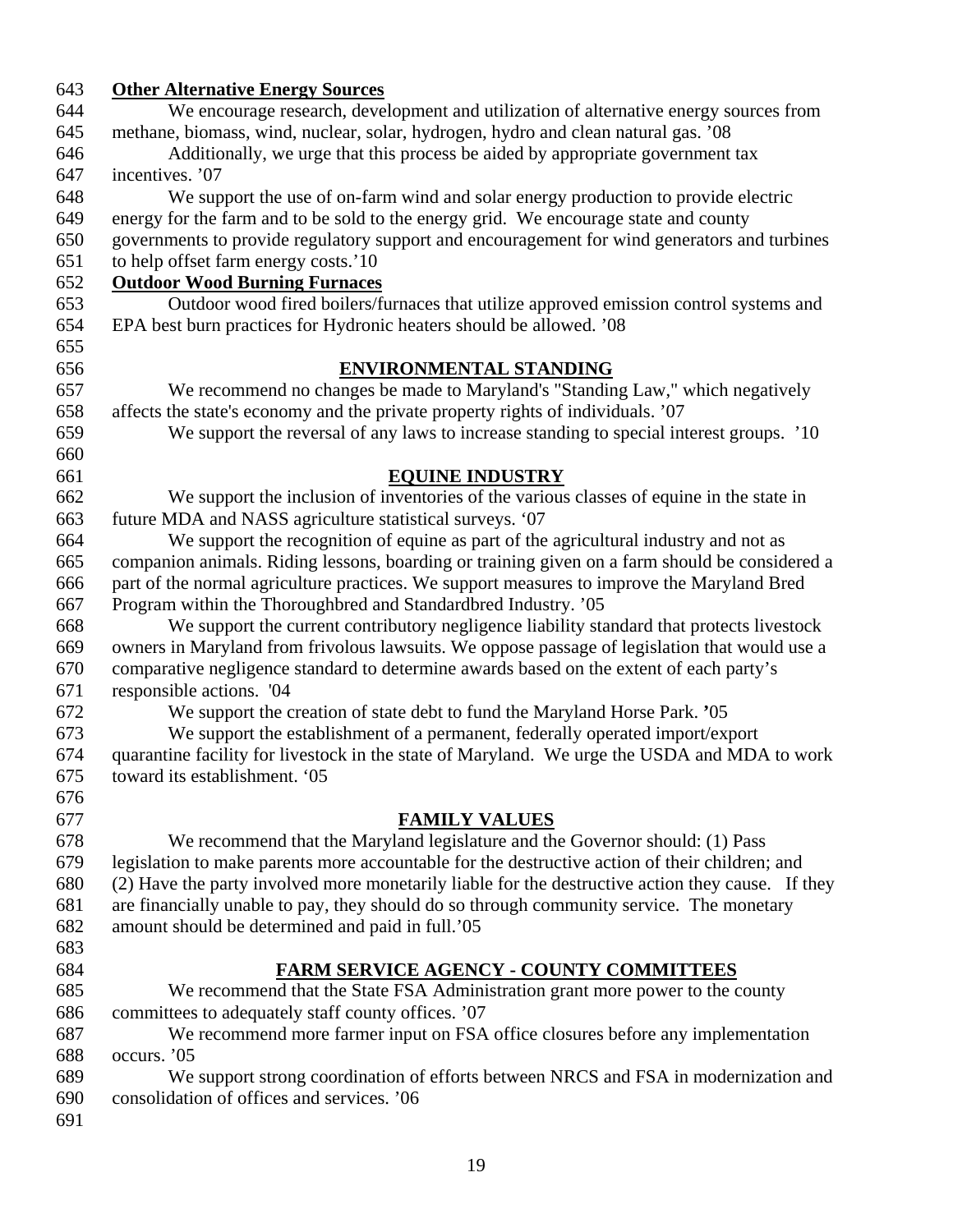**Other Alternative Energy Sources**

We encourage research, development and utilization of alternative energy sources from methane, biomass, wind, nuclear, solar, hydrogen, hydro and clean natural gas. '08

Additionally, we urge that this process be aided by appropriate government tax incentives. '07

We support the use of on-farm wind and solar energy production to provide electric energy for the farm and to be sold to the energy grid. We encourage state and county governments to provide regulatory support and encouragement for wind generators and turbines to help offset farm energy costs.'10

**Outdoor Wood Burning Furnaces**

Outdoor wood fired boilers/furnaces that utilize approved emission control systems and EPA best burn practices for Hydronic heaters should be allowed. '08

## ENVIRONMENTAL STANDING

We recommend no changes be made to Maryland's "Standing Law," which negatively affects the state's economy and the private property rights of individuals. '07

We support the reversal of any laws to increase standing to special interest groups. '10

## EQUINE INDUSTRY

We support the inclusion of inventories of the various classes of equine in the state in future MDA and NASS agriculture statistical surveys. '07

We support the recognition of equine as part of the agricultural industry and not as companion animals. Riding lessons, boarding or training given on a farm should be considered a part of the normal agriculture practices. We support measures to improve the Maryland Bred Program within the Thoroughbred and Standardbred Industry. '05

We support the current contributory negligence liability standard that protects livestock owners in Maryland from frivolous lawsuits. We oppose passage of legislation that would use a comparative negligence standard to determine awards based on the extent of each party's responsible actions. '04

We support the creation of state debt to fund the Maryland Horse Park. '05

We support the establishment of a permanent, federally operated import/export quarantine facility for livestock in the state of Maryland. We urge the USDA and MDA to work toward its establishment. '05

## FAMILY VALUES

We recommend that the Maryland legislature and the Governor should: (1) Pass legislation to make parents more accountable for the destructive action of their children; and (2) Have the party involved more monetarily liable for the destructive action they cause. If they are financially unable to pay, they should do so through community service. The monetary amount should be determined and paid in full.'05

## FARM SERVICE AGENCY - COUNTY COMMITTEES

We recommend that the State FSA Administration grant more power to the county committees to adequately staff county offices. '07

We recommend more farmer input on FSA office closures before any implementation occurs. '05

We support strong coordination of efforts between NRCS and FSA in modernization and consolidation of offices and services. '06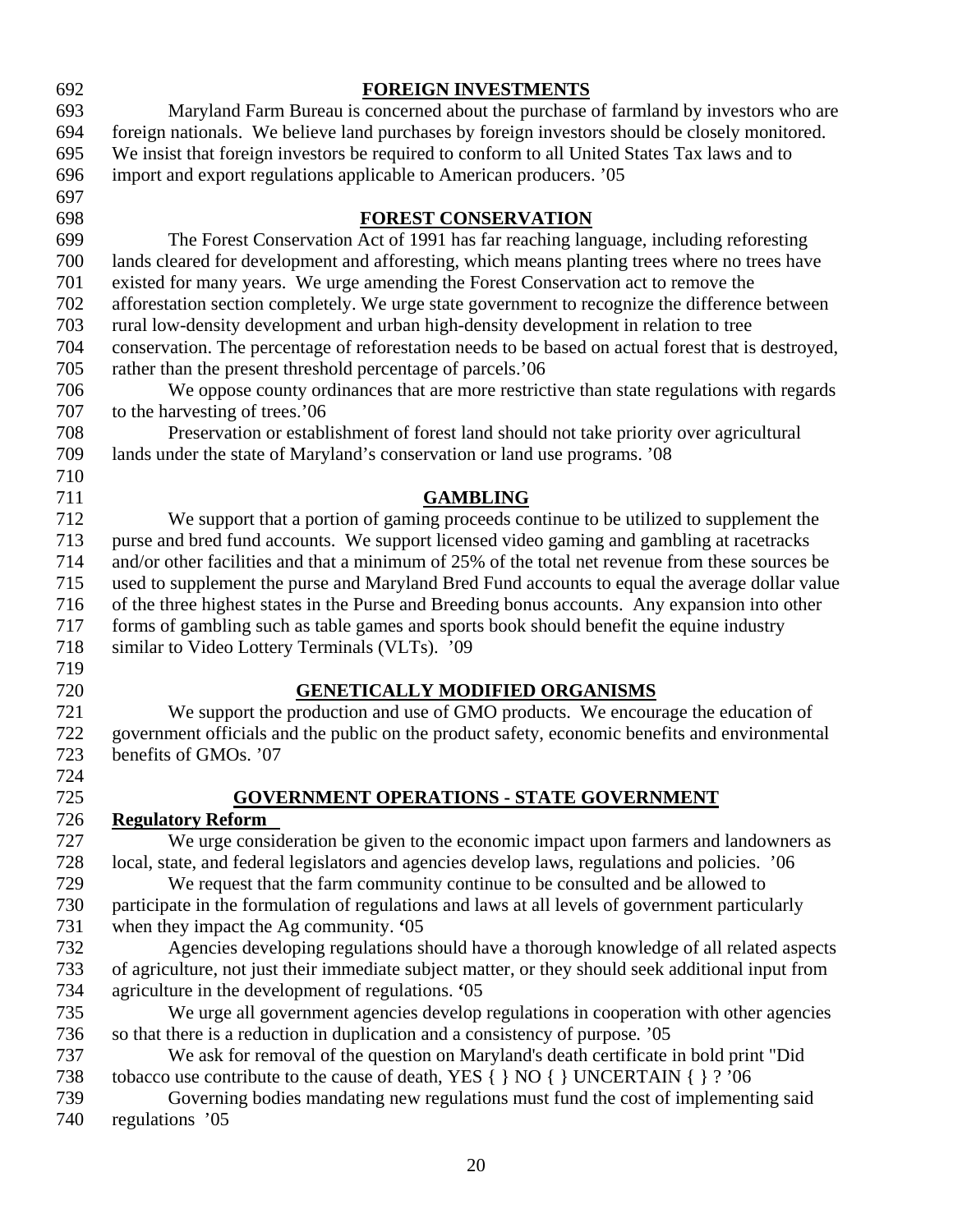## FOREIGN INVESTMENTS

Maryland Farm Bureau is concerned about the purchase of farmland by investors who are foreign nationals. We believe land purchases by foreign investors should be closely monitored. We insist that foreign investors be required to conform to all United States Tax laws and to import and export regulations applicable to American producers. '05

## FOREST CONSERVATION

The Forest Conservation Act of 1991 has far reaching language, including reforesting lands cleared for development and afforesting, which means planting trees where no trees have existed for many years. We urge amending the Forest Conservation act to remove the afforestation section completely. We urge state government to recognize the difference between rural low-density development and urban high-density development in relation to tree conservation. The percentage of reforestation needs to be based on actual forest that is destroyed, rather than the present threshold percentage of parcels.'06

We oppose county ordinances that are more restrictive than state regulations with regards to the harvesting of trees.'06

Preservation or establishment of forest land should not take priority over agricultural lands under the state of Maryland's conservation or land use programs. '08

## GAMBLING

We support that a portion of gaming proceeds continue to be utilized to supplement the purse and bred fund accounts. We support licensed video gaming and gambling at racetracks and/or other facilities and that a minimum of 25% of the total net revenue from these sources be used to supplement the purse and Maryland Bred Fund accounts to equal the average dollar value of the three highest states in the Purse and Breeding bonus accounts. Any expansion into other forms of gambling such as table games and sports book should benefit the equine industry similar to Video Lottery Terminals (VLTs). '09

## GENETICALLY MODIFIED ORGANISMS

We support the production and use of GMO products. We encourage the education of government officials and the public on the product safety, economic benefits and environmental benefits of GMOs. '07

## GOVERNMENT OPERATIONS - STATE GOVERNMENT

**Regulatory Reform**

We urge consideration be given to the economic impact upon farmers and landowners as local, state, and federal legislators and agencies develop laws, regulations and policies. '06

We request that the farm community continue to be consulted and be allowed to participate in the formulation of regulations and laws at all levels of government particularly when they impact the Ag community. '05

Agencies developing regulations should have a thorough knowledge of all related aspects of agriculture, not just their immediate subject matter, or they should seek additional input from agriculture in the development of regulations. '05

We urge all government agencies develop regulations in cooperation with other agencies so that there is a reduction in duplication and a consistency of purpose. '05

We ask for removal of the question on Maryland's death certificate in bold print "Did tobacco use contribute to the cause of death, YES { } NO { } UNCERTAIN { } ? '06

Governing bodies mandating new regulations must fund the cost of implementing said regulations '05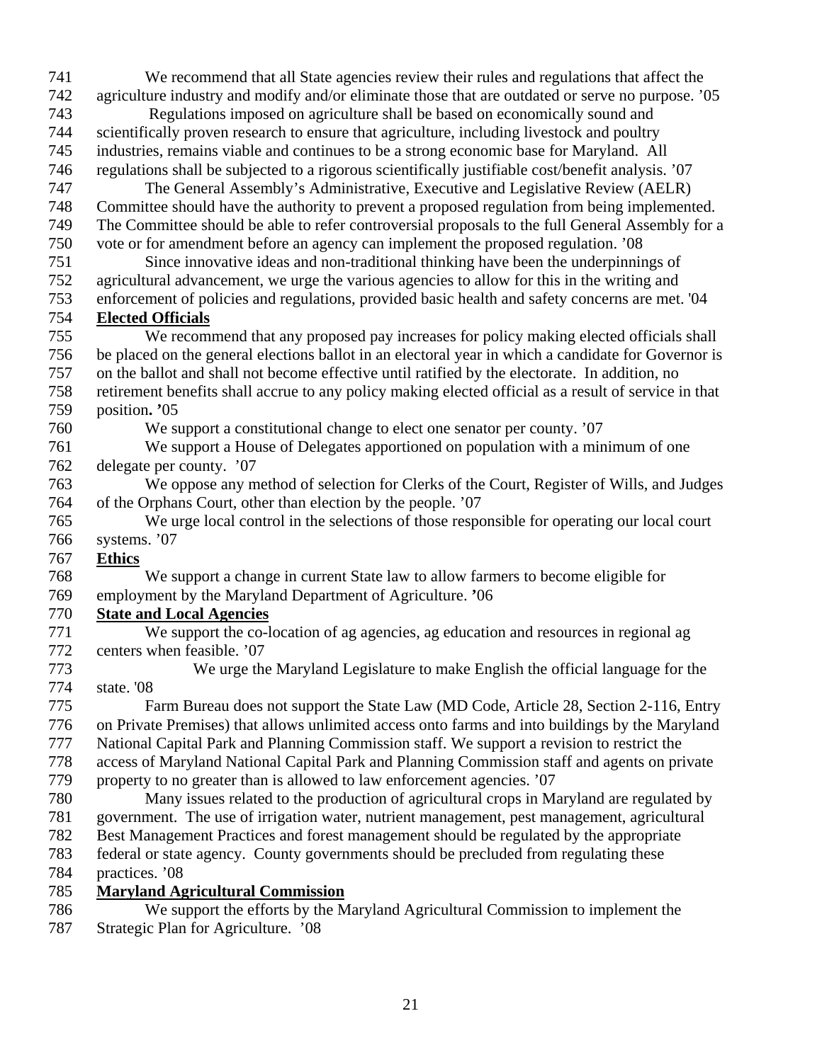We recommend that all State agencies review their rules and regulations that affect the agriculture industry and modify and/or eliminate those that are outdated or serve no purpose. '05

Regulations imposed on agriculture shall be based on economically sound and scientifically proven research to ensure that agriculture, including livestock and poultry industries, remains viable and continues to be a strong economic base for Maryland. All regulations shall be subjected to a rigorous scientifically justifiable cost/benefit analysis. '07

The General Assembly's Administrative, Executive and Legislative Review (AELR) Committee should have the authority to prevent a proposed regulation from being implemented. The Committee should be able to refer controversial proposals to the full General Assembly for a vote or for amendment before an agency can implement the proposed regulation. '08

Since innovative ideas and non-traditional thinking have been the underpinnings of agricultural advancement, we urge the various agencies to allow for this in the writing and enforcement of policies and regulations, provided basic health and safety concerns are met. '04

**Elected Officials**

We recommend that any proposed pay increases for policy making elected officials shall be placed on the general elections ballot in an electoral year in which a candidate for Governor is on the ballot and shall not become effective until ratified by the electorate. In addition, no retirement benefits shall accrue to any policy making elected official as a result of service in that position**. '**05

We support a constitutional change to elect one senator per county. '07

We support a House of Delegates apportioned on population with a minimum of one delegate per county. '07

We oppose any method of selection for Clerks of the Court, Register of Wills, and Judges of the Orphans Court, other than election by the people. '07

We urge local control in the selections of those responsible for operating our local court systems. '07

**Ethics**

We support a change in current State law to allow farmers to become eligible for employment by the Maryland Department of Agriculture. **'**06

**State and Local Agencies**

We support the co-location of ag agencies, ag education and resources in regional ag centers when feasible. '07

We urge the Maryland Legislature to make English the official language for the state. '08

Farm Bureau does not support the State Law (MD Code, Article 28, Section 2-116, Entry on Private Premises) that allows unlimited access onto farms and into buildings by the Maryland National Capital Park and Planning Commission staff. We support a revision to restrict the access of Maryland National Capital Park and Planning Commission staff and agents on private property to no greater than is allowed to law enforcement agencies. '07

Many issues related to the production of agricultural crops in Maryland are regulated by government. The use of irrigation water, nutrient management, pest management, agricultural Best Management Practices and forest management should be regulated by the appropriate federal or state agency. County governments should be precluded from regulating these practices. '08

**Maryland Agricultural Commission**

We support the efforts by the Maryland Agricultural Commission to implement the Strategic Plan for Agriculture. '08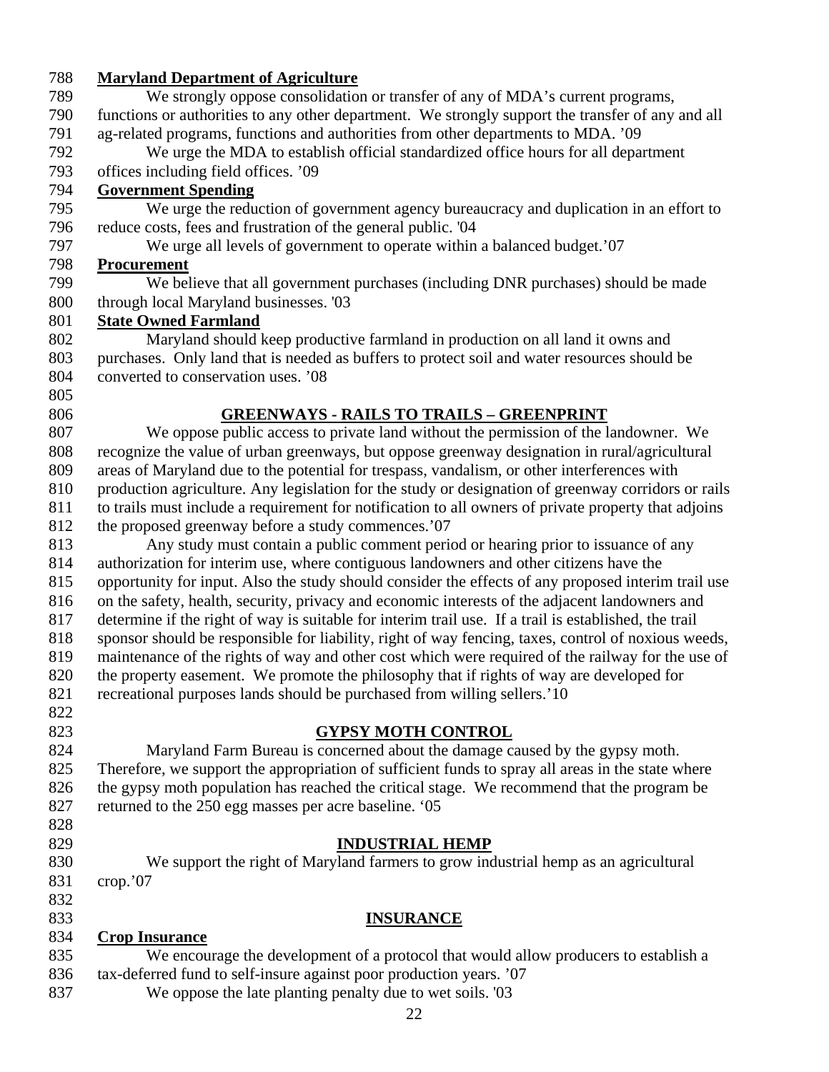**Maryland Department of Agriculture**

We strongly oppose consolidation or transfer of any of MDA's current programs, functions or authorities to any other department. We strongly support the transfer of any and all ag-related programs, functions and authorities from other departments to MDA. '09

We urge the MDA to establish official standardized office hours for all department offices including field offices. '09

**Government Spending**

We urge the reduction of government agency bureaucracy and duplication in an effort to reduce costs, fees and frustration of the general public. '04

We urge all levels of government to operate within a balanced budget.'07

**Procurement**

We believe that all government purchases (including DNR purchases) should be made through local Maryland businesses. '03

**State Owned Farmland**

Maryland should keep productive farmland in production on all land it owns and purchases. Only land that is needed as buffers to protect soil and water resources should be converted to conservation uses. '08

## GREENWAYS - RAILS TO TRAILS – GREENPRINT

We oppose public access to private land without the permission of the landowner. We recognize the value of urban greenways, but oppose greenway designation in rural/agricultural areas of Maryland due to the potential for trespass, vandalism, or other interferences with production agriculture. Any legislation for the study or designation of greenway corridors or rails to trails must include a requirement for notification to all owners of private property that adjoins the proposed greenway before a study commences.'07

Any study must contain a public comment period or hearing prior to issuance of any authorization for interim use, where contiguous landowners and other citizens have the opportunity for input. Also the study should consider the effects of any proposed interim trail use on the safety, health, security, privacy and economic interests of the adjacent landowners and determine if the right of way is suitable for interim trail use. If a trail is established, the trail sponsor should be responsible for liability, right of way fencing, taxes, control of noxious weeds, maintenance of the rights of way and other cost which were required of the railway for the use of the property easement. We promote the philosophy that if rights of way are developed for recreational purposes lands should be purchased from willing sellers.'10

## GYPSY MOTH CONTROL

Maryland Farm Bureau is concerned about the damage caused by the gypsy moth. Therefore, we support the appropriation of sufficient funds to spray all areas in the state where the gypsy moth population has reached the critical stage. We recommend that the program be returned to the 250 egg masses per acre baseline. '05

## INDUSTRIAL HEMP

We support the right of Maryland farmers to grow industrial hemp as an agricultural crop.'07

## INSURANCE

**Crop Insurance**

We encourage the development of a protocol that would allow producers to establish a tax-deferred fund to self-insure against poor production years. '07

We oppose the late planting penalty due to wet soils. '03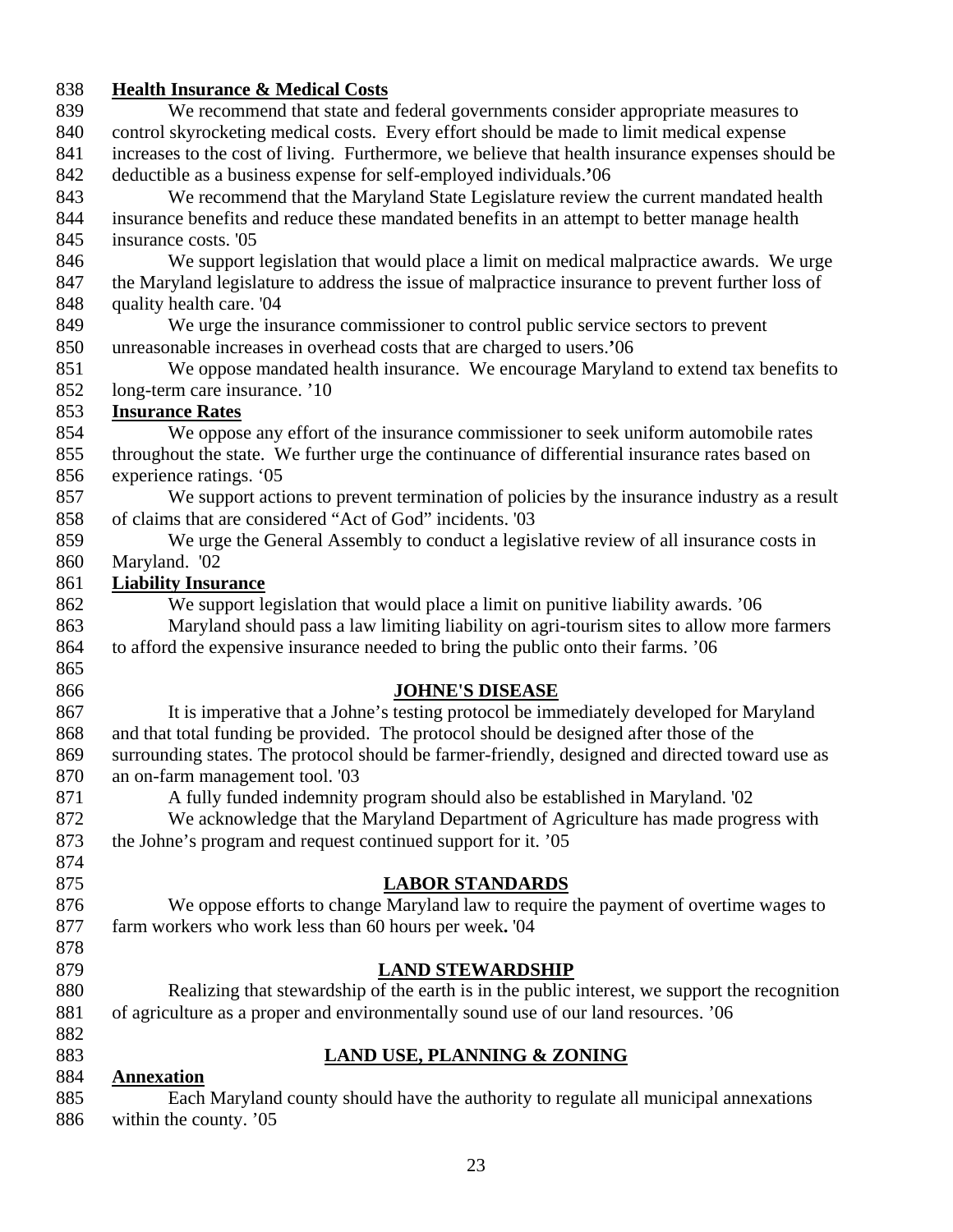**Health Insurance & Medical Costs**

We recommend that state and federal governments consider appropriate measures to control skyrocketing medical costs. Every effort should be made to limit medical expense increases to the cost of living. Furthermore, we believe that health insurance expenses should be deductible as a business expense for self-employed individuals.'06

We recommend that the Maryland State Legislature review the current mandated health insurance benefits and reduce these mandated benefits in an attempt to better manage health insurance costs. '05

We support legislation that would place a limit on medical malpractice awards. We urge the Maryland legislature to address the issue of malpractice insurance to prevent further loss of quality health care. '04

We urge the insurance commissioner to control public service sectors to prevent unreasonable increases in overhead costs that are charged to users.'06

We oppose mandated health insurance. We encourage Maryland to extend tax benefits to long-term care insurance. '10

**Insurance Rates**

We oppose any effort of the insurance commissioner to seek uniform automobile rates throughout the state. We further urge the continuance of differential insurance rates based on experience ratings. '05

We support actions to prevent termination of policies by the insurance industry as a result of claims that are considered "Act of God" incidents. '03

We urge the General Assembly to conduct a legislative review of all insurance costs in Maryland. '02

**Liability Insurance**

We support legislation that would place a limit on punitive liability awards. '06

Maryland should pass a law limiting liability on agri-tourism sites to allow more farmers to afford the expensive insurance needed to bring the public onto their farms. '06

## JOHNE'S DISEASE

It is imperative that a Johne's testing protocol be immediately developed for Maryland and that total funding be provided. The protocol should be designed after those of the surrounding states. The protocol should be farmer-friendly, designed and directed toward use as an on-farm management tool. '03

A fully funded indemnity program should also be established in Maryland. '02

We acknowledge that the Maryland Department of Agriculture has made progress with the Johne's program and request continued support for it. '05

## LABOR STANDARDS

We oppose efforts to change Maryland law to require the payment of overtime wages to farm workers who work less than 60 hours per week. '04

## LAND STEWARDSHIP

Realizing that stewardship of the earth is in the public interest, we support the recognition of agriculture as a proper and environmentally sound use of our land resources. '06

## LAND USE, PLANNING & ZONING

**Annexation**

Each Maryland county should have the authority to regulate all municipal annexations within the county. '05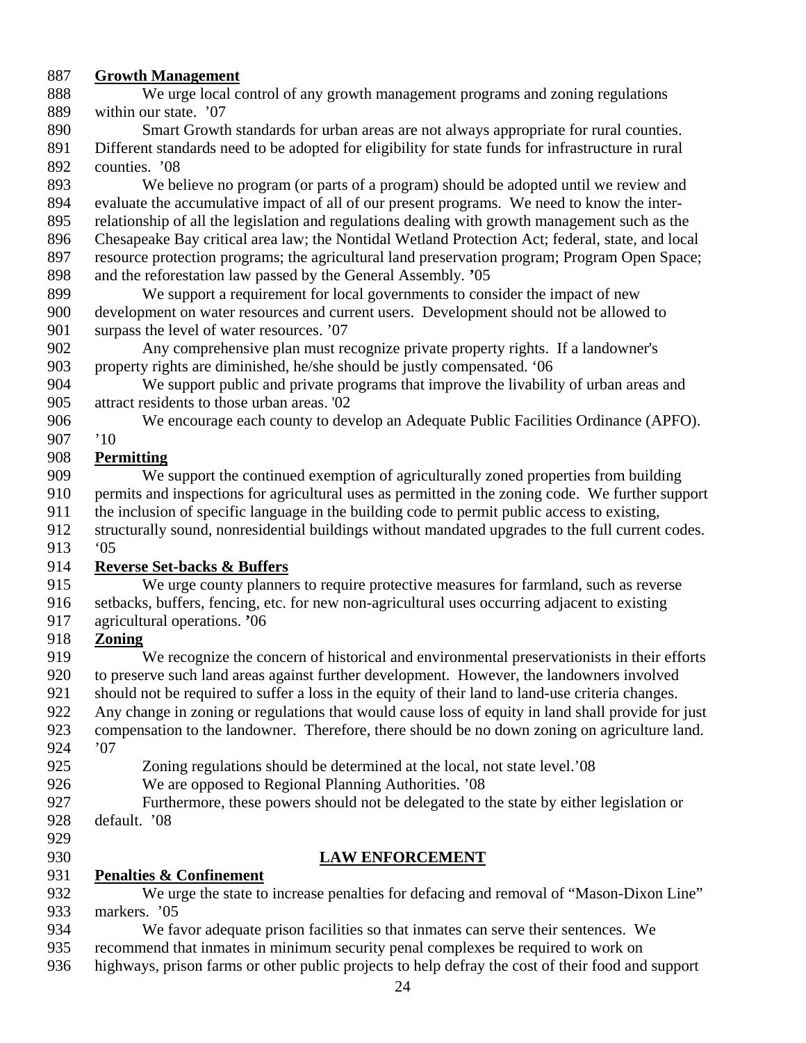**Growth Management**

We urge local control of any growth management programs and zoning regulations within our state. '07

Smart Growth standards for urban areas are not always appropriate for rural counties. Different standards need to be adopted for eligibility for state funds for infrastructure in rural counties. '08

We believe no program (or parts of a program) should be adopted until we review and evaluate the accumulative impact of all of our present programs. We need to know the inter-relationship of all the legislation and regulations dealing with growth management such as the Chesapeake Bay critical area law; the Nontidal Wetland Protection Act; federal, state, and local resource protection programs; the agricultural land preservation program; Program Open Space; and the reforestation law passed by the General Assembly. '05

We support a requirement for local governments to consider the impact of new development on water resources and current users. Development should not be allowed to surpass the level of water resources. '07

Any comprehensive plan must recognize private property rights. If a landowner's property rights are diminished, he/she should be justly compensated. '06

We support public and private programs that improve the livability of urban areas and attract residents to those urban areas. '02

We encourage each county to develop an Adequate Public Facilities Ordinance (APFO). '10

**Permitting**

We support the continued exemption of agriculturally zoned properties from building permits and inspections for agricultural uses as permitted in the zoning code. We further support the inclusion of specific language in the building code to permit public access to existing, structurally sound, nonresidential buildings without mandated upgrades to the full current codes. '05

**Reverse Set-backs & Buffers**

We urge county planners to require protective measures for farmland, such as reverse setbacks, buffers, fencing, etc. for new non-agricultural uses occurring adjacent to existing agricultural operations. '06

**Zoning**

We recognize the concern of historical and environmental preservationists in their efforts to preserve such land areas against further development. However, the landowners involved should not be required to suffer a loss in the equity of their land to land-use criteria changes. Any change in zoning or regulations that would cause loss of equity in land shall provide for just compensation to the landowner. Therefore, there should be no down zoning on agriculture land. '07

Zoning regulations should be determined at the local, not state level.'08

We are opposed to Regional Planning Authorities. '08

Furthermore, these powers should not be delegated to the state by either legislation or default. '08

## LAW ENFORCEMENT

**Penalties & Confinement**

We urge the state to increase penalties for defacing and removal of "Mason-Dixon Line" markers. '05

We favor adequate prison facilities so that inmates can serve their sentences. We recommend that inmates in minimum security penal complexes be required to work on highways, prison farms or other public projects to help defray the cost of their food and support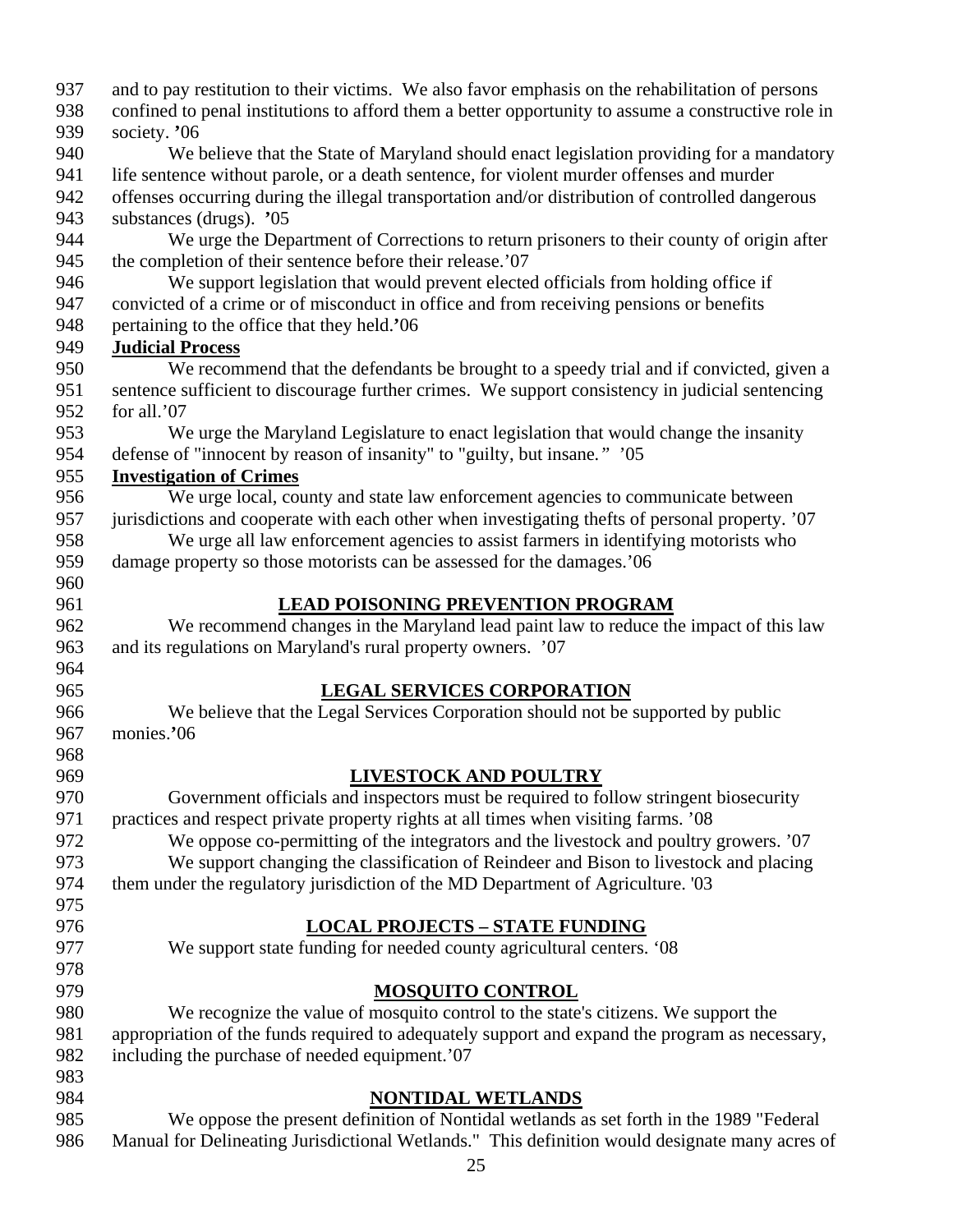and to pay restitution to their victims. We also favor emphasis on the rehabilitation of persons confined to penal institutions to afford them a better opportunity to assume a constructive role in society. '06

We believe that the State of Maryland should enact legislation providing for a mandatory life sentence without parole, or a death sentence, for violent murder offenses and murder offenses occurring during the illegal transportation and/or distribution of controlled dangerous substances (drugs). '05

We urge the Department of Corrections to return prisoners to their county of origin after the completion of their sentence before their release.'07

We support legislation that would prevent elected officials from holding office if convicted of a crime or of misconduct in office and from receiving pensions or benefits pertaining to the office that they held.'06

**Judicial Process**

We recommend that the defendants be brought to a speedy trial and if convicted, given a sentence sufficient to discourage further crimes. We support consistency in judicial sentencing for all.'07

We urge the Maryland Legislature to enact legislation that would change the insanity defense of "innocent by reason of insanity" to "guilty, but insane." '05

**Investigation of Crimes**

We urge local, county and state law enforcement agencies to communicate between jurisdictions and cooperate with each other when investigating thefts of personal property. '07

We urge all law enforcement agencies to assist farmers in identifying motorists who damage property so those motorists can be assessed for the damages.'06

## LEAD POISONING PREVENTION PROGRAM

We recommend changes in the Maryland lead paint law to reduce the impact of this law and its regulations on Maryland's rural property owners. '07

## LEGAL SERVICES CORPORATION

We believe that the Legal Services Corporation should not be supported by public monies.'06

## LIVESTOCK AND POULTRY

Government officials and inspectors must be required to follow stringent biosecurity practices and respect private property rights at all times when visiting farms. '08

We oppose co-permitting of the integrators and the livestock and poultry growers. '07

We support changing the classification of Reindeer and Bison to livestock and placing them under the regulatory jurisdiction of the MD Department of Agriculture. '03

## LOCAL PROJECTS – STATE FUNDING

We support state funding for needed county agricultural centers. '08

## MOSQUITO CONTROL

We recognize the value of mosquito control to the state's citizens. We support the appropriation of the funds required to adequately support and expand the program as necessary, including the purchase of needed equipment.'07

## NONTIDAL WETLANDS

We oppose the present definition of Nontidal wetlands as set forth in the 1989 "Federal Manual for Delineating Jurisdictional Wetlands." This definition would designate many acres of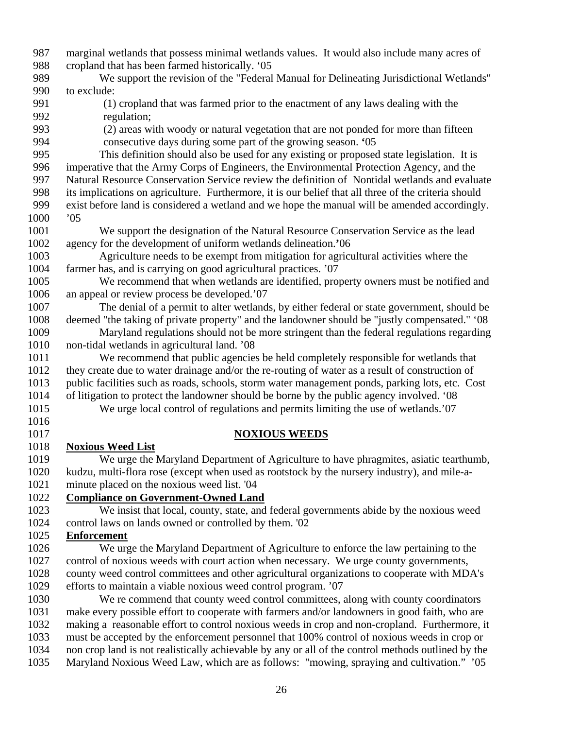marginal wetlands that possess minimal wetlands values. It would also include many acres of cropland that has been farmed historically. '05

We support the revision of the "Federal Manual for Delineating Jurisdictional Wetlands" to exclude:

(1) cropland that was farmed prior to the enactment of any laws dealing with the regulation;

(2) areas with woody or natural vegetation that are not ponded for more than fifteen consecutive days during some part of the growing season. '05

This definition should also be used for any existing or proposed state legislation. It is imperative that the Army Corps of Engineers, the Environmental Protection Agency, and the Natural Resource Conservation Service review the definition of Nontidal wetlands and evaluate its implications on agriculture. Furthermore, it is our belief that all three of the criteria should exist before land is considered a wetland and we hope the manual will be amended accordingly. '05

We support the designation of the Natural Resource Conservation Service as the lead agency for the development of uniform wetlands delineation.'06

Agriculture needs to be exempt from mitigation for agricultural activities where the farmer has, and is carrying on good agricultural practices. '07

We recommend that when wetlands are identified, property owners must be notified and an appeal or review process be developed.'07

The denial of a permit to alter wetlands, by either federal or state government, should be deemed "the taking of private property" and the landowner should be "justly compensated." '08

Maryland regulations should not be more stringent than the federal regulations regarding non-tidal wetlands in agricultural land. '08

We recommend that public agencies be held completely responsible for wetlands that they create due to water drainage and/or the re-routing of water as a result of construction of public facilities such as roads, schools, storm water management ponds, parking lots, etc. Cost of litigation to protect the landowner should be borne by the public agency involved. '08

We urge local control of regulations and permits limiting the use of wetlands.'07

## NOXIOUS WEEDS

### Noxious Weed List

We urge the Maryland Department of Agriculture to have phragmites, asiatic tearthumb, kudzu, multi-flora rose (except when used as rootstock by the nursery industry), and mile-a-minute placed on the noxious weed list. '04

### Compliance on Government-Owned Land

We insist that local, county, state, and federal governments abide by the noxious weed control laws on lands owned or controlled by them. '02

### Enforcement

We urge the Maryland Department of Agriculture to enforce the law pertaining to the control of noxious weeds with court action when necessary. We urge county governments, county weed control committees and other agricultural organizations to cooperate with MDA's efforts to maintain a viable noxious weed control program. '07

We re commend that county weed control committees, along with county coordinators make every possible effort to cooperate with farmers and/or landowners in good faith, who are making a reasonable effort to control noxious weeds in crop and non-cropland. Furthermore, it must be accepted by the enforcement personnel that 100% control of noxious weeds in crop or non crop land is not realistically achievable by any or all of the control methods outlined by the Maryland Noxious Weed Law, which are as follows: "mowing, spraying and cultivation." '05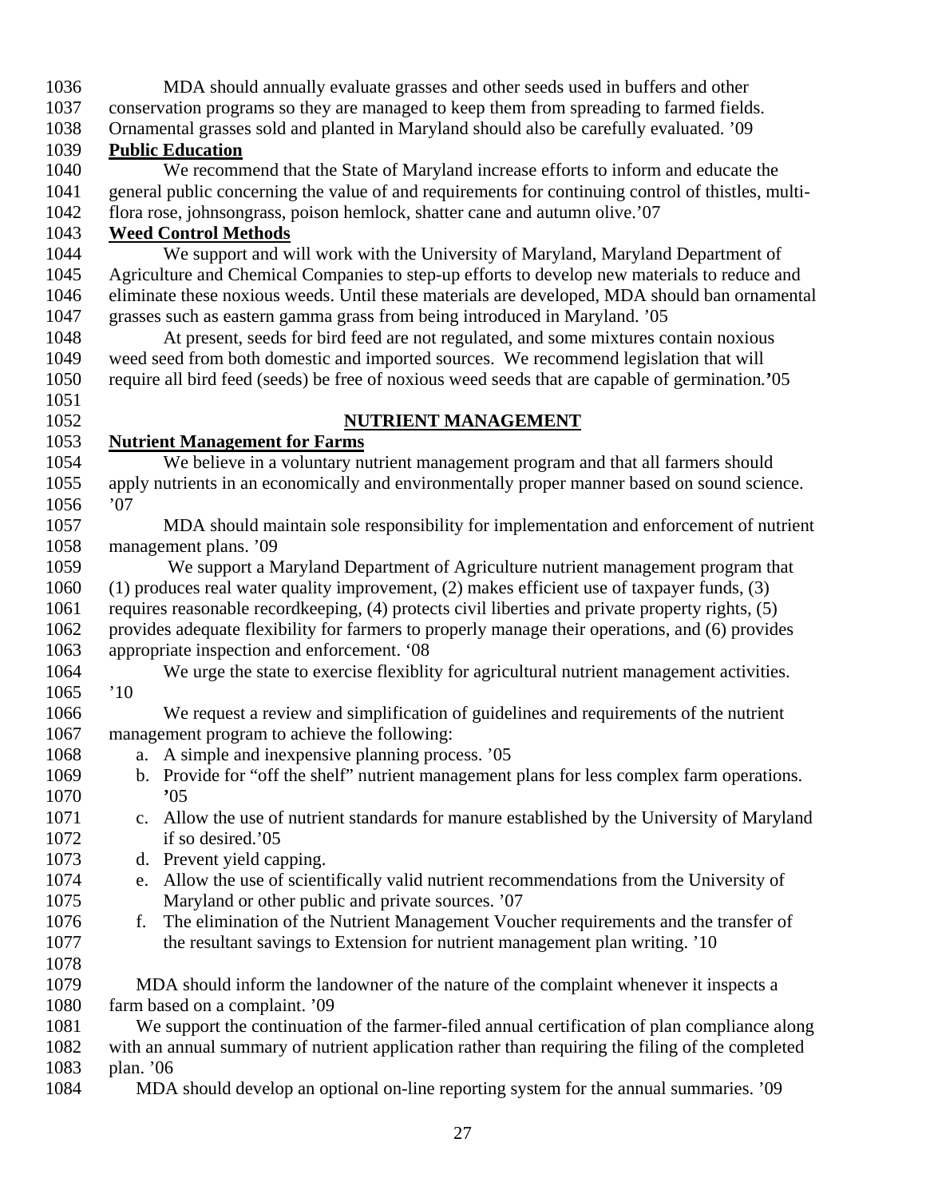MDA should annually evaluate grasses and other seeds used in buffers and other conservation programs so they are managed to keep them from spreading to farmed fields. Ornamental grasses sold and planted in Maryland should also be carefully evaluated. '09

**Public Education**

We recommend that the State of Maryland increase efforts to inform and educate the general public concerning the value of and requirements for continuing control of thistles, multi-flora rose, johnsongrass, poison hemlock, shatter cane and autumn olive.'07

**Weed Control Methods**

We support and will work with the University of Maryland, Maryland Department of Agriculture and Chemical Companies to step-up efforts to develop new materials to reduce and eliminate these noxious weeds. Until these materials are developed, MDA should ban ornamental grasses such as eastern gamma grass from being introduced in Maryland. '05

At present, seeds for bird feed are not regulated, and some mixtures contain noxious weed seed from both domestic and imported sources. We recommend legislation that will require all bird feed (seeds) be free of noxious weed seeds that are capable of germination.'05

## NUTRIENT MANAGEMENT

**Nutrient Management for Farms**

We believe in a voluntary nutrient management program and that all farmers should apply nutrients in an economically and environmentally proper manner based on sound science. '07

MDA should maintain sole responsibility for implementation and enforcement of nutrient management plans. '09

We support a Maryland Department of Agriculture nutrient management program that (1) produces real water quality improvement, (2) makes efficient use of taxpayer funds, (3) requires reasonable recordkeeping, (4) protects civil liberties and private property rights, (5) provides adequate flexibility for farmers to properly manage their operations, and (6) provides appropriate inspection and enforcement. '08

We urge the state to exercise flexiblity for agricultural nutrient management activities. '10

We request a review and simplification of guidelines and requirements of the nutrient management program to achieve the following:

a. A simple and inexpensive planning process. '05
b. Provide for "off the shelf" nutrient management plans for less complex farm operations. '05
c. Allow the use of nutrient standards for manure established by the University of Maryland if so desired.'05
d. Prevent yield capping.
e. Allow the use of scientifically valid nutrient recommendations from the University of Maryland or other public and private sources. '07
f. The elimination of the Nutrient Management Voucher requirements and the transfer of the resultant savings to Extension for nutrient management plan writing. '10

MDA should inform the landowner of the nature of the complaint whenever it inspects a farm based on a complaint. '09

We support the continuation of the farmer-filed annual certification of plan compliance along with an annual summary of nutrient application rather than requiring the filing of the completed plan. '06

MDA should develop an optional on-line reporting system for the annual summaries. '09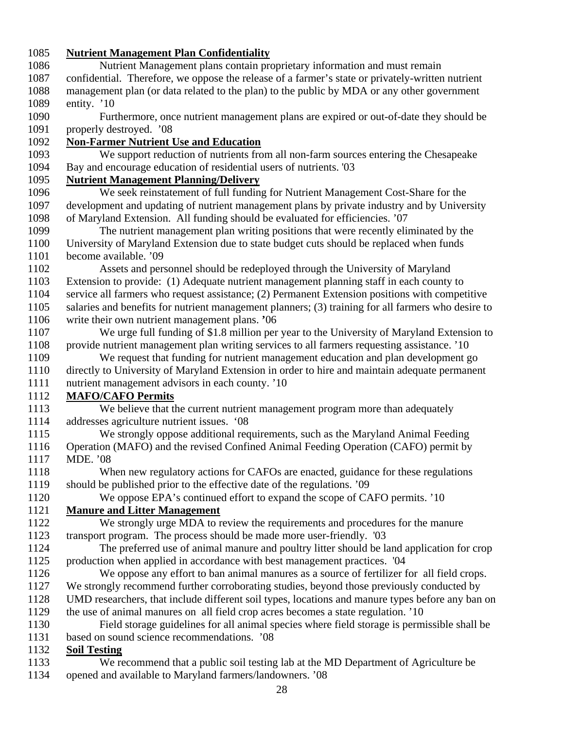**Nutrient Management Plan Confidentiality**

Nutrient Management plans contain proprietary information and must remain confidential. Therefore, we oppose the release of a farmer's state or privately-written nutrient management plan (or data related to the plan) to the public by MDA or any other government entity. '10

Furthermore, once nutrient management plans are expired or out-of-date they should be properly destroyed. '08

**Non-Farmer Nutrient Use and Education**

We support reduction of nutrients from all non-farm sources entering the Chesapeake Bay and encourage education of residential users of nutrients. '03

**Nutrient Management Planning/Delivery**

We seek reinstatement of full funding for Nutrient Management Cost-Share for the development and updating of nutrient management plans by private industry and by University of Maryland Extension. All funding should be evaluated for efficiencies. '07

The nutrient management plan writing positions that were recently eliminated by the University of Maryland Extension due to state budget cuts should be replaced when funds become available. '09

Assets and personnel should be redeployed through the University of Maryland Extension to provide: (1) Adequate nutrient management planning staff in each county to service all farmers who request assistance; (2) Permanent Extension positions with competitive salaries and benefits for nutrient management planners; (3) training for all farmers who desire to write their own nutrient management plans. '06

We urge full funding of $1.8 million per year to the University of Maryland Extension to provide nutrient management plan writing services to all farmers requesting assistance. '10

We request that funding for nutrient management education and plan development go directly to University of Maryland Extension in order to hire and maintain adequate permanent nutrient management advisors in each county. '10

**MAFO/CAFO Permits**

We believe that the current nutrient management program more than adequately addresses agriculture nutrient issues. '08

We strongly oppose additional requirements, such as the Maryland Animal Feeding Operation (MAFO) and the revised Confined Animal Feeding Operation (CAFO) permit by MDE. '08

When new regulatory actions for CAFOs are enacted, guidance for these regulations should be published prior to the effective date of the regulations. '09

We oppose EPA's continued effort to expand the scope of CAFO permits. '10

**Manure and Litter Management**

We strongly urge MDA to review the requirements and procedures for the manure transport program. The process should be made more user-friendly. '03

The preferred use of animal manure and poultry litter should be land application for crop production when applied in accordance with best management practices. '04

We oppose any effort to ban animal manures as a source of fertilizer for all field crops. We strongly recommend further corroborating studies, beyond those previously conducted by UMD researchers, that include different soil types, locations and manure types before any ban on the use of animal manures on all field crop acres becomes a state regulation. '10

Field storage guidelines for all animal species where field storage is permissible shall be based on sound science recommendations. '08

**Soil Testing**

We recommend that a public soil testing lab at the MD Department of Agriculture be opened and available to Maryland farmers/landowners. '08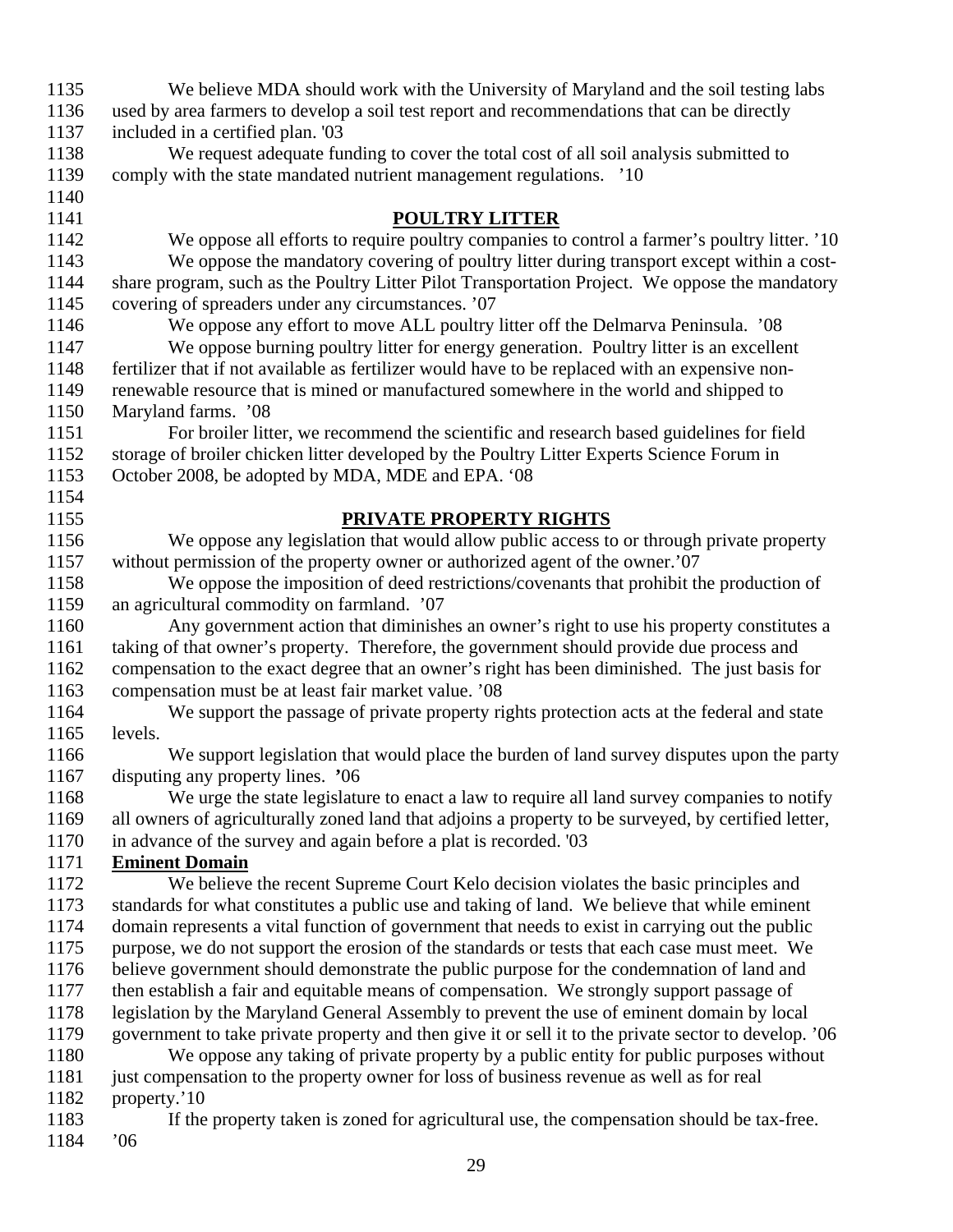We believe MDA should work with the University of Maryland and the soil testing labs used by area farmers to develop a soil test report and recommendations that can be directly included in a certified plan. '03

We request adequate funding to cover the total cost of all soil analysis submitted to comply with the state mandated nutrient management regulations. '10

## POULTRY LITTER

We oppose all efforts to require poultry companies to control a farmer's poultry litter. '10

We oppose the mandatory covering of poultry litter during transport except within a cost-share program, such as the Poultry Litter Pilot Transportation Project. We oppose the mandatory covering of spreaders under any circumstances. '07

We oppose any effort to move ALL poultry litter off the Delmarva Peninsula. '08

We oppose burning poultry litter for energy generation. Poultry litter is an excellent fertilizer that if not available as fertilizer would have to be replaced with an expensive non-renewable resource that is mined or manufactured somewhere in the world and shipped to Maryland farms. '08

For broiler litter, we recommend the scientific and research based guidelines for field storage of broiler chicken litter developed by the Poultry Litter Experts Science Forum in October 2008, be adopted by MDA, MDE and EPA. '08

## PRIVATE PROPERTY RIGHTS

We oppose any legislation that would allow public access to or through private property without permission of the property owner or authorized agent of the owner.'07

We oppose the imposition of deed restrictions/covenants that prohibit the production of an agricultural commodity on farmland. '07

Any government action that diminishes an owner's right to use his property constitutes a taking of that owner's property. Therefore, the government should provide due process and compensation to the exact degree that an owner's right has been diminished. The just basis for compensation must be at least fair market value. '08

We support the passage of private property rights protection acts at the federal and state levels.

We support legislation that would place the burden of land survey disputes upon the party disputing any property lines. '06

We urge the state legislature to enact a law to require all land survey companies to notify all owners of agriculturally zoned land that adjoins a property to be surveyed, by certified letter, in advance of the survey and again before a plat is recorded. '03

### Eminent Domain

We believe the recent Supreme Court Kelo decision violates the basic principles and standards for what constitutes a public use and taking of land. We believe that while eminent domain represents a vital function of government that needs to exist in carrying out the public purpose, we do not support the erosion of the standards or tests that each case must meet. We believe government should demonstrate the public purpose for the condemnation of land and then establish a fair and equitable means of compensation. We strongly support passage of legislation by the Maryland General Assembly to prevent the use of eminent domain by local government to take private property and then give it or sell it to the private sector to develop. '06

We oppose any taking of private property by a public entity for public purposes without just compensation to the property owner for loss of business revenue as well as for real property.'10

If the property taken is zoned for agricultural use, the compensation should be tax-free. '06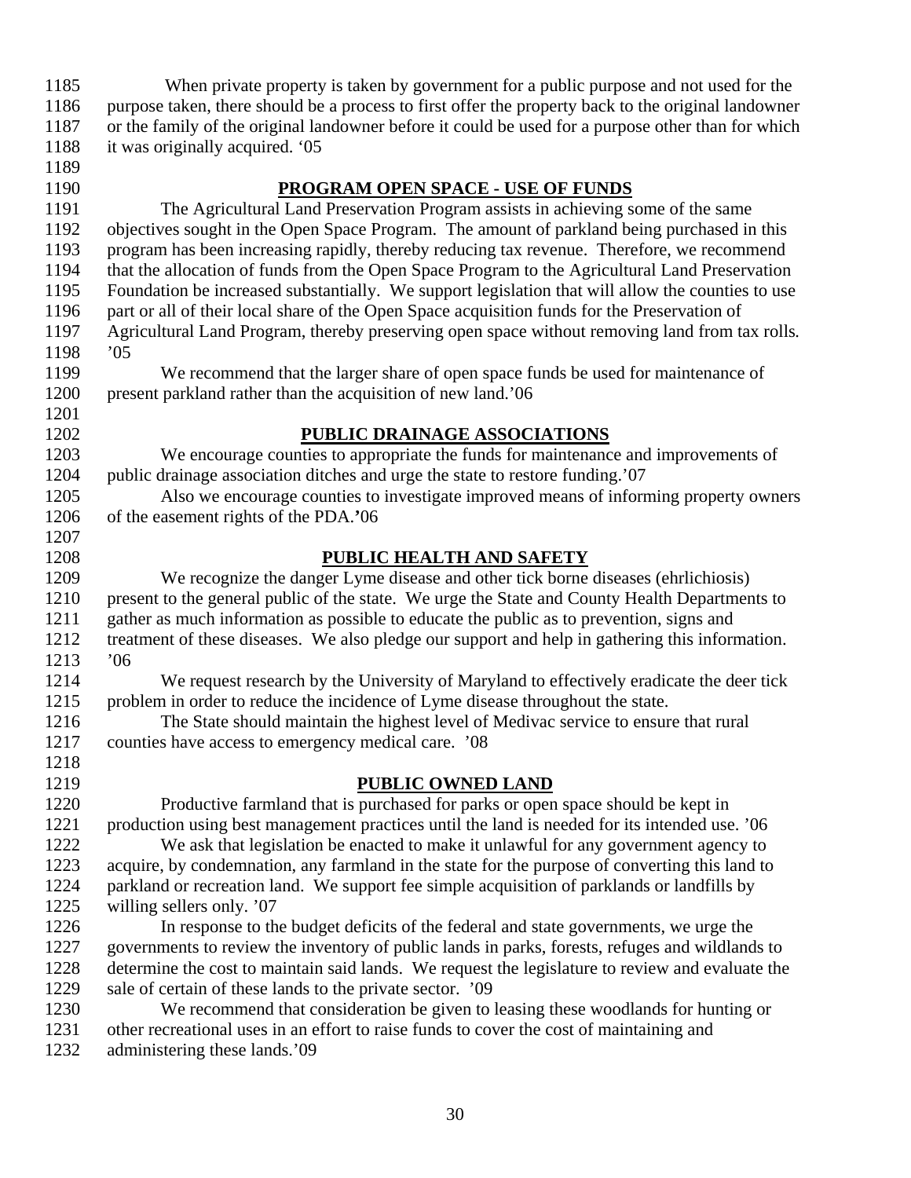When private property is taken by government for a public purpose and not used for the purpose taken, there should be a process to first offer the property back to the original landowner or the family of the original landowner before it could be used for a purpose other than for which it was originally acquired. '05

## PROGRAM OPEN SPACE - USE OF FUNDS

The Agricultural Land Preservation Program assists in achieving some of the same objectives sought in the Open Space Program. The amount of parkland being purchased in this program has been increasing rapidly, thereby reducing tax revenue. Therefore, we recommend that the allocation of funds from the Open Space Program to the Agricultural Land Preservation Foundation be increased substantially. We support legislation that will allow the counties to use part or all of their local share of the Open Space acquisition funds for the Preservation of Agricultural Land Program, thereby preserving open space without removing land from tax rolls. '05

We recommend that the larger share of open space funds be used for maintenance of present parkland rather than the acquisition of new land.'06

## PUBLIC DRAINAGE ASSOCIATIONS

We encourage counties to appropriate the funds for maintenance and improvements of public drainage association ditches and urge the state to restore funding.'07

Also we encourage counties to investigate improved means of informing property owners of the easement rights of the PDA.'06

## PUBLIC HEALTH AND SAFETY

We recognize the danger Lyme disease and other tick borne diseases (ehrlichiosis) present to the general public of the state. We urge the State and County Health Departments to gather as much information as possible to educate the public as to prevention, signs and treatment of these diseases. We also pledge our support and help in gathering this information. '06

We request research by the University of Maryland to effectively eradicate the deer tick problem in order to reduce the incidence of Lyme disease throughout the state.

The State should maintain the highest level of Medivac service to ensure that rural counties have access to emergency medical care. '08

## PUBLIC OWNED LAND

Productive farmland that is purchased for parks or open space should be kept in production using best management practices until the land is needed for its intended use. '06

We ask that legislation be enacted to make it unlawful for any government agency to acquire, by condemnation, any farmland in the state for the purpose of converting this land to parkland or recreation land. We support fee simple acquisition of parklands or landfills by willing sellers only. '07

In response to the budget deficits of the federal and state governments, we urge the governments to review the inventory of public lands in parks, forests, refuges and wildlands to determine the cost to maintain said lands. We request the legislature to review and evaluate the sale of certain of these lands to the private sector. '09

We recommend that consideration be given to leasing these woodlands for hunting or other recreational uses in an effort to raise funds to cover the cost of maintaining and administering these lands.'09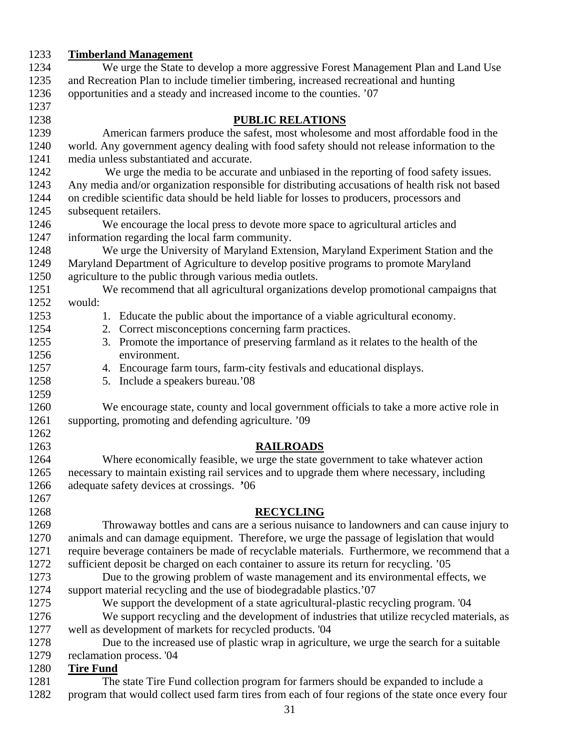**Timberland Management**

We urge the State to develop a more aggressive Forest Management Plan and Land Use and Recreation Plan to include timelier timbering, increased recreational and hunting opportunities and a steady and increased income to the counties. ’07

## PUBLIC RELATIONS

American farmers produce the safest, most wholesome and most affordable food in the world. Any government agency dealing with food safety should not release information to the media unless substantiated and accurate.

We urge the media to be accurate and unbiased in the reporting of food safety issues. Any media and/or organization responsible for distributing accusations of health risk not based on credible scientific data should be held liable for losses to producers, processors and subsequent retailers.

We encourage the local press to devote more space to agricultural articles and information regarding the local farm community.

We urge the University of Maryland Extension, Maryland Experiment Station and the Maryland Department of Agriculture to develop positive programs to promote Maryland agriculture to the public through various media outlets.

We recommend that all agricultural organizations develop promotional campaigns that would:

1. Educate the public about the importance of a viable agricultural economy.
2. Correct misconceptions concerning farm practices.
3. Promote the importance of preserving farmland as it relates to the health of the environment.
4. Encourage farm tours, farm-city festivals and educational displays.
5. Include a speakers bureau.’08

We encourage state, county and local government officials to take a more active role in supporting, promoting and defending agriculture. ’09

## RAILROADS

Where economically feasible, we urge the state government to take whatever action necessary to maintain existing rail services and to upgrade them where necessary, including adequate safety devices at crossings. **’**06

## RECYCLING

Throwaway bottles and cans are a serious nuisance to landowners and can cause injury to animals and can damage equipment. Therefore, we urge the passage of legislation that would require beverage containers be made of recyclable materials. Furthermore, we recommend that a sufficient deposit be charged on each container to assure its return for recycling. ’05

Due to the growing problem of waste management and its environmental effects, we support material recycling and the use of biodegradable plastics.’07

We support the development of a state agricultural-plastic recycling program. '04

We support recycling and the development of industries that utilize recycled materials, as well as development of markets for recycled products. '04

Due to the increased use of plastic wrap in agriculture, we urge the search for a suitable reclamation process. '04

**Tire Fund**

The state Tire Fund collection program for farmers should be expanded to include a program that would collect used farm tires from each of four regions of the state once every four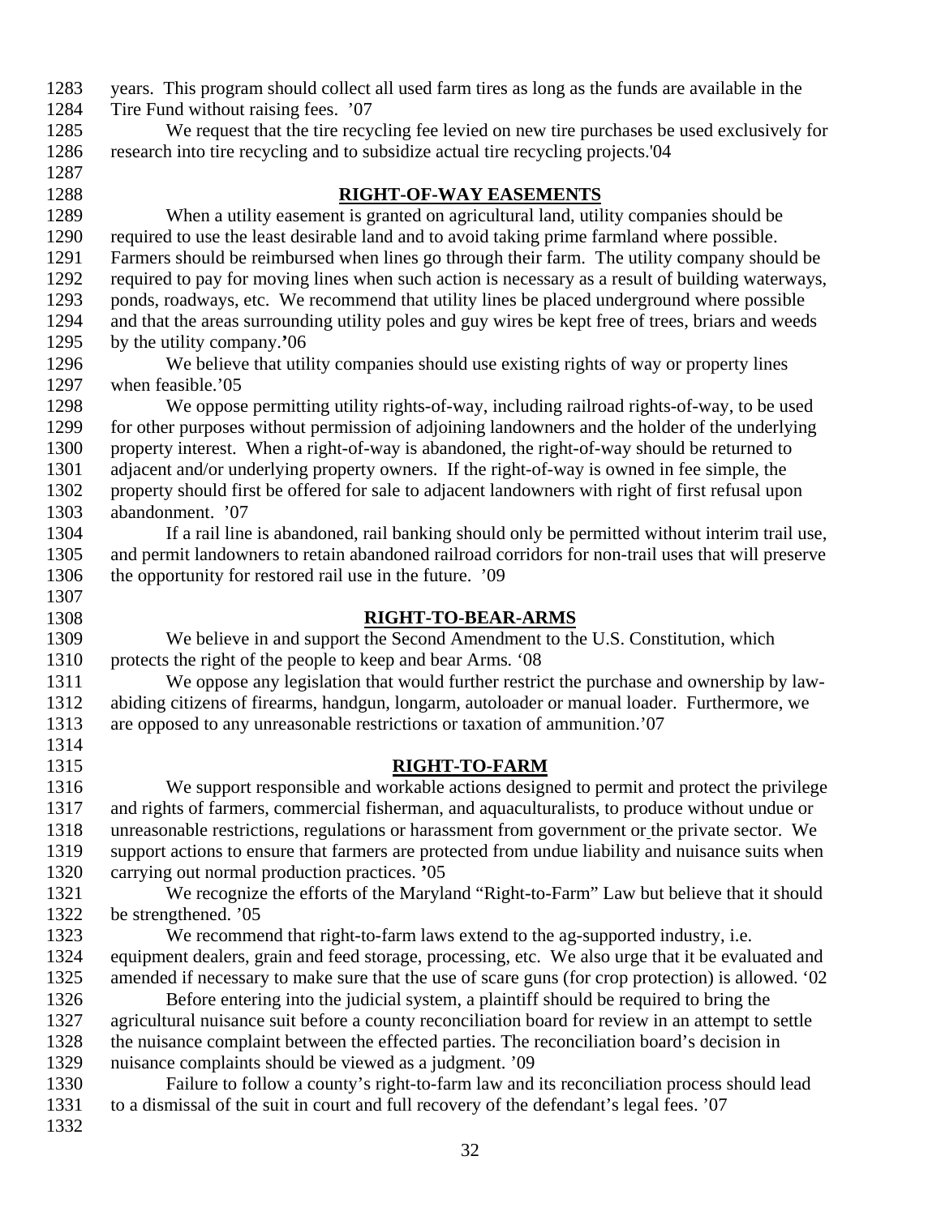years. This program should collect all used farm tires as long as the funds are available in the Tire Fund without raising fees. '07

We request that the tire recycling fee levied on new tire purchases be used exclusively for research into tire recycling and to subsidize actual tire recycling projects.'04

## RIGHT-OF-WAY EASEMENTS

When a utility easement is granted on agricultural land, utility companies should be required to use the least desirable land and to avoid taking prime farmland where possible. Farmers should be reimbursed when lines go through their farm. The utility company should be required to pay for moving lines when such action is necessary as a result of building waterways, ponds, roadways, etc. We recommend that utility lines be placed underground where possible and that the areas surrounding utility poles and guy wires be kept free of trees, briars and weeds by the utility company.'06

We believe that utility companies should use existing rights of way or property lines when feasible.'05

We oppose permitting utility rights-of-way, including railroad rights-of-way, to be used for other purposes without permission of adjoining landowners and the holder of the underlying property interest. When a right-of-way is abandoned, the right-of-way should be returned to adjacent and/or underlying property owners. If the right-of-way is owned in fee simple, the property should first be offered for sale to adjacent landowners with right of first refusal upon abandonment. '07

If a rail line is abandoned, rail banking should only be permitted without interim trail use, and permit landowners to retain abandoned railroad corridors for non-trail uses that will preserve the opportunity for restored rail use in the future. '09

## RIGHT-TO-BEAR-ARMS

We believe in and support the Second Amendment to the U.S. Constitution, which protects the right of the people to keep and bear Arms. '08

We oppose any legislation that would further restrict the purchase and ownership by law-abiding citizens of firearms, handgun, longarm, autoloader or manual loader. Furthermore, we are opposed to any unreasonable restrictions or taxation of ammunition.'07

## RIGHT-TO-FARM

We support responsible and workable actions designed to permit and protect the privilege and rights of farmers, commercial fisherman, and aquaculturalists, to produce without undue or unreasonable restrictions, regulations or harassment from government or the private sector. We support actions to ensure that farmers are protected from undue liability and nuisance suits when carrying out normal production practices. '05

We recognize the efforts of the Maryland "Right-to-Farm" Law but believe that it should be strengthened. '05

We recommend that right-to-farm laws extend to the ag-supported industry, i.e. equipment dealers, grain and feed storage, processing, etc. We also urge that it be evaluated and amended if necessary to make sure that the use of scare guns (for crop protection) is allowed. '02

Before entering into the judicial system, a plaintiff should be required to bring the agricultural nuisance suit before a county reconciliation board for review in an attempt to settle the nuisance complaint between the effected parties. The reconciliation board's decision in nuisance complaints should be viewed as a judgment. '09

Failure to follow a county's right-to-farm law and its reconciliation process should lead to a dismissal of the suit in court and full recovery of the defendant's legal fees. '07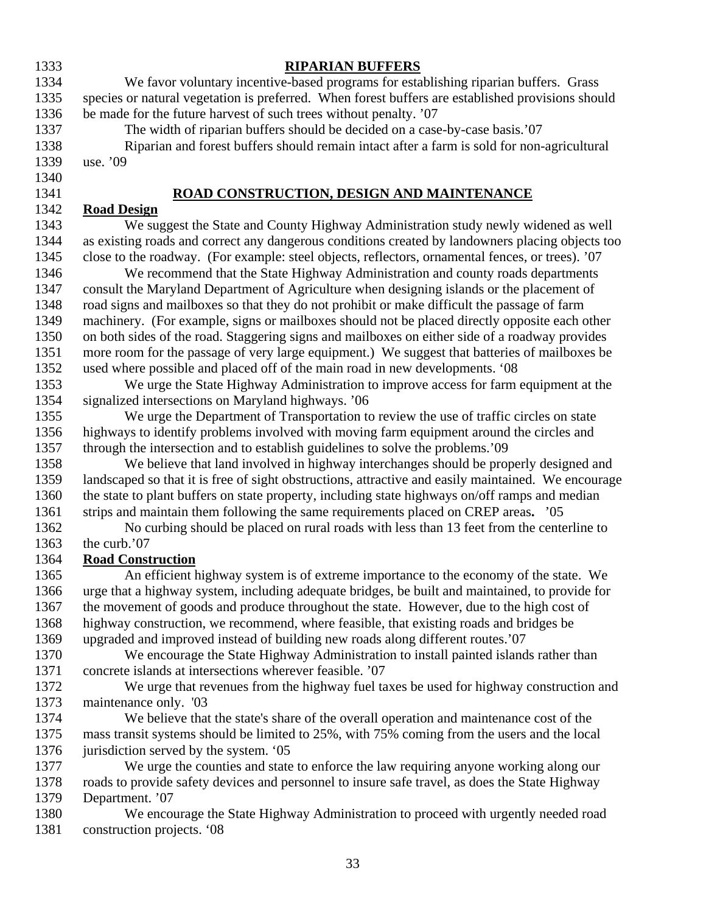## RIPARIAN BUFFERS

We favor voluntary incentive-based programs for establishing riparian buffers. Grass species or natural vegetation is preferred. When forest buffers are established provisions should be made for the future harvest of such trees without penalty. '07

The width of riparian buffers should be decided on a case-by-case basis.'07

Riparian and forest buffers should remain intact after a farm is sold for non-agricultural use. '09

## ROAD CONSTRUCTION, DESIGN AND MAINTENANCE

### Road Design

We suggest the State and County Highway Administration study newly widened as well as existing roads and correct any dangerous conditions created by landowners placing objects too close to the roadway. (For example: steel objects, reflectors, ornamental fences, or trees). '07

We recommend that the State Highway Administration and county roads departments consult the Maryland Department of Agriculture when designing islands or the placement of road signs and mailboxes so that they do not prohibit or make difficult the passage of farm machinery. (For example, signs or mailboxes should not be placed directly opposite each other on both sides of the road. Staggering signs and mailboxes on either side of a roadway provides more room for the passage of very large equipment.) We suggest that batteries of mailboxes be used where possible and placed off of the main road in new developments. '08

We urge the State Highway Administration to improve access for farm equipment at the signalized intersections on Maryland highways. '06

We urge the Department of Transportation to review the use of traffic circles on state highways to identify problems involved with moving farm equipment around the circles and through the intersection and to establish guidelines to solve the problems.'09

We believe that land involved in highway interchanges should be properly designed and landscaped so that it is free of sight obstructions, attractive and easily maintained. We encourage the state to plant buffers on state property, including state highways on/off ramps and median strips and maintain them following the same requirements placed on CREP areas**.** '05

No curbing should be placed on rural roads with less than 13 feet from the centerline to the curb.'07

### Road Construction

An efficient highway system is of extreme importance to the economy of the state. We urge that a highway system, including adequate bridges, be built and maintained, to provide for the movement of goods and produce throughout the state. However, due to the high cost of highway construction, we recommend, where feasible, that existing roads and bridges be upgraded and improved instead of building new roads along different routes.'07

We encourage the State Highway Administration to install painted islands rather than concrete islands at intersections wherever feasible. '07

We urge that revenues from the highway fuel taxes be used for highway construction and maintenance only. '03

We believe that the state's share of the overall operation and maintenance cost of the mass transit systems should be limited to 25%, with 75% coming from the users and the local jurisdiction served by the system. '05

We urge the counties and state to enforce the law requiring anyone working along our roads to provide safety devices and personnel to insure safe travel, as does the State Highway Department. '07

We encourage the State Highway Administration to proceed with urgently needed road construction projects. '08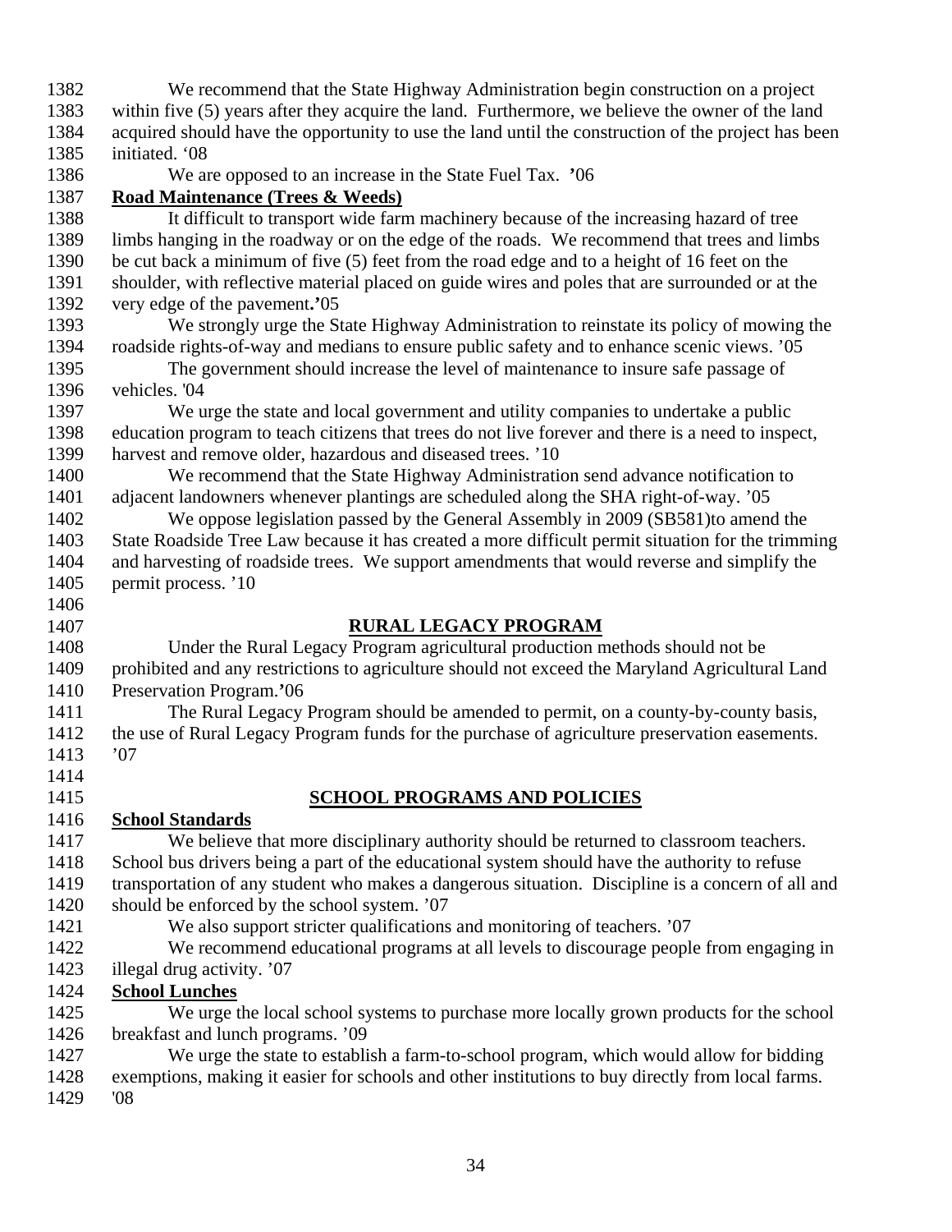We recommend that the State Highway Administration begin construction on a project within five (5) years after they acquire the land. Furthermore, we believe the owner of the land acquired should have the opportunity to use the land until the construction of the project has been initiated. '08

We are opposed to an increase in the State Fuel Tax. '06

**Road Maintenance (Trees & Weeds)**

It difficult to transport wide farm machinery because of the increasing hazard of tree limbs hanging in the roadway or on the edge of the roads. We recommend that trees and limbs be cut back a minimum of five (5) feet from the road edge and to a height of 16 feet on the shoulder, with reflective material placed on guide wires and poles that are surrounded or at the very edge of the pavement.'05

We strongly urge the State Highway Administration to reinstate its policy of mowing the roadside rights-of-way and medians to ensure public safety and to enhance scenic views. '05

The government should increase the level of maintenance to insure safe passage of vehicles. '04

We urge the state and local government and utility companies to undertake a public education program to teach citizens that trees do not live forever and there is a need to inspect, harvest and remove older, hazardous and diseased trees. '10

We recommend that the State Highway Administration send advance notification to adjacent landowners whenever plantings are scheduled along the SHA right-of-way. '05

We oppose legislation passed by the General Assembly in 2009 (SB581)to amend the State Roadside Tree Law because it has created a more difficult permit situation for the trimming and harvesting of roadside trees. We support amendments that would reverse and simplify the permit process. '10

## RURAL LEGACY PROGRAM

Under the Rural Legacy Program agricultural production methods should not be prohibited and any restrictions to agriculture should not exceed the Maryland Agricultural Land Preservation Program.'06

The Rural Legacy Program should be amended to permit, on a county-by-county basis, the use of Rural Legacy Program funds for the purchase of agriculture preservation easements. '07

## SCHOOL PROGRAMS AND POLICIES

**School Standards**

We believe that more disciplinary authority should be returned to classroom teachers. School bus drivers being a part of the educational system should have the authority to refuse transportation of any student who makes a dangerous situation. Discipline is a concern of all and should be enforced by the school system. '07

We also support stricter qualifications and monitoring of teachers. '07

We recommend educational programs at all levels to discourage people from engaging in illegal drug activity. '07

**School Lunches**

We urge the local school systems to purchase more locally grown products for the school breakfast and lunch programs. '09

We urge the state to establish a farm-to-school program, which would allow for bidding exemptions, making it easier for schools and other institutions to buy directly from local farms. '08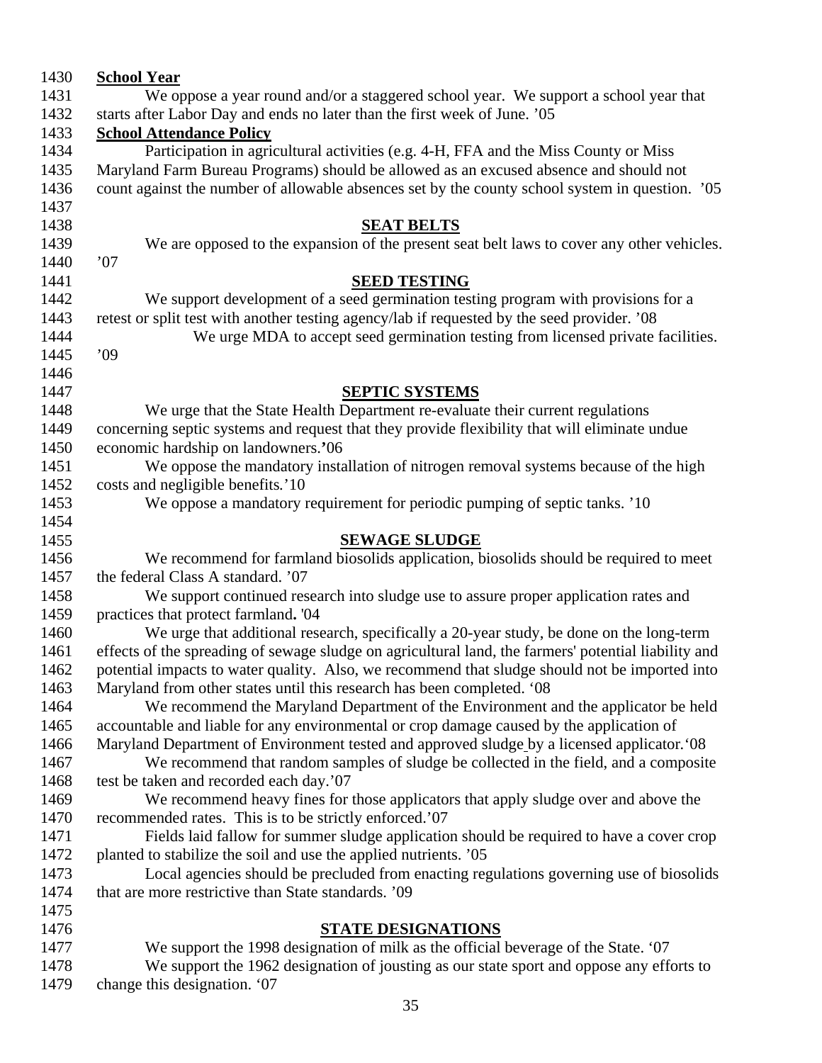**School Year**

We oppose a year round and/or a staggered school year. We support a school year that starts after Labor Day and ends no later than the first week of June. '05

**School Attendance Policy**

Participation in agricultural activities (e.g. 4-H, FFA and the Miss County or Miss Maryland Farm Bureau Programs) should be allowed as an excused absence and should not count against the number of allowable absences set by the county school system in question. '05

## SEAT BELTS

We are opposed to the expansion of the present seat belt laws to cover any other vehicles. '07

## SEED TESTING

We support development of a seed germination testing program with provisions for a retest or split test with another testing agency/lab if requested by the seed provider. '08

We urge MDA to accept seed germination testing from licensed private facilities. '09

## SEPTIC SYSTEMS

We urge that the State Health Department re-evaluate their current regulations concerning septic systems and request that they provide flexibility that will eliminate undue economic hardship on landowners.'06

We oppose the mandatory installation of nitrogen removal systems because of the high costs and negligible benefits.'10

We oppose a mandatory requirement for periodic pumping of septic tanks. '10

## SEWAGE SLUDGE

We recommend for farmland biosolids application, biosolids should be required to meet the federal Class A standard. '07

We support continued research into sludge use to assure proper application rates and practices that protect farmland. '04

We urge that additional research, specifically a 20-year study, be done on the long-term effects of the spreading of sewage sludge on agricultural land, the farmers' potential liability and potential impacts to water quality. Also, we recommend that sludge should not be imported into Maryland from other states until this research has been completed. '08

We recommend the Maryland Department of the Environment and the applicator be held accountable and liable for any environmental or crop damage caused by the application of Maryland Department of Environment tested and approved sludge by a licensed applicator.'08

We recommend that random samples of sludge be collected in the field, and a composite test be taken and recorded each day.'07

We recommend heavy fines for those applicators that apply sludge over and above the recommended rates. This is to be strictly enforced.'07

Fields laid fallow for summer sludge application should be required to have a cover crop planted to stabilize the soil and use the applied nutrients. '05

Local agencies should be precluded from enacting regulations governing use of biosolids that are more restrictive than State standards. '09

## STATE DESIGNATIONS

We support the 1998 designation of milk as the official beverage of the State. '07

We support the 1962 designation of jousting as our state sport and oppose any efforts to change this designation. '07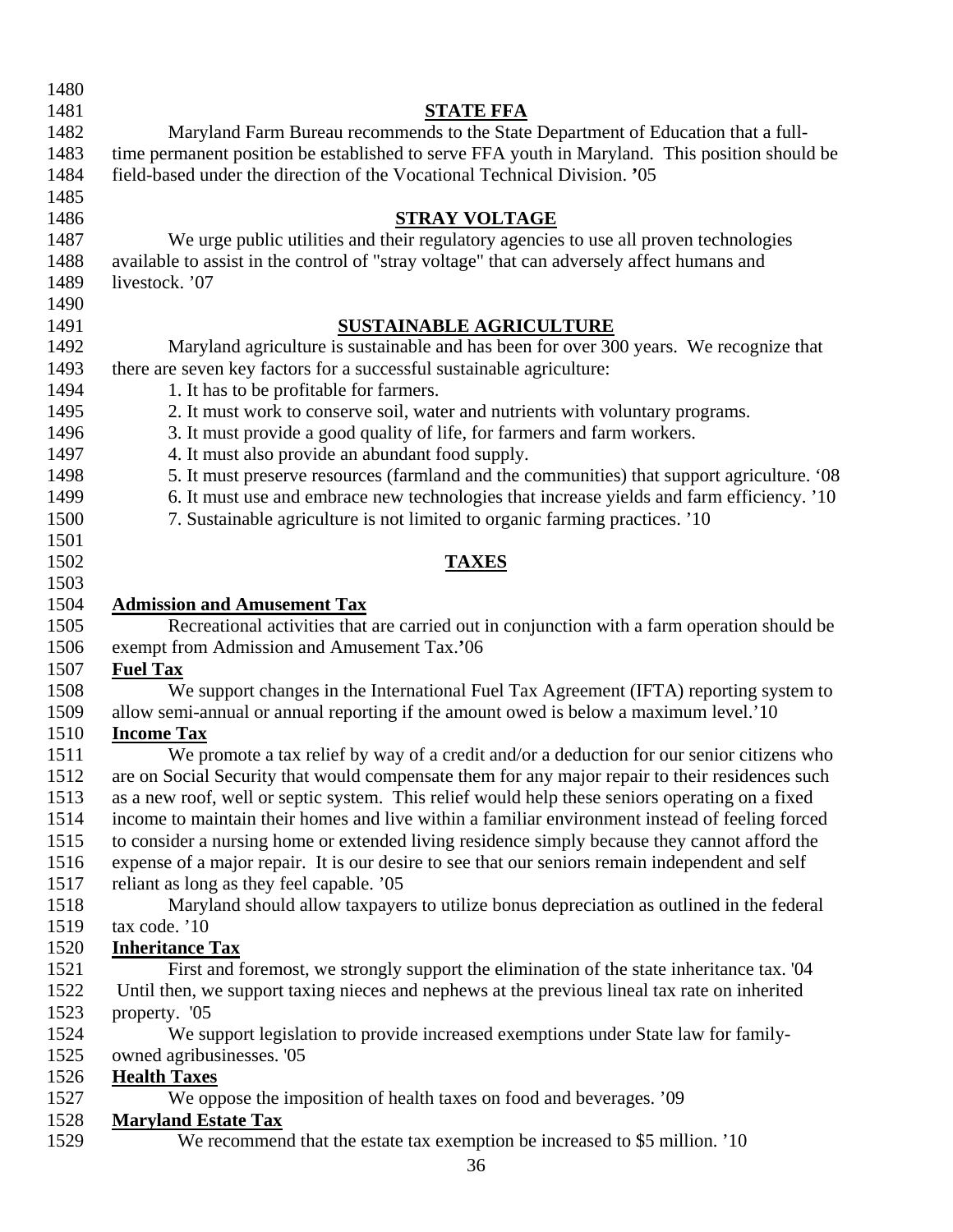## STATE FFA

Maryland Farm Bureau recommends to the State Department of Education that a full-time permanent position be established to serve FFA youth in Maryland. This position should be field-based under the direction of the Vocational Technical Division. '05

## STRAY VOLTAGE

We urge public utilities and their regulatory agencies to use all proven technologies available to assist in the control of "stray voltage" that can adversely affect humans and livestock. '07

## SUSTAINABLE AGRICULTURE

Maryland agriculture is sustainable and has been for over 300 years. We recognize that there are seven key factors for a successful sustainable agriculture:

1. It has to be profitable for farmers.
2. It must work to conserve soil, water and nutrients with voluntary programs.
3. It must provide a good quality of life, for farmers and farm workers.
4. It must also provide an abundant food supply.
5. It must preserve resources (farmland and the communities) that support agriculture. '08
6. It must use and embrace new technologies that increase yields and farm efficiency. '10
7. Sustainable agriculture is not limited to organic farming practices. '10

## TAXES

### Admission and Amusement Tax

Recreational activities that are carried out in conjunction with a farm operation should be exempt from Admission and Amusement Tax.'06

### Fuel Tax

We support changes in the International Fuel Tax Agreement (IFTA) reporting system to allow semi-annual or annual reporting if the amount owed is below a maximum level.'10

### Income Tax

We promote a tax relief by way of a credit and/or a deduction for our senior citizens who are on Social Security that would compensate them for any major repair to their residences such as a new roof, well or septic system. This relief would help these seniors operating on a fixed income to maintain their homes and live within a familiar environment instead of feeling forced to consider a nursing home or extended living residence simply because they cannot afford the expense of a major repair. It is our desire to see that our seniors remain independent and self reliant as long as they feel capable. '05

Maryland should allow taxpayers to utilize bonus depreciation as outlined in the federal tax code. '10

### Inheritance Tax

First and foremost, we strongly support the elimination of the state inheritance tax. '04 Until then, we support taxing nieces and nephews at the previous lineal tax rate on inherited property. '05

We support legislation to provide increased exemptions under State law for family-owned agribusinesses. '05

### Health Taxes

We oppose the imposition of health taxes on food and beverages. '09

### Maryland Estate Tax

We recommend that the estate tax exemption be increased to $5 million. '10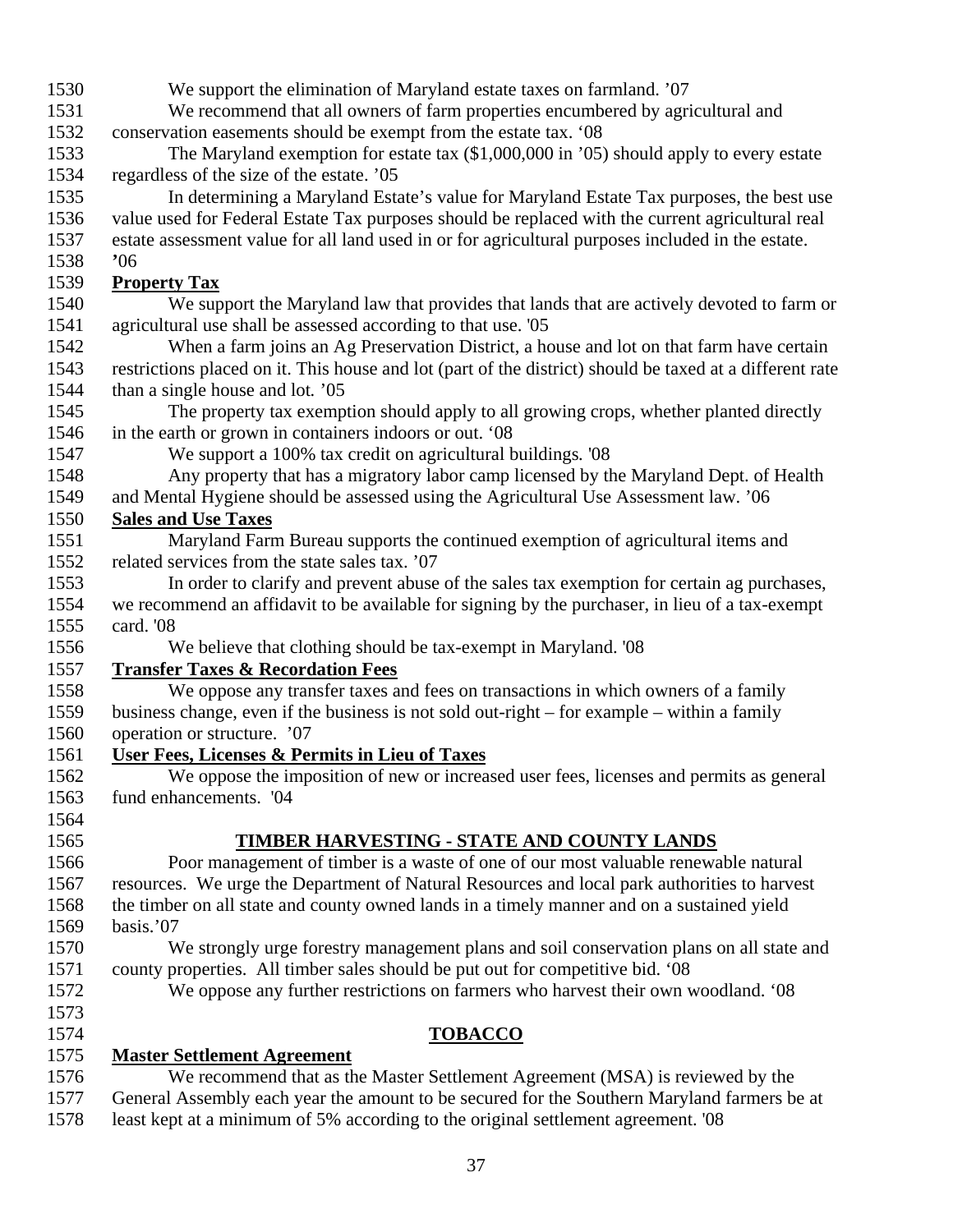We support the elimination of Maryland estate taxes on farmland. '07

We recommend that all owners of farm properties encumbered by agricultural and conservation easements should be exempt from the estate tax. '08

The Maryland exemption for estate tax ($1,000,000 in '05) should apply to every estate regardless of the size of the estate. '05

In determining a Maryland Estate's value for Maryland Estate Tax purposes, the best use value used for Federal Estate Tax purposes should be replaced with the current agricultural real estate assessment value for all land used in or for agricultural purposes included in the estate. '06

**Property Tax**

We support the Maryland law that provides that lands that are actively devoted to farm or agricultural use shall be assessed according to that use. '05

When a farm joins an Ag Preservation District, a house and lot on that farm have certain restrictions placed on it. This house and lot (part of the district) should be taxed at a different rate than a single house and lot. '05

The property tax exemption should apply to all growing crops, whether planted directly in the earth or grown in containers indoors or out. '08

We support a 100% tax credit on agricultural buildings. '08

Any property that has a migratory labor camp licensed by the Maryland Dept. of Health and Mental Hygiene should be assessed using the Agricultural Use Assessment law. '06

**Sales and Use Taxes**

Maryland Farm Bureau supports the continued exemption of agricultural items and related services from the state sales tax. '07

In order to clarify and prevent abuse of the sales tax exemption for certain ag purchases, we recommend an affidavit to be available for signing by the purchaser, in lieu of a tax-exempt card. '08

We believe that clothing should be tax-exempt in Maryland. '08

**Transfer Taxes & Recordation Fees**

We oppose any transfer taxes and fees on transactions in which owners of a family business change, even if the business is not sold out-right – for example – within a family operation or structure. '07

**User Fees, Licenses & Permits in Lieu of Taxes**

We oppose the imposition of new or increased user fees, licenses and permits as general fund enhancements. '04

## TIMBER HARVESTING - STATE AND COUNTY LANDS

Poor management of timber is a waste of one of our most valuable renewable natural resources. We urge the Department of Natural Resources and local park authorities to harvest the timber on all state and county owned lands in a timely manner and on a sustained yield basis.'07

We strongly urge forestry management plans and soil conservation plans on all state and county properties. All timber sales should be put out for competitive bid. '08

We oppose any further restrictions on farmers who harvest their own woodland. '08

## TOBACCO

**Master Settlement Agreement**

We recommend that as the Master Settlement Agreement (MSA) is reviewed by the General Assembly each year the amount to be secured for the Southern Maryland farmers be at least kept at a minimum of 5% according to the original settlement agreement. '08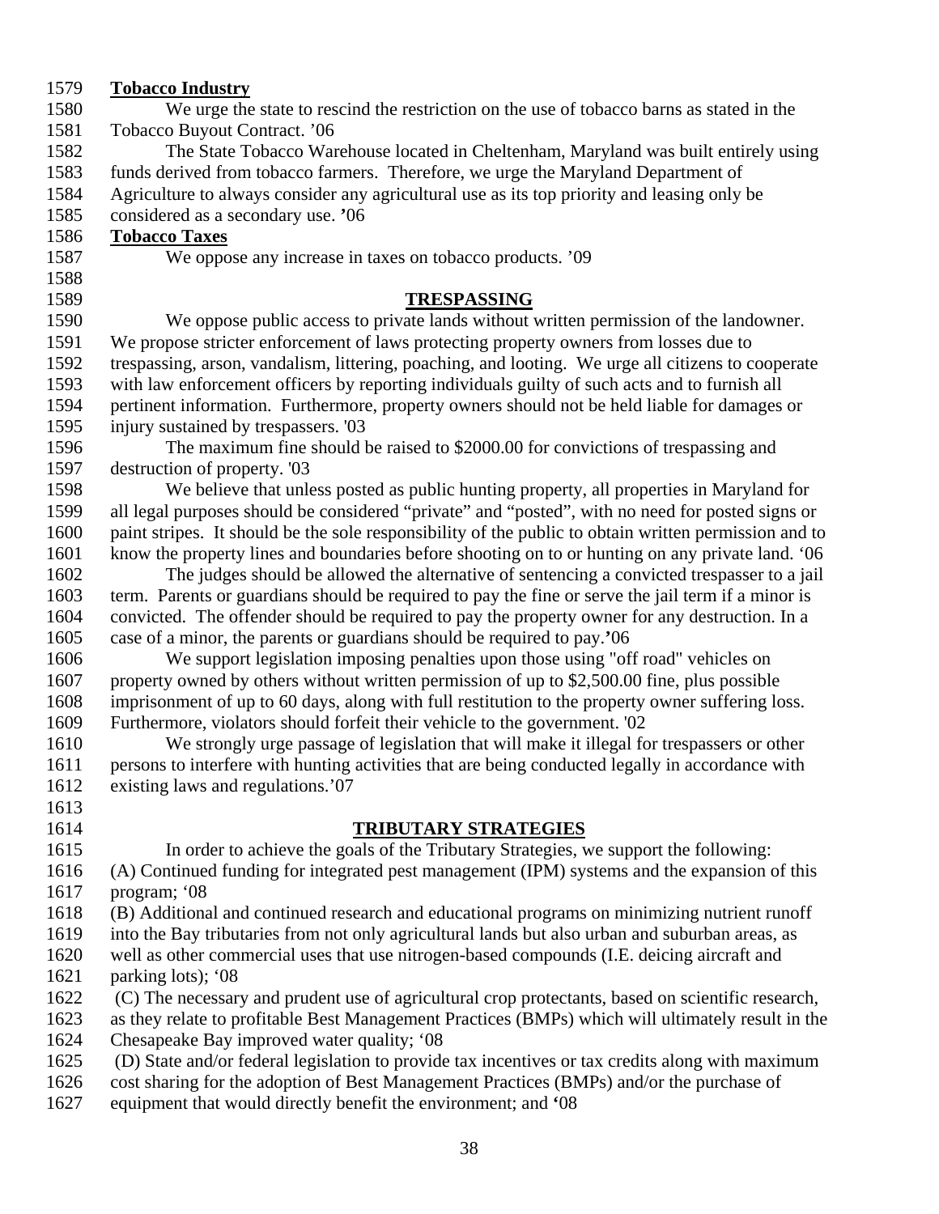**Tobacco Industry**

We urge the state to rescind the restriction on the use of tobacco barns as stated in the Tobacco Buyout Contract. '06

The State Tobacco Warehouse located in Cheltenham, Maryland was built entirely using funds derived from tobacco farmers. Therefore, we urge the Maryland Department of Agriculture to always consider any agricultural use as its top priority and leasing only be considered as a secondary use. '06

**Tobacco Taxes**

We oppose any increase in taxes on tobacco products. '09

## TRESPASSING

We oppose public access to private lands without written permission of the landowner. We propose stricter enforcement of laws protecting property owners from losses due to trespassing, arson, vandalism, littering, poaching, and looting. We urge all citizens to cooperate with law enforcement officers by reporting individuals guilty of such acts and to furnish all pertinent information. Furthermore, property owners should not be held liable for damages or injury sustained by trespassers. '03

The maximum fine should be raised to $2000.00 for convictions of trespassing and destruction of property. '03

We believe that unless posted as public hunting property, all properties in Maryland for all legal purposes should be considered "private" and "posted", with no need for posted signs or paint stripes. It should be the sole responsibility of the public to obtain written permission and to know the property lines and boundaries before shooting on to or hunting on any private land. '06

The judges should be allowed the alternative of sentencing a convicted trespasser to a jail term. Parents or guardians should be required to pay the fine or serve the jail term if a minor is convicted. The offender should be required to pay the property owner for any destruction. In a case of a minor, the parents or guardians should be required to pay.'06

We support legislation imposing penalties upon those using "off road" vehicles on property owned by others without written permission of up to $2,500.00 fine, plus possible imprisonment of up to 60 days, along with full restitution to the property owner suffering loss. Furthermore, violators should forfeit their vehicle to the government. '02

We strongly urge passage of legislation that will make it illegal for trespassers or other persons to interfere with hunting activities that are being conducted legally in accordance with existing laws and regulations.'07

## TRIBUTARY STRATEGIES

In order to achieve the goals of the Tributary Strategies, we support the following:

(A) Continued funding for integrated pest management (IPM) systems and the expansion of this program; '08

(B) Additional and continued research and educational programs on minimizing nutrient runoff into the Bay tributaries from not only agricultural lands but also urban and suburban areas, as well as other commercial uses that use nitrogen-based compounds (I.E. deicing aircraft and parking lots); '08

(C) The necessary and prudent use of agricultural crop protectants, based on scientific research, as they relate to profitable Best Management Practices (BMPs) which will ultimately result in the Chesapeake Bay improved water quality; '08

(D) State and/or federal legislation to provide tax incentives or tax credits along with maximum cost sharing for the adoption of Best Management Practices (BMPs) and/or the purchase of equipment that would directly benefit the environment; and '08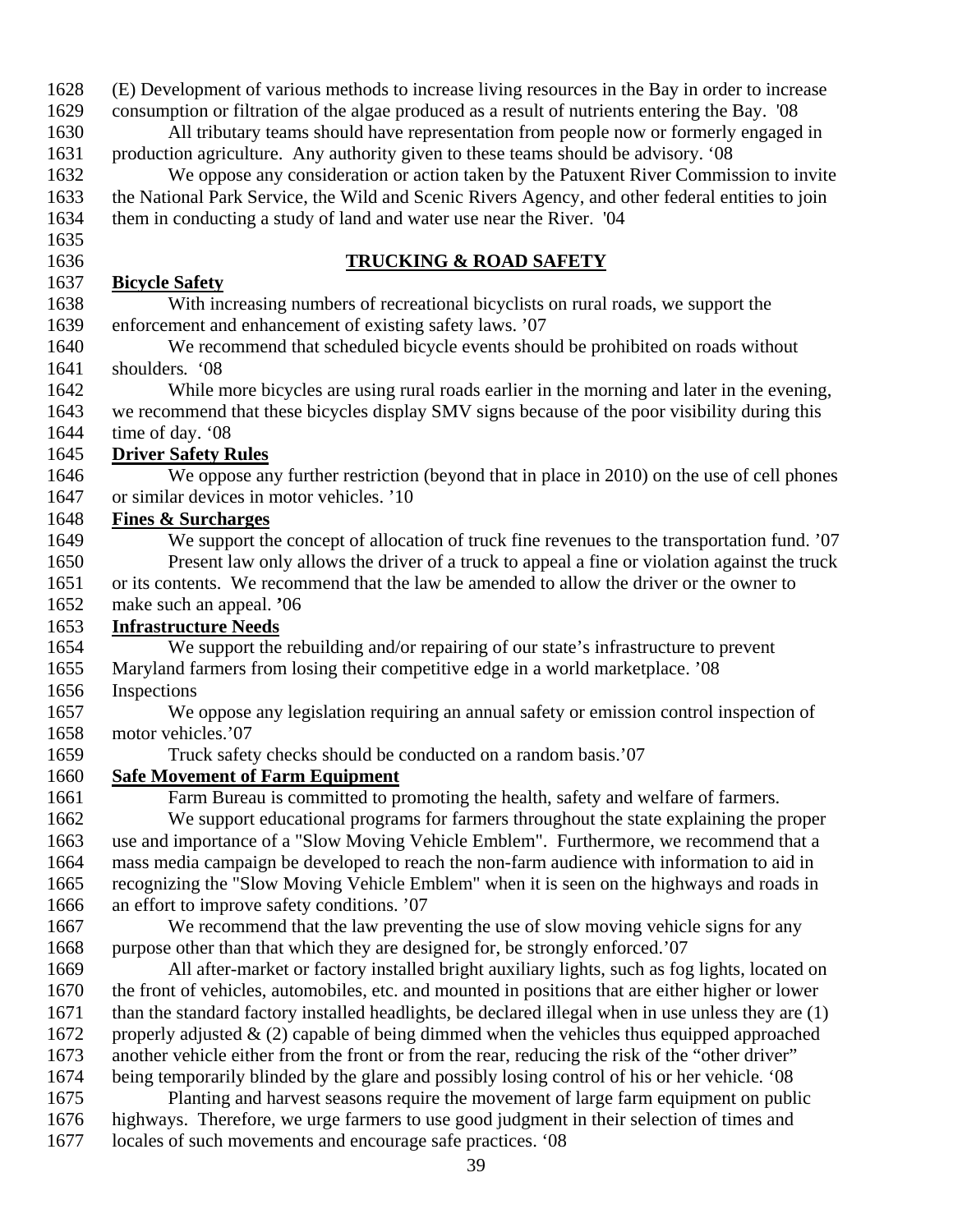(E) Development of various methods to increase living resources in the Bay in order to increase consumption or filtration of the algae produced as a result of nutrients entering the Bay. '08

All tributary teams should have representation from people now or formerly engaged in production agriculture. Any authority given to these teams should be advisory. '08

We oppose any consideration or action taken by the Patuxent River Commission to invite the National Park Service, the Wild and Scenic Rivers Agency, and other federal entities to join them in conducting a study of land and water use near the River. '04

## TRUCKING & ROAD SAFETY

**Bicycle Safety**

With increasing numbers of recreational bicyclists on rural roads, we support the enforcement and enhancement of existing safety laws. '07

We recommend that scheduled bicycle events should be prohibited on roads without shoulders. '08

While more bicycles are using rural roads earlier in the morning and later in the evening, we recommend that these bicycles display SMV signs because of the poor visibility during this time of day. '08

**Driver Safety Rules**

We oppose any further restriction (beyond that in place in 2010) on the use of cell phones or similar devices in motor vehicles. '10

**Fines & Surcharges**

We support the concept of allocation of truck fine revenues to the transportation fund. '07

Present law only allows the driver of a truck to appeal a fine or violation against the truck or its contents. We recommend that the law be amended to allow the driver or the owner to make such an appeal. '06

**Infrastructure Needs**

We support the rebuilding and/or repairing of our state's infrastructure to prevent Maryland farmers from losing their competitive edge in a world marketplace. '08

Inspections

We oppose any legislation requiring an annual safety or emission control inspection of motor vehicles.'07

Truck safety checks should be conducted on a random basis.'07

**Safe Movement of Farm Equipment**

Farm Bureau is committed to promoting the health, safety and welfare of farmers.

We support educational programs for farmers throughout the state explaining the proper use and importance of a "Slow Moving Vehicle Emblem". Furthermore, we recommend that a mass media campaign be developed to reach the non-farm audience with information to aid in recognizing the "Slow Moving Vehicle Emblem" when it is seen on the highways and roads in an effort to improve safety conditions. '07

We recommend that the law preventing the use of slow moving vehicle signs for any purpose other than that which they are designed for, be strongly enforced.'07

All after-market or factory installed bright auxiliary lights, such as fog lights, located on the front of vehicles, automobiles, etc. and mounted in positions that are either higher or lower than the standard factory installed headlights, be declared illegal when in use unless they are (1) properly adjusted & (2) capable of being dimmed when the vehicles thus equipped approached another vehicle either from the front or from the rear, reducing the risk of the "other driver" being temporarily blinded by the glare and possibly losing control of his or her vehicle. '08

Planting and harvest seasons require the movement of large farm equipment on public highways. Therefore, we urge farmers to use good judgment in their selection of times and locales of such movements and encourage safe practices. '08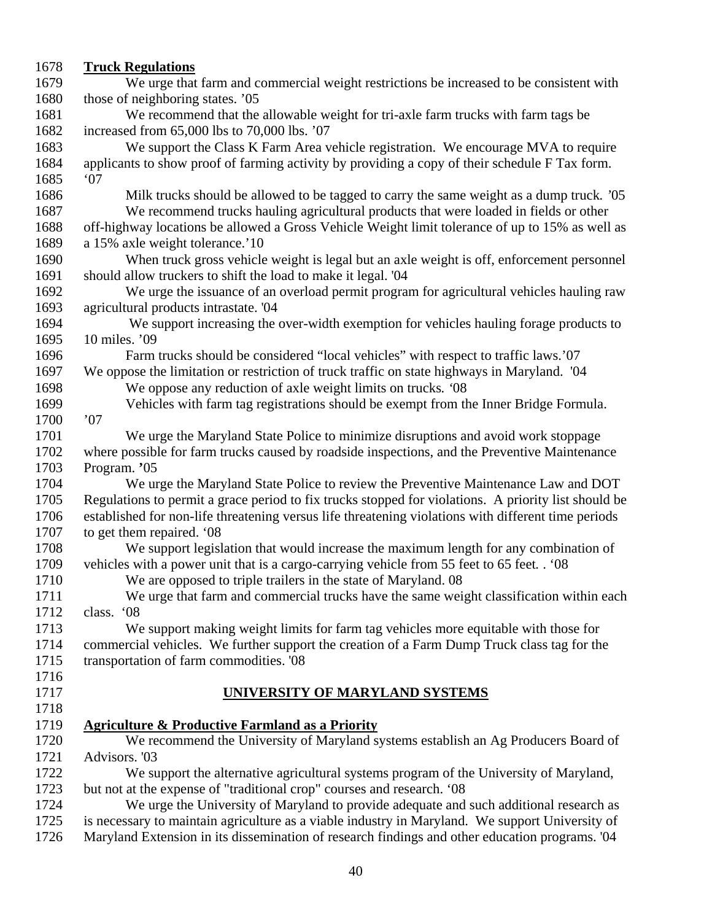**Truck Regulations**

We urge that farm and commercial weight restrictions be increased to be consistent with those of neighboring states. '05

We recommend that the allowable weight for tri-axle farm trucks with farm tags be increased from 65,000 lbs to 70,000 lbs. '07

We support the Class K Farm Area vehicle registration. We encourage MVA to require applicants to show proof of farming activity by providing a copy of their schedule F Tax form. '07

Milk trucks should be allowed to be tagged to carry the same weight as a dump truck. '05

We recommend trucks hauling agricultural products that were loaded in fields or other off-highway locations be allowed a Gross Vehicle Weight limit tolerance of up to 15% as well as a 15% axle weight tolerance.'10

When truck gross vehicle weight is legal but an axle weight is off, enforcement personnel should allow truckers to shift the load to make it legal. '04

We urge the issuance of an overload permit program for agricultural vehicles hauling raw agricultural products intrastate. '04

We support increasing the over-width exemption for vehicles hauling forage products to 10 miles. '09

Farm trucks should be considered "local vehicles" with respect to traffic laws.'07

We oppose the limitation or restriction of truck traffic on state highways in Maryland. '04

We oppose any reduction of axle weight limits on trucks. '08

Vehicles with farm tag registrations should be exempt from the Inner Bridge Formula. '07

We urge the Maryland State Police to minimize disruptions and avoid work stoppage where possible for farm trucks caused by roadside inspections, and the Preventive Maintenance Program. **'**05

We urge the Maryland State Police to review the Preventive Maintenance Law and DOT Regulations to permit a grace period to fix trucks stopped for violations. A priority list should be established for non-life threatening versus life threatening violations with different time periods to get them repaired. '08

We support legislation that would increase the maximum length for any combination of vehicles with a power unit that is a cargo-carrying vehicle from 55 feet to 65 feet. . '08

We are opposed to triple trailers in the state of Maryland. 08

We urge that farm and commercial trucks have the same weight classification within each class. '08

We support making weight limits for farm tag vehicles more equitable with those for commercial vehicles. We further support the creation of a Farm Dump Truck class tag for the transportation of farm commodities. '08

## UNIVERSITY OF MARYLAND SYSTEMS

**Agriculture & Productive Farmland as a Priority**

We recommend the University of Maryland systems establish an Ag Producers Board of Advisors. '03

We support the alternative agricultural systems program of the University of Maryland, but not at the expense of "traditional crop" courses and research. '08

We urge the University of Maryland to provide adequate and such additional research as is necessary to maintain agriculture as a viable industry in Maryland. We support University of Maryland Extension in its dissemination of research findings and other education programs. '04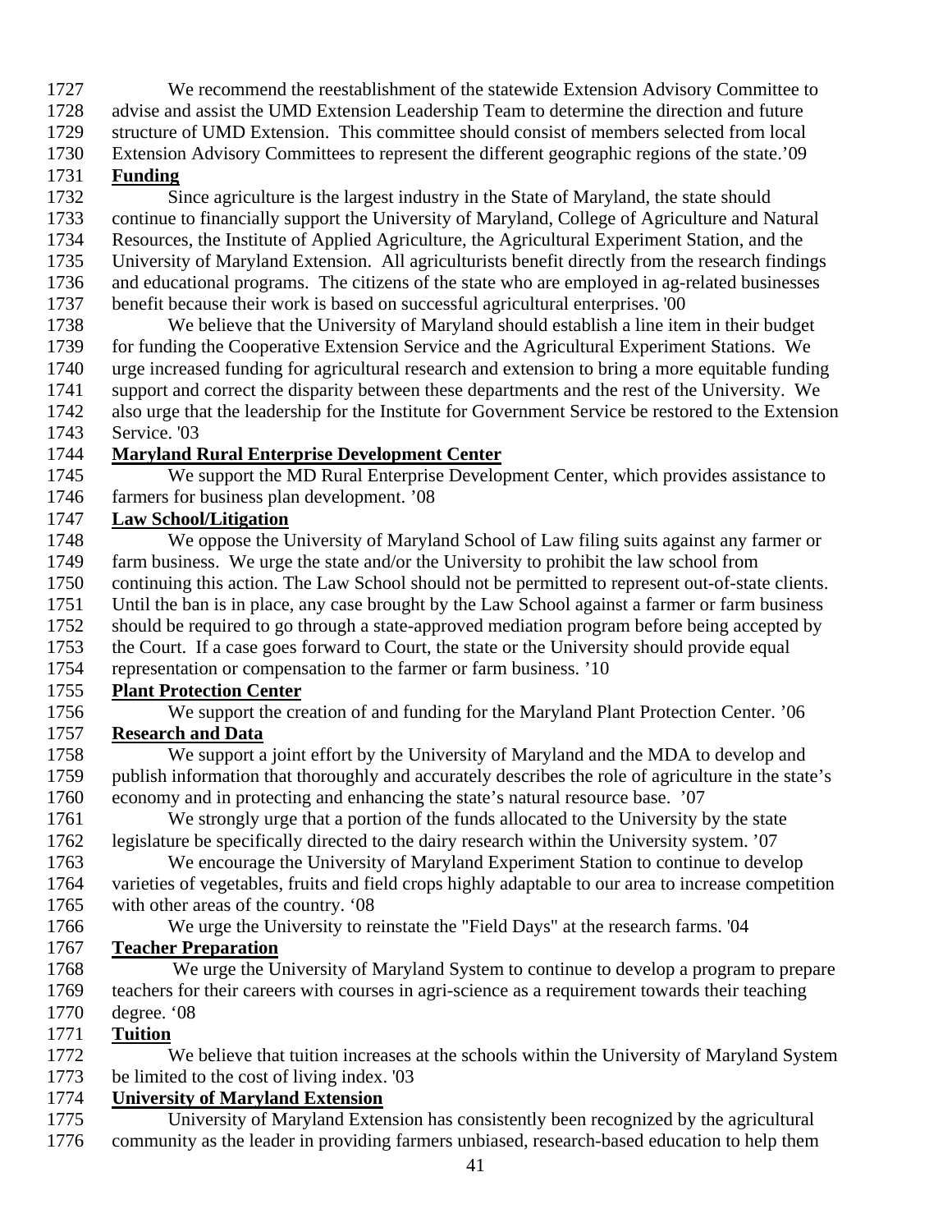We recommend the reestablishment of the statewide Extension Advisory Committee to advise and assist the UMD Extension Leadership Team to determine the direction and future structure of UMD Extension. This committee should consist of members selected from local Extension Advisory Committees to represent the different geographic regions of the state.'09

**Funding**

Since agriculture is the largest industry in the State of Maryland, the state should continue to financially support the University of Maryland, College of Agriculture and Natural Resources, the Institute of Applied Agriculture, the Agricultural Experiment Station, and the University of Maryland Extension. All agriculturists benefit directly from the research findings and educational programs. The citizens of the state who are employed in ag-related businesses benefit because their work is based on successful agricultural enterprises. '00

We believe that the University of Maryland should establish a line item in their budget for funding the Cooperative Extension Service and the Agricultural Experiment Stations. We urge increased funding for agricultural research and extension to bring a more equitable funding support and correct the disparity between these departments and the rest of the University. We also urge that the leadership for the Institute for Government Service be restored to the Extension Service. '03

**Maryland Rural Enterprise Development Center**

We support the MD Rural Enterprise Development Center, which provides assistance to farmers for business plan development. '08

**Law School/Litigation**

We oppose the University of Maryland School of Law filing suits against any farmer or farm business. We urge the state and/or the University to prohibit the law school from continuing this action. The Law School should not be permitted to represent out-of-state clients. Until the ban is in place, any case brought by the Law School against a farmer or farm business should be required to go through a state-approved mediation program before being accepted by the Court. If a case goes forward to Court, the state or the University should provide equal representation or compensation to the farmer or farm business. '10

**Plant Protection Center**

We support the creation of and funding for the Maryland Plant Protection Center. '06

**Research and Data**

We support a joint effort by the University of Maryland and the MDA to develop and publish information that thoroughly and accurately describes the role of agriculture in the state's economy and in protecting and enhancing the state's natural resource base. '07

We strongly urge that a portion of the funds allocated to the University by the state legislature be specifically directed to the dairy research within the University system. '07

We encourage the University of Maryland Experiment Station to continue to develop varieties of vegetables, fruits and field crops highly adaptable to our area to increase competition with other areas of the country. '08

We urge the University to reinstate the "Field Days" at the research farms. '04

**Teacher Preparation**

We urge the University of Maryland System to continue to develop a program to prepare teachers for their careers with courses in agri-science as a requirement towards their teaching degree. '08

**Tuition**

We believe that tuition increases at the schools within the University of Maryland System be limited to the cost of living index. '03

**University of Maryland Extension**

University of Maryland Extension has consistently been recognized by the agricultural community as the leader in providing farmers unbiased, research-based education to help them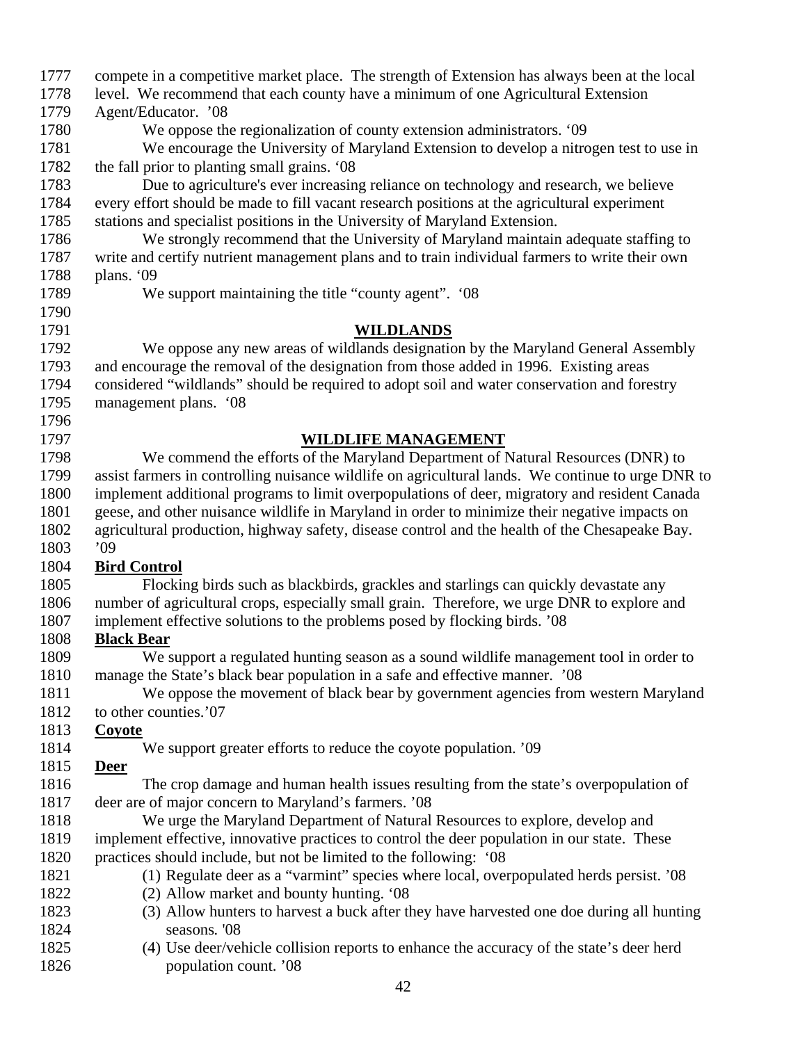compete in a competitive market place. The strength of Extension has always been at the local level. We recommend that each county have a minimum of one Agricultural Extension Agent/Educator. '08

We oppose the regionalization of county extension administrators. '09

We encourage the University of Maryland Extension to develop a nitrogen test to use in the fall prior to planting small grains. '08

Due to agriculture's ever increasing reliance on technology and research, we believe every effort should be made to fill vacant research positions at the agricultural experiment stations and specialist positions in the University of Maryland Extension.

We strongly recommend that the University of Maryland maintain adequate staffing to write and certify nutrient management plans and to train individual farmers to write their own plans. '09

We support maintaining the title "county agent". '08

## WILDLANDS

We oppose any new areas of wildlands designation by the Maryland General Assembly and encourage the removal of the designation from those added in 1996. Existing areas considered "wildlands" should be required to adopt soil and water conservation and forestry management plans. '08

## WILDLIFE MANAGEMENT

We commend the efforts of the Maryland Department of Natural Resources (DNR) to assist farmers in controlling nuisance wildlife on agricultural lands. We continue to urge DNR to implement additional programs to limit overpopulations of deer, migratory and resident Canada geese, and other nuisance wildlife in Maryland in order to minimize their negative impacts on agricultural production, highway safety, disease control and the health of the Chesapeake Bay. '09

### Bird Control

Flocking birds such as blackbirds, grackles and starlings can quickly devastate any number of agricultural crops, especially small grain. Therefore, we urge DNR to explore and implement effective solutions to the problems posed by flocking birds. '08

### Black Bear

We support a regulated hunting season as a sound wildlife management tool in order to manage the State's black bear population in a safe and effective manner. '08

We oppose the movement of black bear by government agencies from western Maryland to other counties.'07

### Coyote

We support greater efforts to reduce the coyote population. '09

### Deer

The crop damage and human health issues resulting from the state's overpopulation of deer are of major concern to Maryland's farmers. '08

We urge the Maryland Department of Natural Resources to explore, develop and implement effective, innovative practices to control the deer population in our state. These practices should include, but not be limited to the following: '08

(1) Regulate deer as a "varmint" species where local, overpopulated herds persist. '08
(2) Allow market and bounty hunting. '08
(3) Allow hunters to harvest a buck after they have harvested one doe during all hunting seasons. '08
(4) Use deer/vehicle collision reports to enhance the accuracy of the state's deer herd population count. '08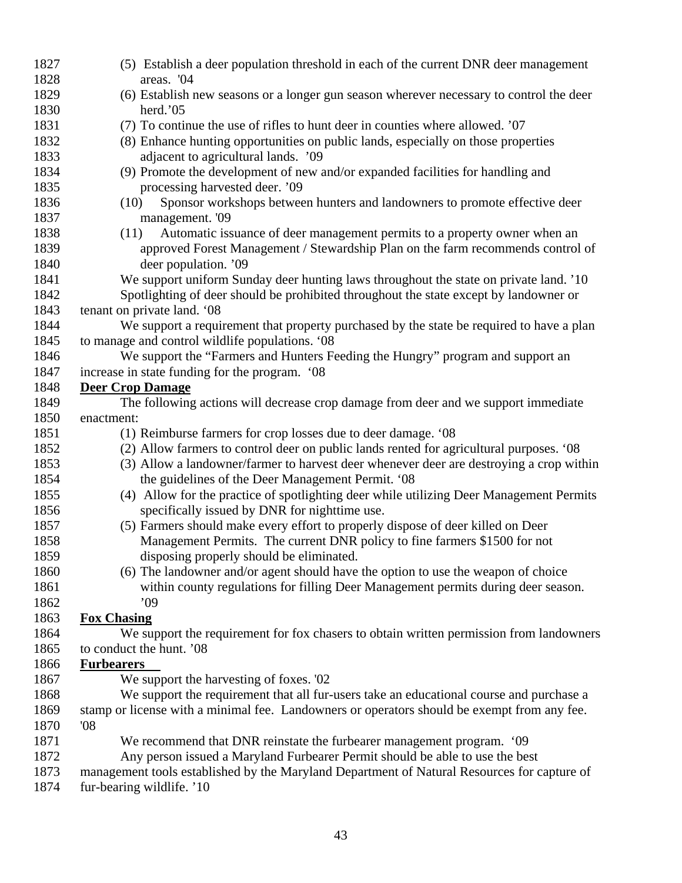(5) Establish a deer population threshold in each of the current DNR deer management areas. '04

(6) Establish new seasons or a longer gun season wherever necessary to control the deer herd.'05

(7) To continue the use of rifles to hunt deer in counties where allowed. '07

(8) Enhance hunting opportunities on public lands, especially on those properties adjacent to agricultural lands. '09

(9) Promote the development of new and/or expanded facilities for handling and processing harvested deer. '09

(10) Sponsor workshops between hunters and landowners to promote effective deer management. '09

(11) Automatic issuance of deer management permits to a property owner when an approved Forest Management / Stewardship Plan on the farm recommends control of deer population. '09

We support uniform Sunday deer hunting laws throughout the state on private land. '10

Spotlighting of deer should be prohibited throughout the state except by landowner or tenant on private land. '08

We support a requirement that property purchased by the state be required to have a plan to manage and control wildlife populations. '08

We support the "Farmers and Hunters Feeding the Hungry" program and support an increase in state funding for the program. '08

## Deer Crop Damage

The following actions will decrease crop damage from deer and we support immediate enactment:

(1) Reimburse farmers for crop losses due to deer damage. '08

(2) Allow farmers to control deer on public lands rented for agricultural purposes. '08

(3) Allow a landowner/farmer to harvest deer whenever deer are destroying a crop within the guidelines of the Deer Management Permit. '08

(4) Allow for the practice of spotlighting deer while utilizing Deer Management Permits specifically issued by DNR for nighttime use.

(5) Farmers should make every effort to properly dispose of deer killed on Deer Management Permits. The current DNR policy to fine farmers $1500 for not disposing properly should be eliminated.

(6) The landowner and/or agent should have the option to use the weapon of choice within county regulations for filling Deer Management permits during deer season. '09

## Fox Chasing

We support the requirement for fox chasers to obtain written permission from landowners to conduct the hunt. '08

## Furbearers

We support the harvesting of foxes. '02

We support the requirement that all fur-users take an educational course and purchase a stamp or license with a minimal fee. Landowners or operators should be exempt from any fee. '08

We recommend that DNR reinstate the furbearer management program. '09

Any person issued a Maryland Furbearer Permit should be able to use the best management tools established by the Maryland Department of Natural Resources for capture of fur-bearing wildlife. '10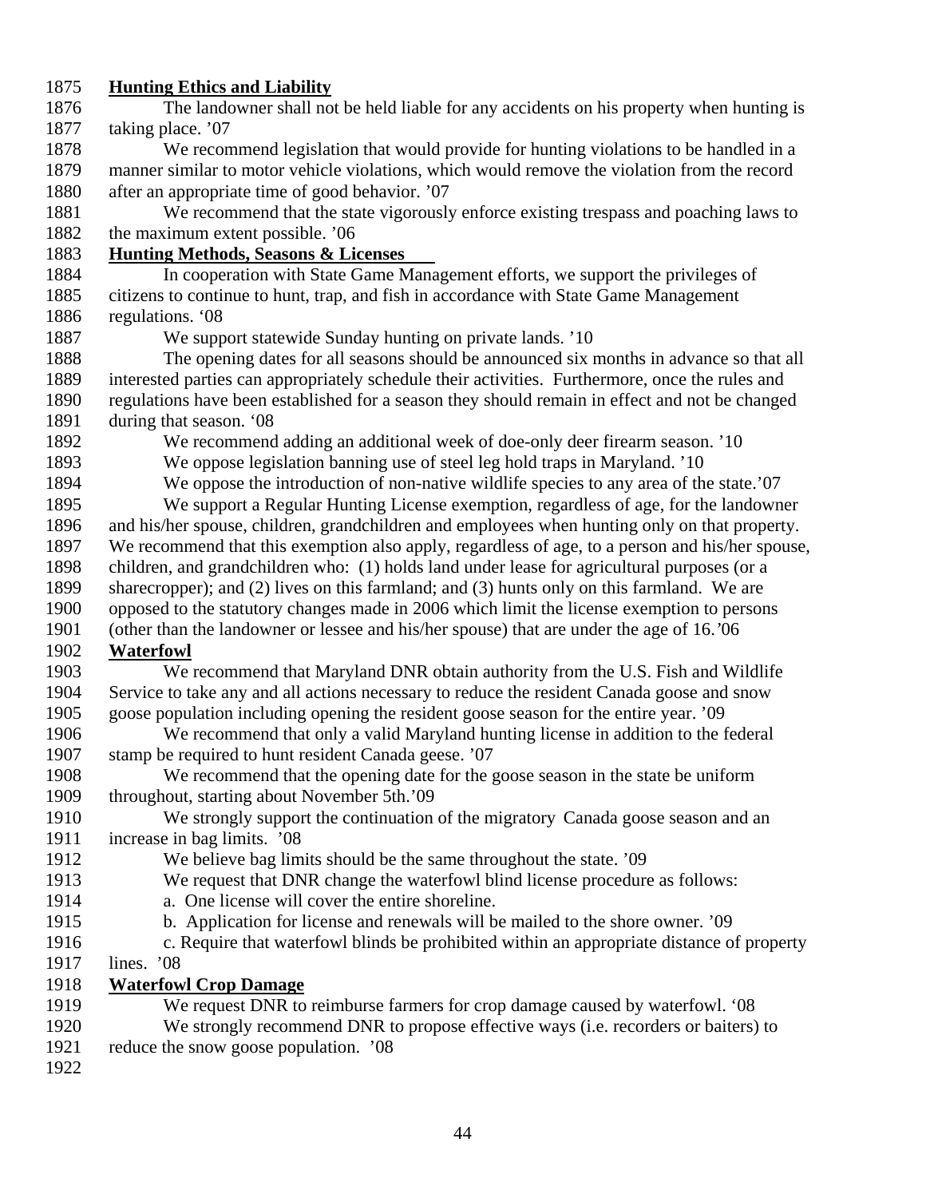**Hunting Ethics and Liability**

The landowner shall not be held liable for any accidents on his property when hunting is taking place. '07

We recommend legislation that would provide for hunting violations to be handled in a manner similar to motor vehicle violations, which would remove the violation from the record after an appropriate time of good behavior. '07

We recommend that the state vigorously enforce existing trespass and poaching laws to the maximum extent possible. '06

**Hunting Methods, Seasons & Licenses**

In cooperation with State Game Management efforts, we support the privileges of citizens to continue to hunt, trap, and fish in accordance with State Game Management regulations. '08

We support statewide Sunday hunting on private lands. '10

The opening dates for all seasons should be announced six months in advance so that all interested parties can appropriately schedule their activities. Furthermore, once the rules and regulations have been established for a season they should remain in effect and not be changed during that season. '08

We recommend adding an additional week of doe-only deer firearm season. '10

We oppose legislation banning use of steel leg hold traps in Maryland. '10

We oppose the introduction of non-native wildlife species to any area of the state.'07

We support a Regular Hunting License exemption, regardless of age, for the landowner and his/her spouse, children, grandchildren and employees when hunting only on that property. We recommend that this exemption also apply, regardless of age, to a person and his/her spouse, children, and grandchildren who: (1) holds land under lease for agricultural purposes (or a sharecropper); and (2) lives on this farmland; and (3) hunts only on this farmland. We are opposed to the statutory changes made in 2006 which limit the license exemption to persons (other than the landowner or lessee and his/her spouse) that are under the age of 16.'06

**Waterfowl**

We recommend that Maryland DNR obtain authority from the U.S. Fish and Wildlife Service to take any and all actions necessary to reduce the resident Canada goose and snow goose population including opening the resident goose season for the entire year. '09

We recommend that only a valid Maryland hunting license in addition to the federal stamp be required to hunt resident Canada geese. '07

We recommend that the opening date for the goose season in the state be uniform throughout, starting about November 5th.'09

We strongly support the continuation of the migratory Canada goose season and an increase in bag limits. '08

We believe bag limits should be the same throughout the state. '09

We request that DNR change the waterfowl blind license procedure as follows:

a. One license will cover the entire shoreline.

b. Application for license and renewals will be mailed to the shore owner. '09

c. Require that waterfowl blinds be prohibited within an appropriate distance of property lines. '08

**Waterfowl Crop Damage**

We request DNR to reimburse farmers for crop damage caused by waterfowl. '08

We strongly recommend DNR to propose effective ways (i.e. recorders or baiters) to reduce the snow goose population. '08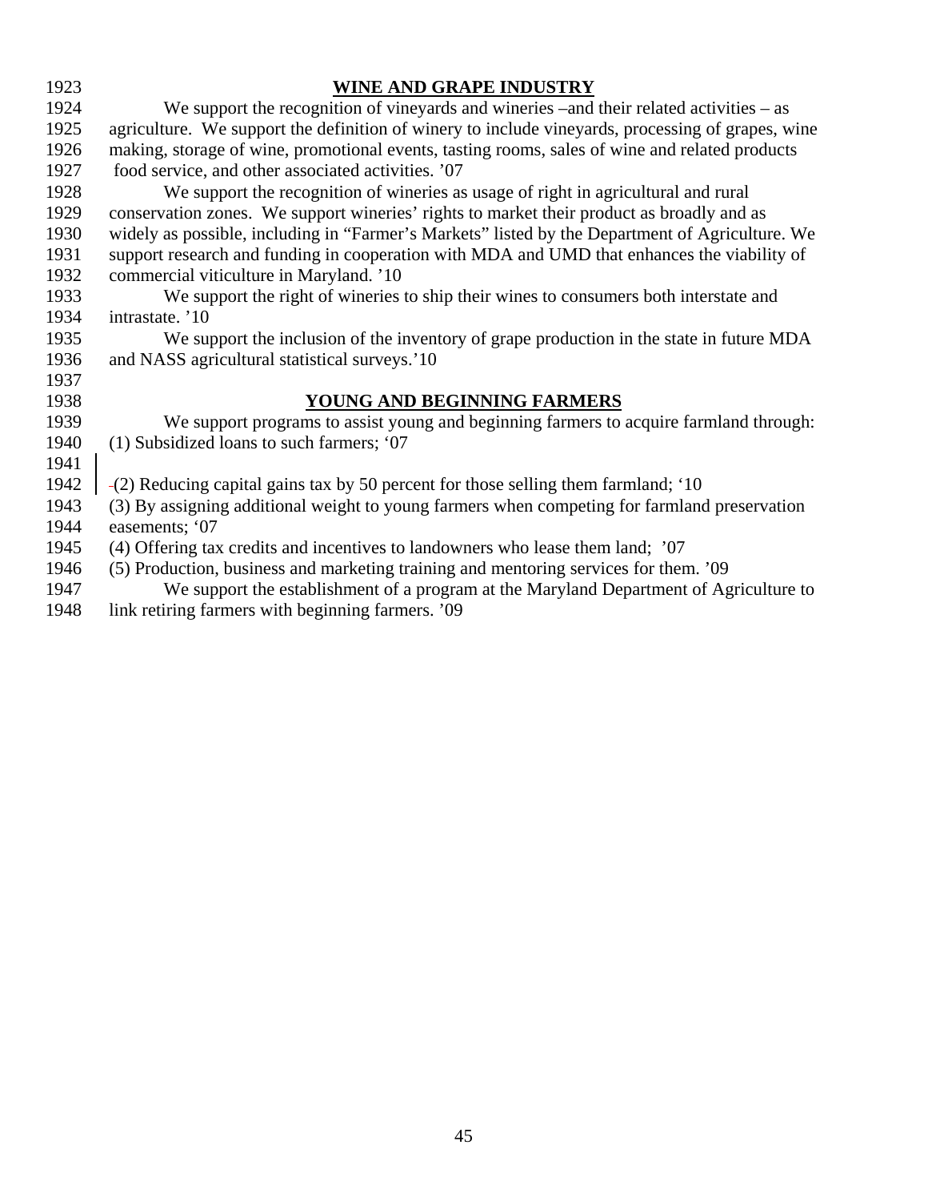## WINE AND GRAPE INDUSTRY

We support the recognition of vineyards and wineries –and their related activities – as agriculture. We support the definition of winery to include vineyards, processing of grapes, wine making, storage of wine, promotional events, tasting rooms, sales of wine and related products food service, and other associated activities. '07

We support the recognition of wineries as usage of right in agricultural and rural conservation zones. We support wineries' rights to market their product as broadly and as widely as possible, including in "Farmer's Markets" listed by the Department of Agriculture. We support research and funding in cooperation with MDA and UMD that enhances the viability of commercial viticulture in Maryland. '10

We support the right of wineries to ship their wines to consumers both interstate and intrastate. '10

We support the inclusion of the inventory of grape production in the state in future MDA and NASS agricultural statistical surveys.'10

## YOUNG AND BEGINNING FARMERS

We support programs to assist young and beginning farmers to acquire farmland through:

(1) Subsidized loans to such farmers; '07

(2) Reducing capital gains tax by 50 percent for those selling them farmland; '10

(3) By assigning additional weight to young farmers when competing for farmland preservation easements; '07

(4) Offering tax credits and incentives to landowners who lease them land; '07

(5) Production, business and marketing training and mentoring services for them. '09

We support the establishment of a program at the Maryland Department of Agriculture to link retiring farmers with beginning farmers. '09